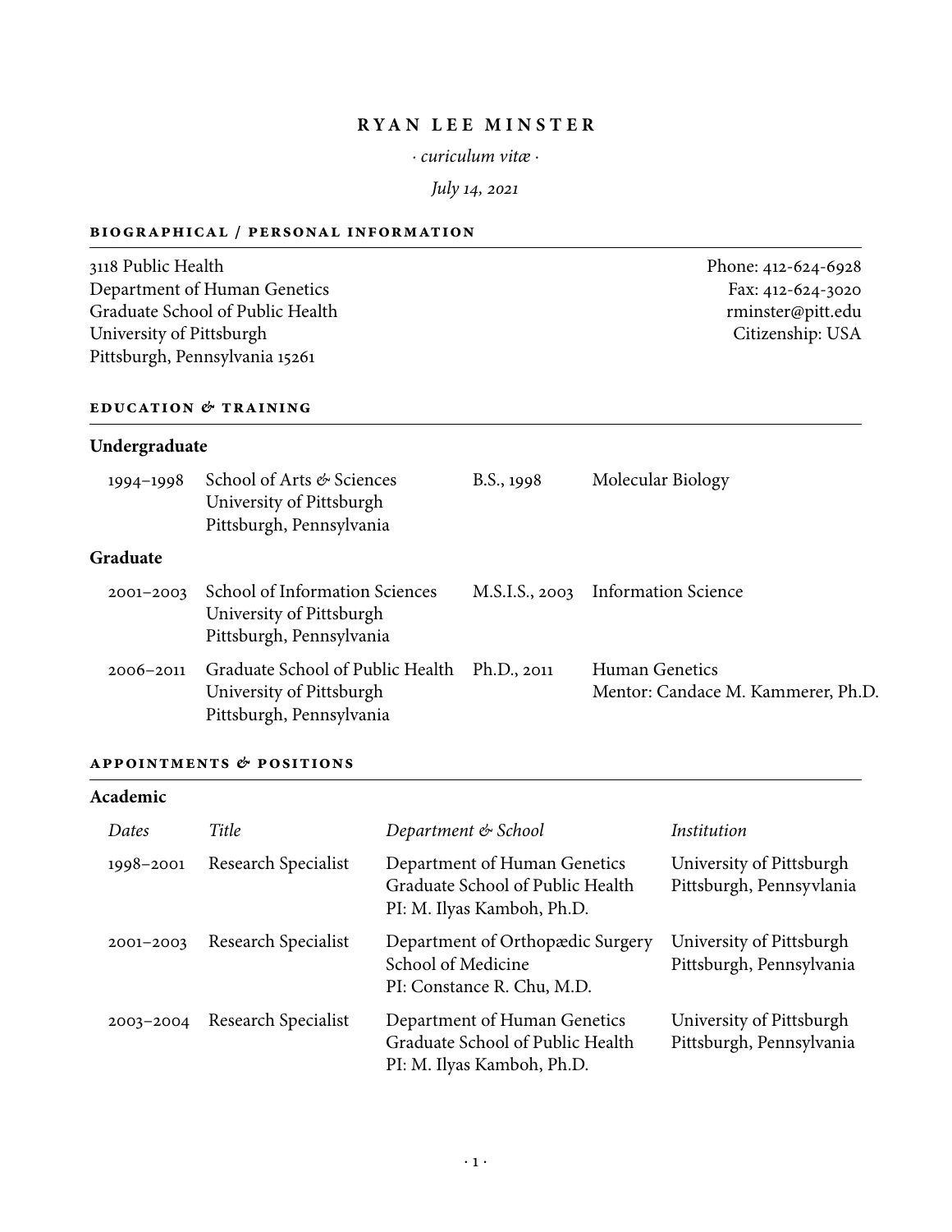# RYAN LEE MINSTER

*· curiculum vitæ ·*

*July 14, 2021*

## BIOGRAPHICAL / PERSONAL INFORMATION

3118 Public Health
Department of Human Genetics
Graduate School of Public Health
University of Pittsburgh
Pittsburgh, Pennsylvania 15261

Phone: 412-624-6928
Fax: 412-624-3020
rminster@pitt.edu
Citizenship: USA

## EDUCATION & TRAINING

### Undergraduate

| | | | |
|---|---|---|---|
| 1994–1998 | School of Arts & Sciences<br>University of Pittsburgh<br>Pittsburgh, Pennsylvania | B.S., 1998 | Molecular Biology |

### Graduate

| | | | |
|---|---|---|---|
| 2001–2003 | School of Information Sciences<br>University of Pittsburgh<br>Pittsburgh, Pennsylvania | M.S.I.S., 2003 | Information Science |
| 2006–2011 | Graduate School of Public Health<br>University of Pittsburgh<br>Pittsburgh, Pennsylvania | Ph.D., 2011 | Human Genetics<br>Mentor: Candace M. Kammerer, Ph.D. |

## APPOINTMENTS & POSITIONS

### Academic

| *Dates* | *Title* | *Department & School* | *Institution* |
|---|---|---|---|
| 1998–2001 | Research Specialist | Department of Human Genetics<br>Graduate School of Public Health<br>PI: M. Ilyas Kamboh, Ph.D. | University of Pittsburgh<br>Pittsburgh, Pennsyvlania |
| 2001–2003 | Research Specialist | Department of Orthopædic Surgery<br>School of Medicine<br>PI: Constance R. Chu, M.D. | University of Pittsburgh<br>Pittsburgh, Pennsylvania |
| 2003–2004 | Research Specialist | Department of Human Genetics<br>Graduate School of Public Health<br>PI: M. Ilyas Kamboh, Ph.D. | University of Pittsburgh<br>Pittsburgh, Pennsylvania |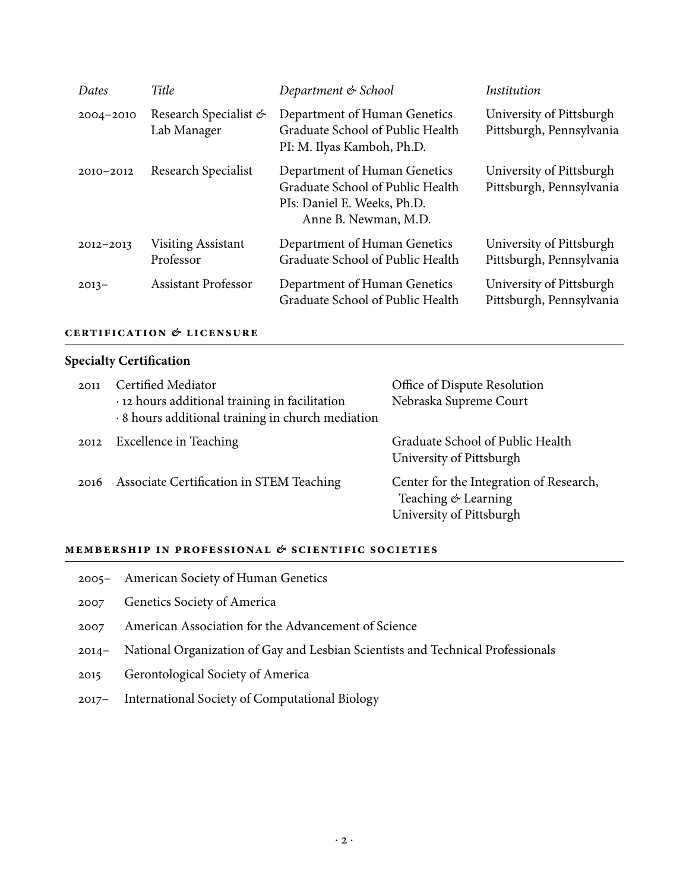| *Dates* | *Title* | *Department & School* | *Institution* |
|---|---|---|---|
| 2004–2010 | Research Specialist & Lab Manager | Department of Human Genetics<br>Graduate School of Public Health<br>PI: M. Ilyas Kamboh, Ph.D. | University of Pittsburgh<br>Pittsburgh, Pennsylvania |
| 2010–2012 | Research Specialist | Department of Human Genetics<br>Graduate School of Public Health<br>PIs: Daniel E. Weeks, Ph.D.<br>Anne B. Newman, M.D. | University of Pittsburgh<br>Pittsburgh, Pennsylvania |
| 2012–2013 | Visiting Assistant Professor | Department of Human Genetics<br>Graduate School of Public Health | University of Pittsburgh<br>Pittsburgh, Pennsylvania |
| 2013– | Assistant Professor | Department of Human Genetics<br>Graduate School of Public Health | University of Pittsburgh<br>Pittsburgh, Pennsylvania |

## CERTIFICATION & LICENSURE

### Specialty Certification

| | | |
|---|---|---|
| 2011 | Certified Mediator<br>· 12 hours additional training in facilitation<br>· 8 hours additional training in church mediation | Office of Dispute Resolution<br>Nebraska Supreme Court |
| 2012 | Excellence in Teaching | Graduate School of Public Health<br>University of Pittsburgh |
| 2016 | Associate Certification in STEM Teaching | Center for the Integration of Research, Teaching & Learning<br>University of Pittsburgh |

## MEMBERSHIP IN PROFESSIONAL & SCIENTIFIC SOCIETIES

- 2005– American Society of Human Genetics
- 2007 Genetics Society of America
- 2007 American Association for the Advancement of Science
- 2014– National Organization of Gay and Lesbian Scientists and Technical Professionals
- 2015 Gerontological Society of America
- 2017– International Society of Computational Biology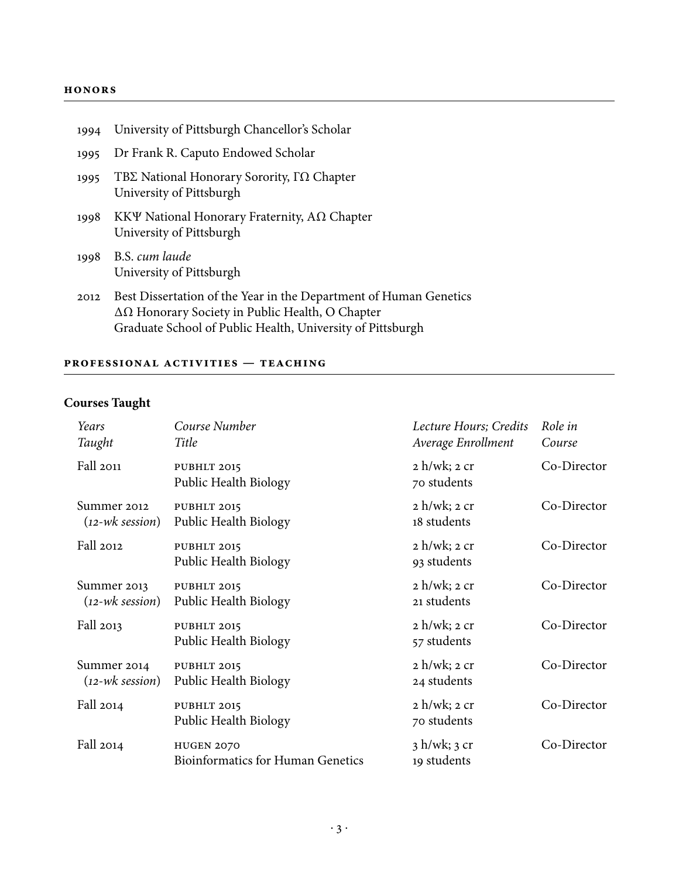## HONORS

1994 University of Pittsburgh Chancellor's Scholar

1995 Dr Frank R. Caputo Endowed Scholar

1995 ΤΒΣ National Honorary Sorority, ΓΩ Chapter
University of Pittsburgh

1998 ΚΚΨ National Honorary Fraternity, ΑΩ Chapter
University of Pittsburgh

1998 B.S. *cum laude*
University of Pittsburgh

2012 Best Dissertation of the Year in the Department of Human Genetics
ΔΩ Honorary Society in Public Health, O Chapter
Graduate School of Public Health, University of Pittsburgh

## PROFESSIONAL ACTIVITIES — TEACHING

### Courses Taught

| *Years Taught* | *Course Number Title* | *Lecture Hours; Credits Average Enrollment* | *Role in Course* |
|---|---|---|---|
| Fall 2011 | PUBHLT 2015 Public Health Biology | 2 h/wk; 2 cr 70 students | Co-Director |
| Summer 2012 (*12-wk session*) | PUBHLT 2015 Public Health Biology | 2 h/wk; 2 cr 18 students | Co-Director |
| Fall 2012 | PUBHLT 2015 Public Health Biology | 2 h/wk; 2 cr 93 students | Co-Director |
| Summer 2013 (*12-wk session*) | PUBHLT 2015 Public Health Biology | 2 h/wk; 2 cr 21 students | Co-Director |
| Fall 2013 | PUBHLT 2015 Public Health Biology | 2 h/wk; 2 cr 57 students | Co-Director |
| Summer 2014 (*12-wk session*) | PUBHLT 2015 Public Health Biology | 2 h/wk; 2 cr 24 students | Co-Director |
| Fall 2014 | PUBHLT 2015 Public Health Biology | 2 h/wk; 2 cr 70 students | Co-Director |
| Fall 2014 | HUGEN 2070 Bioinformatics for Human Genetics | 3 h/wk; 3 cr 19 students | Co-Director |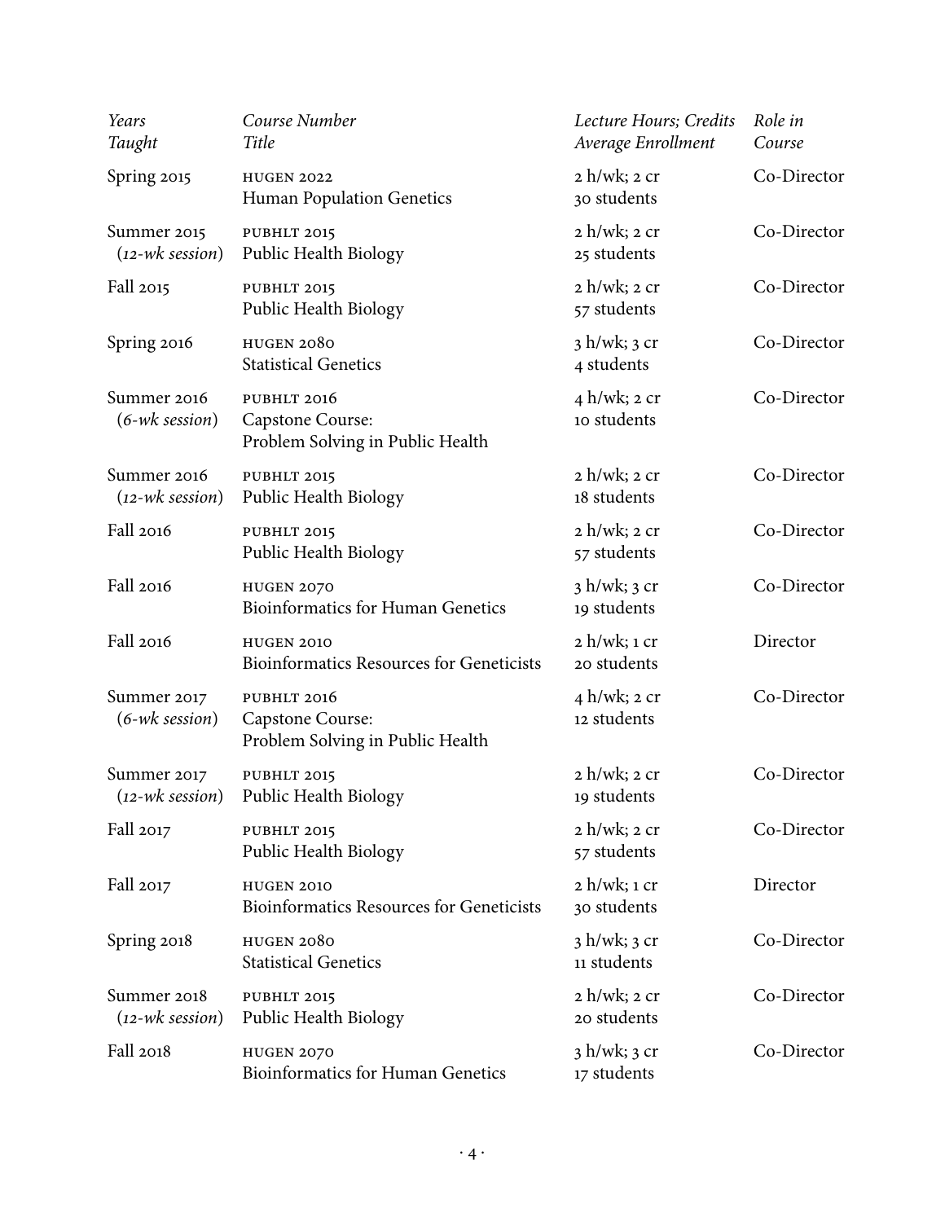| *Years Taught* | *Course Number Title* | *Lecture Hours; Credits Average Enrollment* | *Role in Course* |
|---|---|---|---|
| Spring 2015 | HUGEN 2022 Human Population Genetics | 2 h/wk; 2 cr 30 students | Co-Director |
| Summer 2015 (*12-wk session*) | PUBHLT 2015 Public Health Biology | 2 h/wk; 2 cr 25 students | Co-Director |
| Fall 2015 | PUBHLT 2015 Public Health Biology | 2 h/wk; 2 cr 57 students | Co-Director |
| Spring 2016 | HUGEN 2080 Statistical Genetics | 3 h/wk; 3 cr 4 students | Co-Director |
| Summer 2016 (*6-wk session*) | PUBHLT 2016 Capstone Course: Problem Solving in Public Health | 4 h/wk; 2 cr 10 students | Co-Director |
| Summer 2016 (*12-wk session*) | PUBHLT 2015 Public Health Biology | 2 h/wk; 2 cr 18 students | Co-Director |
| Fall 2016 | PUBHLT 2015 Public Health Biology | 2 h/wk; 2 cr 57 students | Co-Director |
| Fall 2016 | HUGEN 2070 Bioinformatics for Human Genetics | 3 h/wk; 3 cr 19 students | Co-Director |
| Fall 2016 | HUGEN 2010 Bioinformatics Resources for Geneticists | 2 h/wk; 1 cr 20 students | Director |
| Summer 2017 (*6-wk session*) | PUBHLT 2016 Capstone Course: Problem Solving in Public Health | 4 h/wk; 2 cr 12 students | Co-Director |
| Summer 2017 (*12-wk session*) | PUBHLT 2015 Public Health Biology | 2 h/wk; 2 cr 19 students | Co-Director |
| Fall 2017 | PUBHLT 2015 Public Health Biology | 2 h/wk; 2 cr 57 students | Co-Director |
| Fall 2017 | HUGEN 2010 Bioinformatics Resources for Geneticists | 2 h/wk; 1 cr 30 students | Director |
| Spring 2018 | HUGEN 2080 Statistical Genetics | 3 h/wk; 3 cr 11 students | Co-Director |
| Summer 2018 (*12-wk session*) | PUBHLT 2015 Public Health Biology | 2 h/wk; 2 cr 20 students | Co-Director |
| Fall 2018 | HUGEN 2070 Bioinformatics for Human Genetics | 3 h/wk; 3 cr 17 students | Co-Director |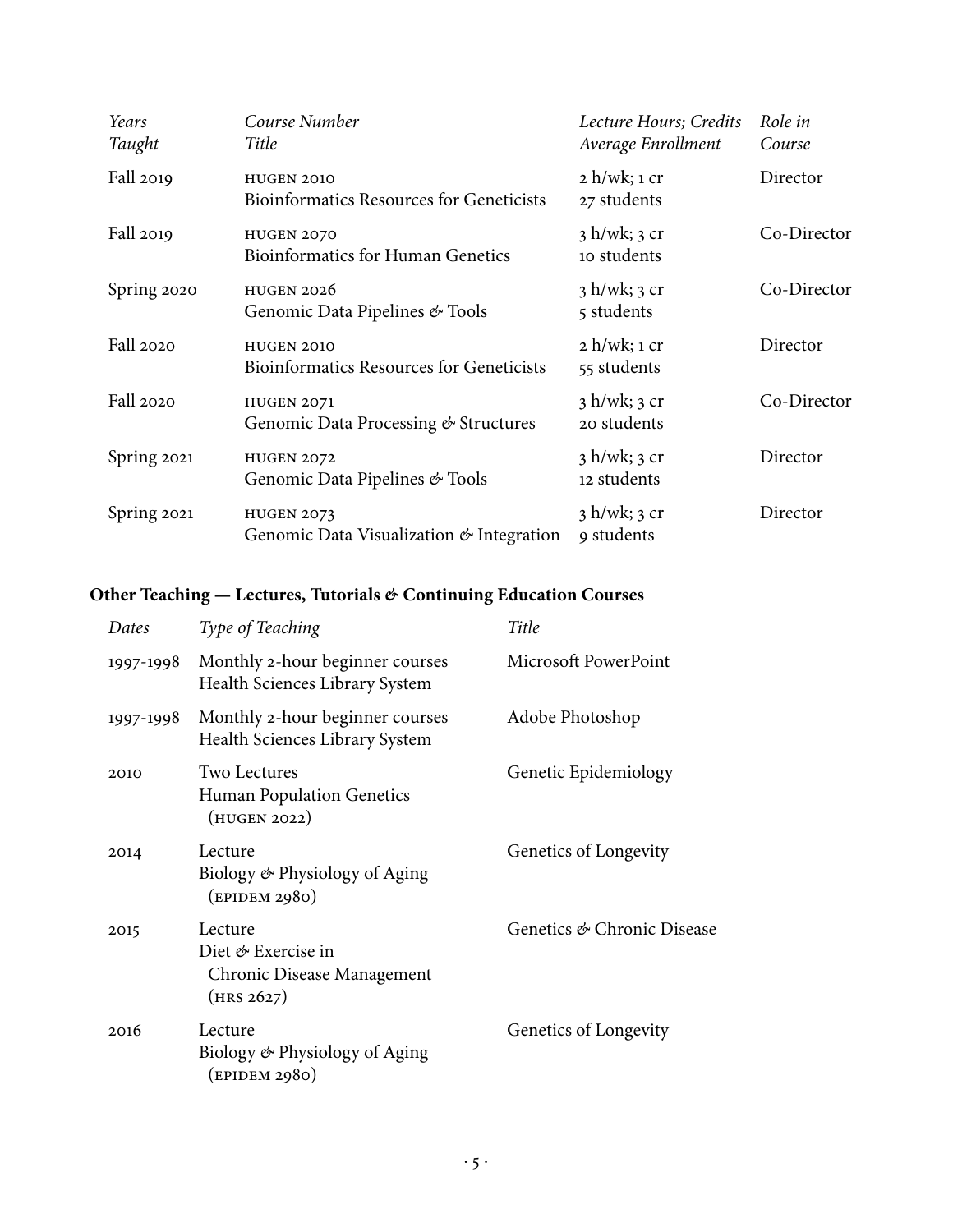| *Years Taught* | *Course Number Title* | *Lecture Hours; Credits Average Enrollment* | *Role in Course* |
|---|---|---|---|
| Fall 2019 | HUGEN 2010<br>Bioinformatics Resources for Geneticists | 2 h/wk; 1 cr<br>27 students | Director |
| Fall 2019 | HUGEN 2070<br>Bioinformatics for Human Genetics | 3 h/wk; 3 cr<br>10 students | Co-Director |
| Spring 2020 | HUGEN 2026<br>Genomic Data Pipelines & Tools | 3 h/wk; 3 cr<br>5 students | Co-Director |
| Fall 2020 | HUGEN 2010<br>Bioinformatics Resources for Geneticists | 2 h/wk; 1 cr<br>55 students | Director |
| Fall 2020 | HUGEN 2071<br>Genomic Data Processing & Structures | 3 h/wk; 3 cr<br>20 students | Co-Director |
| Spring 2021 | HUGEN 2072<br>Genomic Data Pipelines & Tools | 3 h/wk; 3 cr<br>12 students | Director |
| Spring 2021 | HUGEN 2073<br>Genomic Data Visualization & Integration | 3 h/wk; 3 cr<br>9 students | Director |

### Other Teaching — Lectures, Tutorials & Continuing Education Courses

| *Dates* | *Type of Teaching* | *Title* |
|---|---|---|
| 1997-1998 | Monthly 2-hour beginner courses<br>Health Sciences Library System | Microsoft PowerPoint |
| 1997-1998 | Monthly 2-hour beginner courses<br>Health Sciences Library System | Adobe Photoshop |
| 2010 | Two Lectures<br>Human Population Genetics (HUGEN 2022) | Genetic Epidemiology |
| 2014 | Lecture<br>Biology & Physiology of Aging (EPIDEM 2980) | Genetics of Longevity |
| 2015 | Lecture<br>Diet & Exercise in Chronic Disease Management (HRS 2627) | Genetics & Chronic Disease |
| 2016 | Lecture<br>Biology & Physiology of Aging (EPIDEM 2980) | Genetics of Longevity |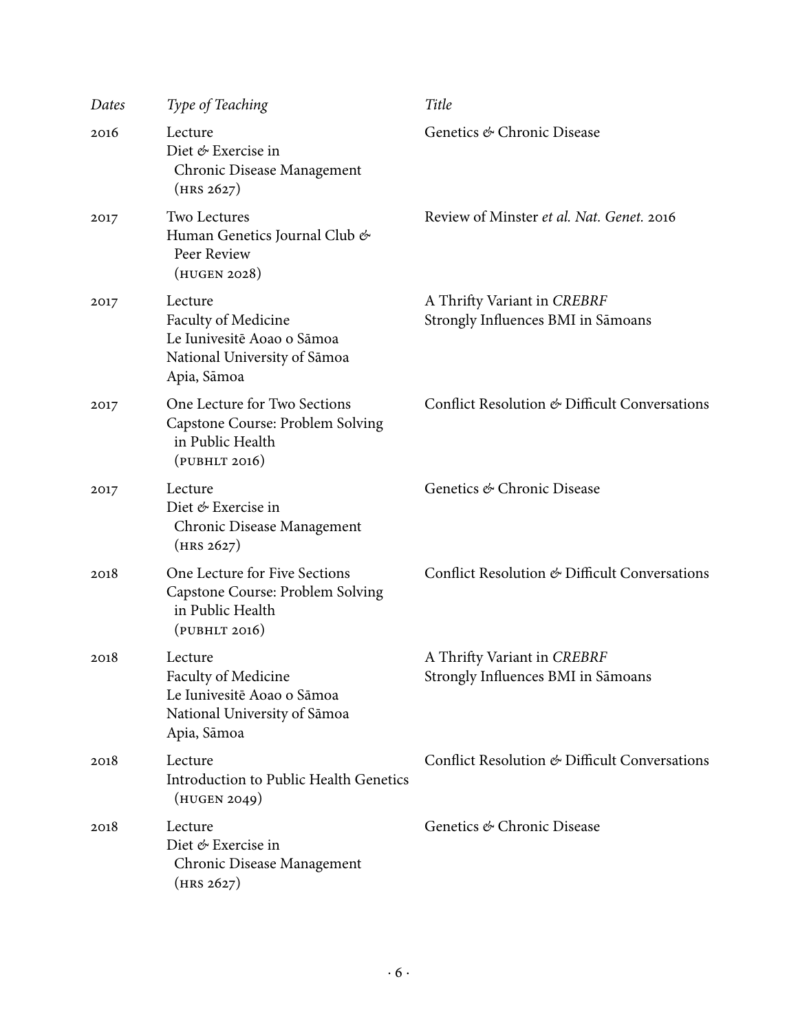| *Dates* | *Type of Teaching* | *Title* |
|---|---|---|
| 2016 | Lecture<br>Diet & Exercise in Chronic Disease Management (HRS 2627) | Genetics & Chronic Disease |
| 2017 | Two Lectures<br>Human Genetics Journal Club & Peer Review (HUGEN 2028) | Review of Minster *et al. Nat. Genet.* 2016 |
| 2017 | Lecture<br>Faculty of Medicine<br>Le Iunivesitē Aoao o Sāmoa<br>National University of Sāmoa<br>Apia, Sāmoa | A Thrifty Variant in *CREBRF* Strongly Influences BMI in Sāmoans |
| 2017 | One Lecture for Two Sections<br>Capstone Course: Problem Solving in Public Health (PUBHLT 2016) | Conflict Resolution & Difficult Conversations |
| 2017 | Lecture<br>Diet & Exercise in Chronic Disease Management (HRS 2627) | Genetics & Chronic Disease |
| 2018 | One Lecture for Five Sections<br>Capstone Course: Problem Solving in Public Health (PUBHLT 2016) | Conflict Resolution & Difficult Conversations |
| 2018 | Lecture<br>Faculty of Medicine<br>Le Iunivesitē Aoao o Sāmoa<br>National University of Sāmoa<br>Apia, Sāmoa | A Thrifty Variant in *CREBRF* Strongly Influences BMI in Sāmoans |
| 2018 | Lecture<br>Introduction to Public Health Genetics (HUGEN 2049) | Conflict Resolution & Difficult Conversations |
| 2018 | Lecture<br>Diet & Exercise in Chronic Disease Management (HRS 2627) | Genetics & Chronic Disease |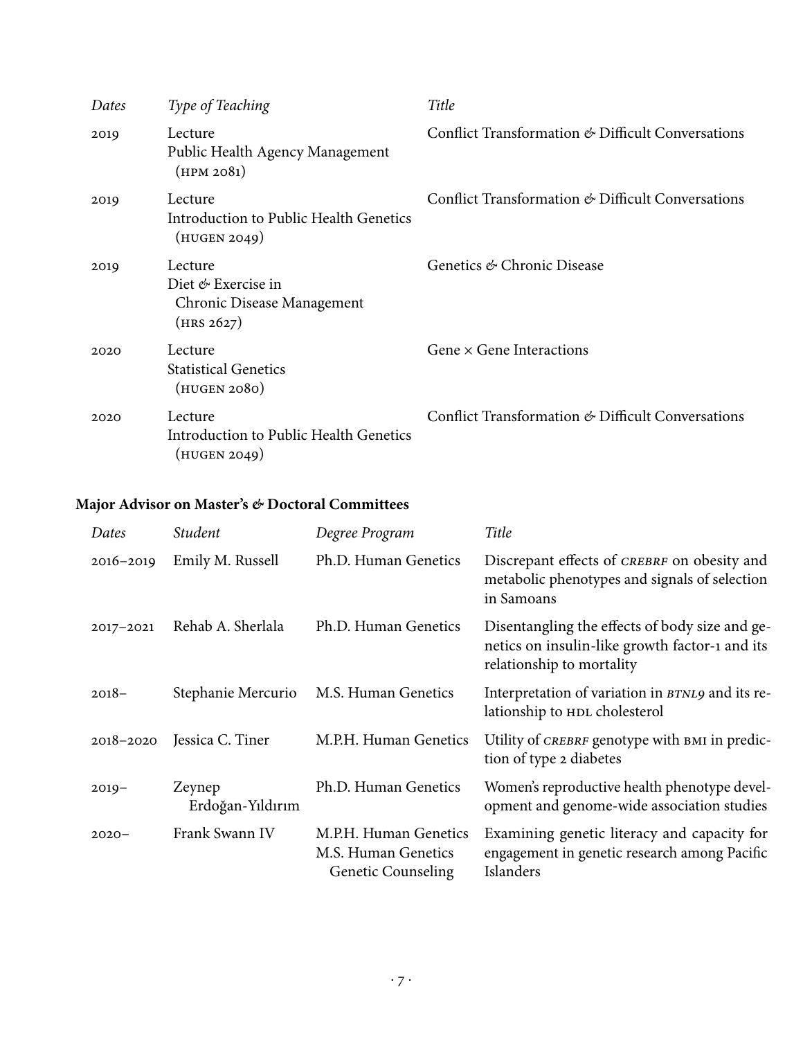| *Dates* | *Type of Teaching* | *Title* |
| --- | --- | --- |
| 2019 | Lecture<br>Public Health Agency Management<br>(HPM 2081) | Conflict Transformation & Difficult Conversations |
| 2019 | Lecture<br>Introduction to Public Health Genetics<br>(HUGEN 2049) | Conflict Transformation & Difficult Conversations |
| 2019 | Lecture<br>Diet & Exercise in<br>Chronic Disease Management<br>(HRS 2627) | Genetics & Chronic Disease |
| 2020 | Lecture<br>Statistical Genetics<br>(HUGEN 2080) | Gene × Gene Interactions |
| 2020 | Lecture<br>Introduction to Public Health Genetics<br>(HUGEN 2049) | Conflict Transformation & Difficult Conversations |

**Major Advisor on Master's & Doctoral Committees**

| *Dates* | *Student* | *Degree Program* | *Title* |
| --- | --- | --- | --- |
| 2016–2019 | Emily M. Russell | Ph.D. Human Genetics | Discrepant effects of *CREBRF* on obesity and metabolic phenotypes and signals of selection in Samoans |
| 2017–2021 | Rehab A. Sherlala | Ph.D. Human Genetics | Disentangling the effects of body size and genetics on insulin-like growth factor-1 and its relationship to mortality |
| 2018– | Stephanie Mercurio | M.S. Human Genetics | Interpretation of variation in *BTNL9* and its relationship to HDL cholesterol |
| 2018–2020 | Jessica C. Tiner | M.P.H. Human Genetics | Utility of *CREBRF* genotype with BMI in prediction of type 2 diabetes |
| 2019– | Zeynep Erdoğan-Yıldırım | Ph.D. Human Genetics | Women's reproductive health phenotype development and genome-wide association studies |
| 2020– | Frank Swann IV | M.P.H. Human Genetics<br>M.S. Human Genetics<br>Genetic Counseling | Examining genetic literacy and capacity for engagement in genetic research among Pacific Islanders |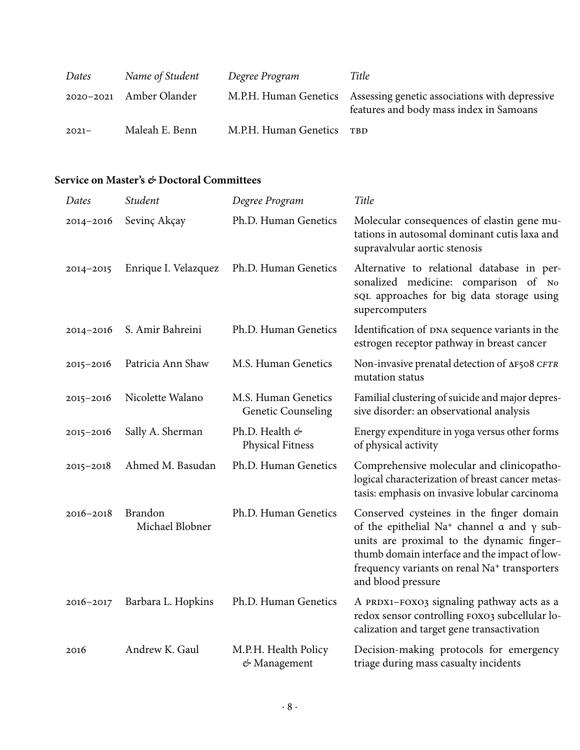| *Dates* | *Name of Student* | *Degree Program* | *Title* |
|---|---|---|---|
| 2020–2021 | Amber Olander | M.P.H. Human Genetics | Assessing genetic associations with depressive features and body mass index in Samoans |
| 2021– | Maleah E. Benn | M.P.H. Human Genetics | TBD |

**Service on Master's & Doctoral Committees**

| *Dates* | *Student* | *Degree Program* | *Title* |
|---|---|---|---|
| 2014–2016 | Sevinç Akçay | Ph.D. Human Genetics | Molecular consequences of elastin gene mutations in autosomal dominant cutis laxa and supravalvular aortic stenosis |
| 2014–2015 | Enrique I. Velazquez | Ph.D. Human Genetics | Alternative to relational database in personalized medicine: comparison of No SQL approaches for big data storage using supercomputers |
| 2014–2016 | S. Amir Bahreini | Ph.D. Human Genetics | Identification of DNA sequence variants in the estrogen receptor pathway in breast cancer |
| 2015–2016 | Patricia Ann Shaw | M.S. Human Genetics | Non-invasive prenatal detection of ΔF508 *CFTR* mutation status |
| 2015–2016 | Nicolette Walano | M.S. Human Genetics Genetic Counseling | Familial clustering of suicide and major depressive disorder: an observational analysis |
| 2015–2016 | Sally A. Sherman | Ph.D. Health & Physical Fitness | Energy expenditure in yoga versus other forms of physical activity |
| 2015–2018 | Ahmed M. Basudan | Ph.D. Human Genetics | Comprehensive molecular and clinicopathological characterization of breast cancer metastasis: emphasis on invasive lobular carcinoma |
| 2016–2018 | Brandon Michael Blobner | Ph.D. Human Genetics | Conserved cysteines in the finger domain of the epithelial $Na^+$ channel $\alpha$ and $\gamma$ subunits are proximal to the dynamic finger–thumb domain interface and the impact of low-frequency variants on renal $Na^+$ transporters and blood pressure |
| 2016–2017 | Barbara L. Hopkins | Ph.D. Human Genetics | A PRDX1–FOXO3 signaling pathway acts as a redox sensor controlling FOXO3 subcellular localization and target gene transactivation |
| 2016 | Andrew K. Gaul | M.P.H. Health Policy & Management | Decision-making protocols for emergency triage during mass casualty incidents |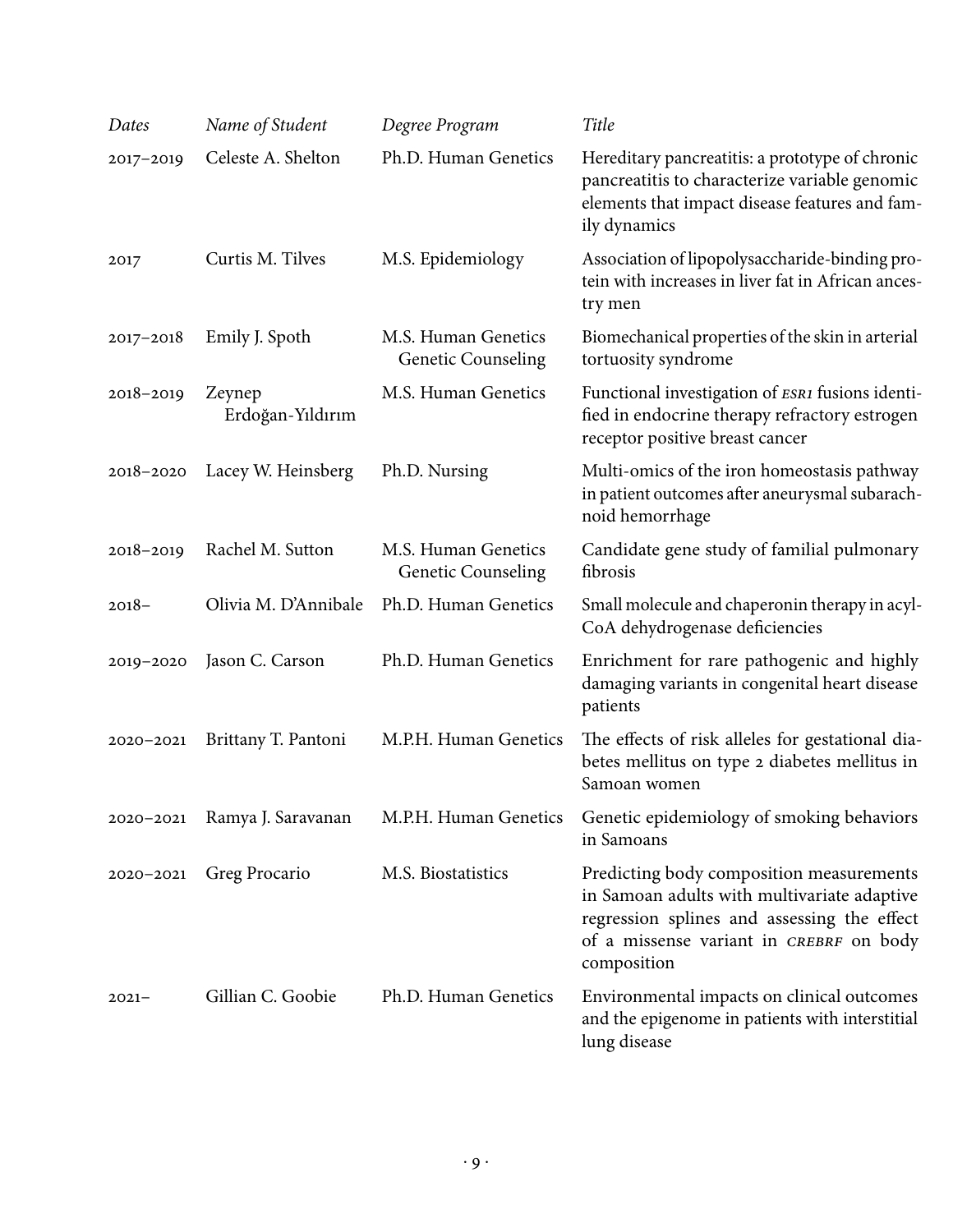| *Dates* | *Name of Student* | *Degree Program* | *Title* |
| --- | --- | --- | --- |
| 2017–2019 | Celeste A. Shelton | Ph.D. Human Genetics | Hereditary pancreatitis: a prototype of chronic pancreatitis to characterize variable genomic elements that impact disease features and family dynamics |
| 2017 | Curtis M. Tilves | M.S. Epidemiology | Association of lipopolysaccharide-binding protein with increases in liver fat in African ancestry men |
| 2017–2018 | Emily J. Spoth | M.S. Human Genetics Genetic Counseling | Biomechanical properties of the skin in arterial tortuosity syndrome |
| 2018–2019 | Zeynep Erdoğan-Yıldırım | M.S. Human Genetics | Functional investigation of *ESR1* fusions identified in endocrine therapy refractory estrogen receptor positive breast cancer |
| 2018–2020 | Lacey W. Heinsberg | Ph.D. Nursing | Multi-omics of the iron homeostasis pathway in patient outcomes after aneurysmal subarachnoid hemorrhage |
| 2018–2019 | Rachel M. Sutton | M.S. Human Genetics Genetic Counseling | Candidate gene study of familial pulmonary fibrosis |
| 2018– | Olivia M. D'Annibale | Ph.D. Human Genetics | Small molecule and chaperonin therapy in acyl-CoA dehydrogenase deficiencies |
| 2019–2020 | Jason C. Carson | Ph.D. Human Genetics | Enrichment for rare pathogenic and highly damaging variants in congenital heart disease patients |
| 2020–2021 | Brittany T. Pantoni | M.P.H. Human Genetics | The effects of risk alleles for gestational diabetes mellitus on type 2 diabetes mellitus in Samoan women |
| 2020–2021 | Ramya J. Saravanan | M.P.H. Human Genetics | Genetic epidemiology of smoking behaviors in Samoans |
| 2020–2021 | Greg Procario | M.S. Biostatistics | Predicting body composition measurements in Samoan adults with multivariate adaptive regression splines and assessing the effect of a missense variant in *CREBRF* on body composition |
| 2021– | Gillian C. Goobie | Ph.D. Human Genetics | Environmental impacts on clinical outcomes and the epigenome in patients with interstitial lung disease |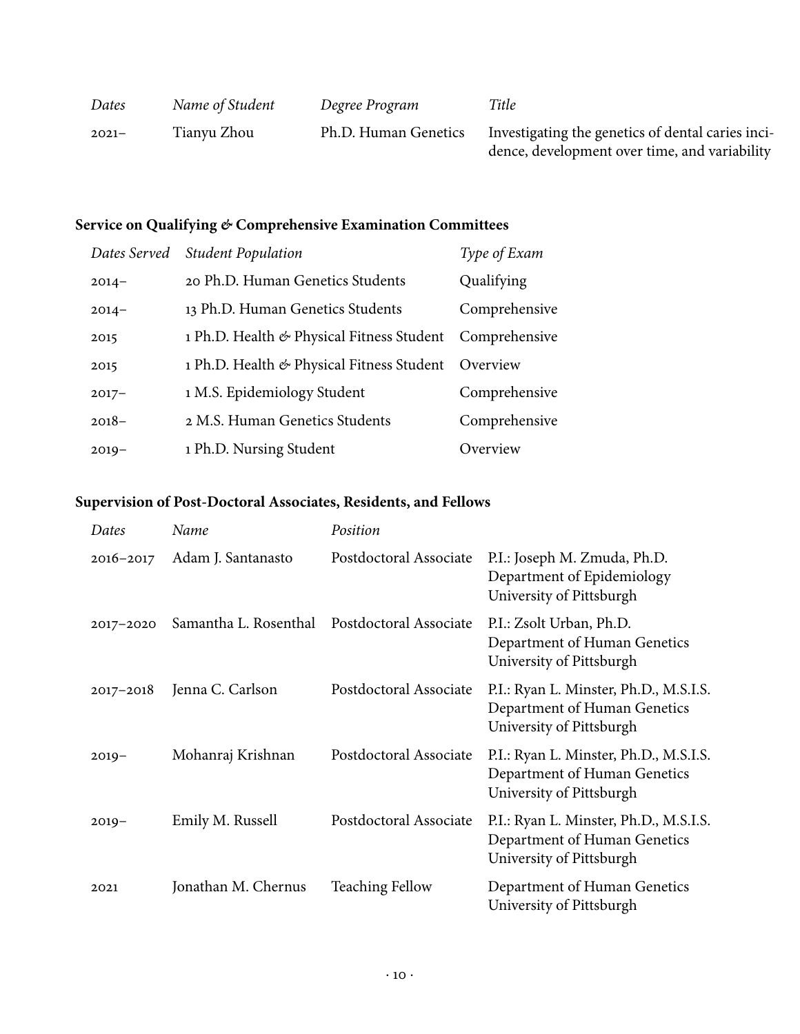| *Dates* | *Name of Student* | *Degree Program* | *Title* |
|---|---|---|---|
| 2021– | Tianyu Zhou | Ph.D. Human Genetics | Investigating the genetics of dental caries incidence, development over time, and variability |

### Service on Qualifying & Comprehensive Examination Committees

| *Dates Served* | *Student Population* | *Type of Exam* |
|---|---|---|
| 2014– | 20 Ph.D. Human Genetics Students | Qualifying |
| 2014– | 13 Ph.D. Human Genetics Students | Comprehensive |
| 2015 | 1 Ph.D. Health & Physical Fitness Student | Comprehensive |
| 2015 | 1 Ph.D. Health & Physical Fitness Student | Overview |
| 2017– | 1 M.S. Epidemiology Student | Comprehensive |
| 2018– | 2 M.S. Human Genetics Students | Comprehensive |
| 2019– | 1 Ph.D. Nursing Student | Overview |

### Supervision of Post-Doctoral Associates, Residents, and Fellows

| *Dates* | *Name* | *Position* | |
|---|---|---|---|
| 2016–2017 | Adam J. Santanasto | Postdoctoral Associate | P.I.: Joseph M. Zmuda, Ph.D.<br>Department of Epidemiology<br>University of Pittsburgh |
| 2017–2020 | Samantha L. Rosenthal | Postdoctoral Associate | P.I.: Zsolt Urban, Ph.D.<br>Department of Human Genetics<br>University of Pittsburgh |
| 2017–2018 | Jenna C. Carlson | Postdoctoral Associate | P.I.: Ryan L. Minster, Ph.D., M.S.I.S.<br>Department of Human Genetics<br>University of Pittsburgh |
| 2019– | Mohanraj Krishnan | Postdoctoral Associate | P.I.: Ryan L. Minster, Ph.D., M.S.I.S.<br>Department of Human Genetics<br>University of Pittsburgh |
| 2019– | Emily M. Russell | Postdoctoral Associate | P.I.: Ryan L. Minster, Ph.D., M.S.I.S.<br>Department of Human Genetics<br>University of Pittsburgh |
| 2021 | Jonathan M. Chernus | Teaching Fellow | Department of Human Genetics<br>University of Pittsburgh |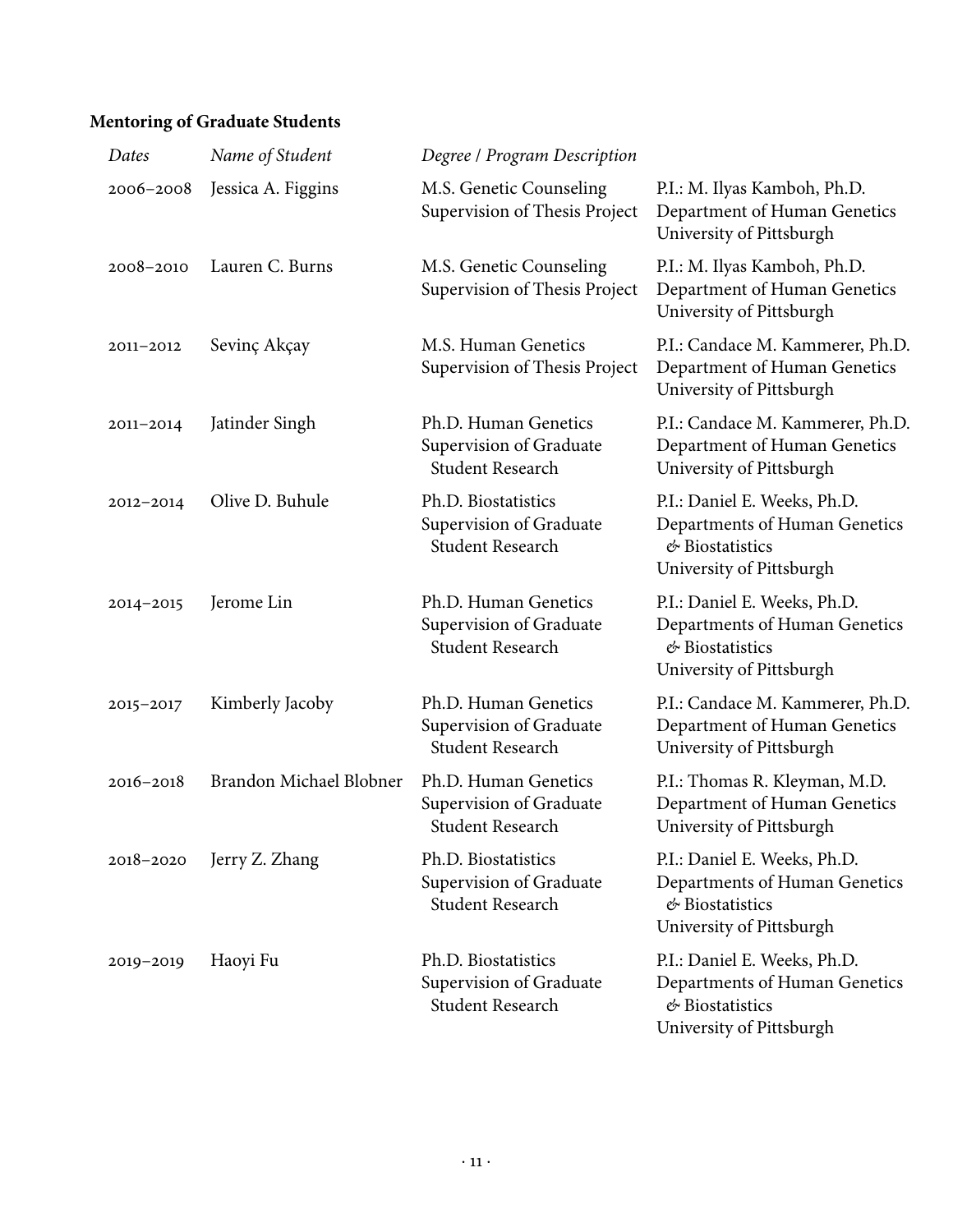**Mentoring of Graduate Students**

| *Dates* | *Name of Student* | *Degree / Program Description* | |
|---|---|---|---|
| 2006–2008 | Jessica A. Figgins | M.S. Genetic Counseling<br>Supervision of Thesis Project | P.I.: M. Ilyas Kamboh, Ph.D.<br>Department of Human Genetics<br>University of Pittsburgh |
| 2008–2010 | Lauren C. Burns | M.S. Genetic Counseling<br>Supervision of Thesis Project | P.I.: M. Ilyas Kamboh, Ph.D.<br>Department of Human Genetics<br>University of Pittsburgh |
| 2011–2012 | Sevinç Akçay | M.S. Human Genetics<br>Supervision of Thesis Project | P.I.: Candace M. Kammerer, Ph.D.<br>Department of Human Genetics<br>University of Pittsburgh |
| 2011–2014 | Jatinder Singh | Ph.D. Human Genetics<br>Supervision of Graduate Student Research | P.I.: Candace M. Kammerer, Ph.D.<br>Department of Human Genetics<br>University of Pittsburgh |
| 2012–2014 | Olive D. Buhule | Ph.D. Biostatistics<br>Supervision of Graduate Student Research | P.I.: Daniel E. Weeks, Ph.D.<br>Departments of Human Genetics & Biostatistics<br>University of Pittsburgh |
| 2014–2015 | Jerome Lin | Ph.D. Human Genetics<br>Supervision of Graduate Student Research | P.I.: Daniel E. Weeks, Ph.D.<br>Departments of Human Genetics & Biostatistics<br>University of Pittsburgh |
| 2015–2017 | Kimberly Jacoby | Ph.D. Human Genetics<br>Supervision of Graduate Student Research | P.I.: Candace M. Kammerer, Ph.D.<br>Department of Human Genetics<br>University of Pittsburgh |
| 2016–2018 | Brandon Michael Blobner | Ph.D. Human Genetics<br>Supervision of Graduate Student Research | P.I.: Thomas R. Kleyman, M.D.<br>Department of Human Genetics<br>University of Pittsburgh |
| 2018–2020 | Jerry Z. Zhang | Ph.D. Biostatistics<br>Supervision of Graduate Student Research | P.I.: Daniel E. Weeks, Ph.D.<br>Departments of Human Genetics & Biostatistics<br>University of Pittsburgh |
| 2019–2019 | Haoyi Fu | Ph.D. Biostatistics<br>Supervision of Graduate Student Research | P.I.: Daniel E. Weeks, Ph.D.<br>Departments of Human Genetics & Biostatistics<br>University of Pittsburgh |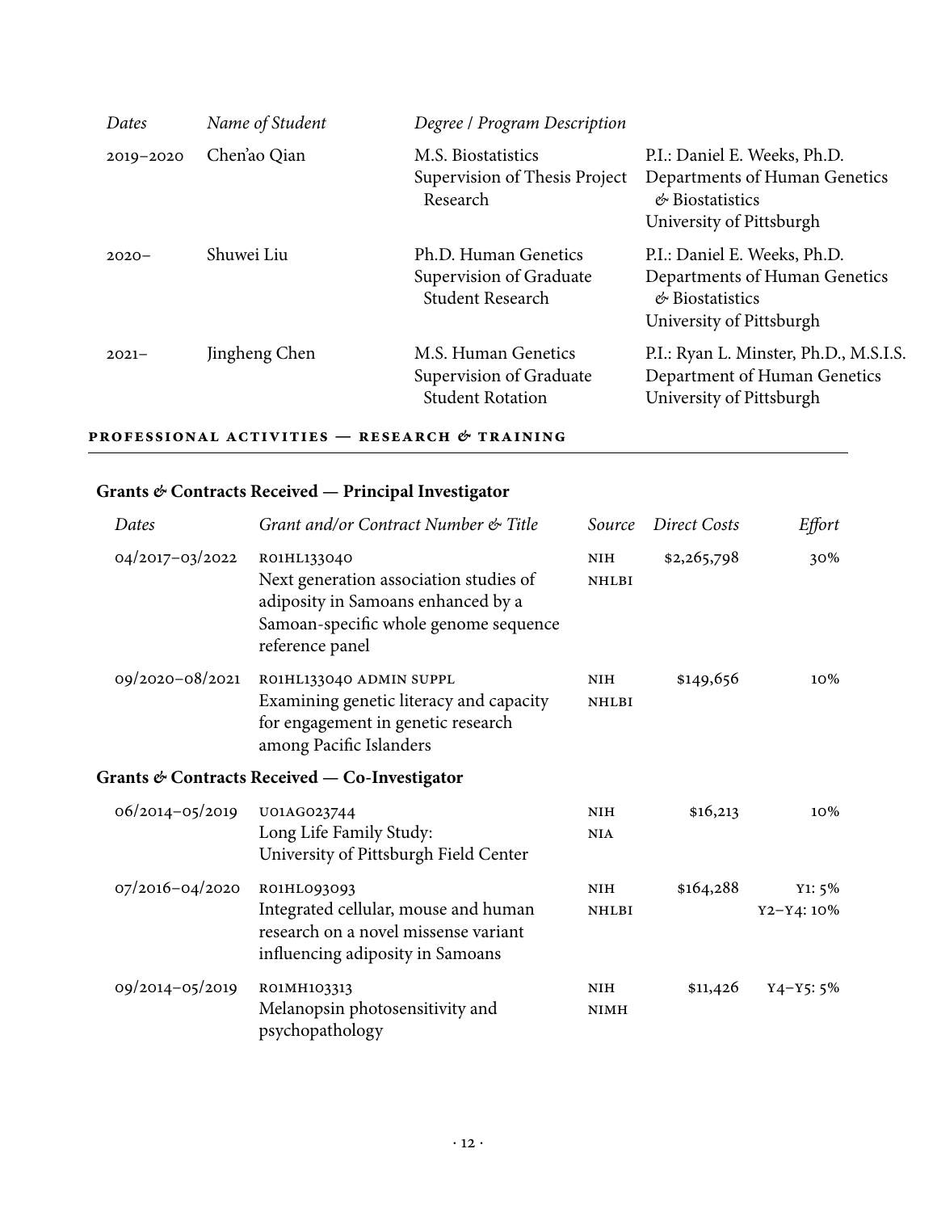| Dates | Name of Student | Degree / Program Description | |
|---|---|---|---|
| 2019–2020 | Chen'ao Qian | M.S. Biostatistics<br>Supervision of Thesis Project Research | P.I.: Daniel E. Weeks, Ph.D.<br>Departments of Human Genetics & Biostatistics<br>University of Pittsburgh |
| 2020– | Shuwei Liu | Ph.D. Human Genetics<br>Supervision of Graduate Student Research | P.I.: Daniel E. Weeks, Ph.D.<br>Departments of Human Genetics & Biostatistics<br>University of Pittsburgh |
| 2021– | Jingheng Chen | M.S. Human Genetics<br>Supervision of Graduate Student Rotation | P.I.: Ryan L. Minster, Ph.D., M.S.I.S.<br>Department of Human Genetics<br>University of Pittsburgh |

## PROFESSIONAL ACTIVITIES — RESEARCH & TRAINING

### Grants & Contracts Received — Principal Investigator

| Dates | Grant and/or Contract Number & Title | Source | Direct Costs | Effort |
|---|---|---|---|---|
| 04/2017–03/2022 | R01HL133040<br>Next generation association studies of adiposity in Samoans enhanced by a Samoan-specific whole genome sequence reference panel | NIH NHLBI | $2,265,798 | 30% |
| 09/2020–08/2021 | R01HL133040 ADMIN SUPPL<br>Examining genetic literacy and capacity for engagement in genetic research among Pacific Islanders | NIH NHLBI | $149,656 | 10% |

### Grants & Contracts Received — Co-Investigator

| Dates | Grant and/or Contract Number & Title | Source | Direct Costs | Effort |
|---|---|---|---|---|
| 06/2014–05/2019 | U01AG023744<br>Long Life Family Study:<br>University of Pittsburgh Field Center | NIH NIA | $16,213 | 10% |
| 07/2016–04/2020 | R01HL093093<br>Integrated cellular, mouse and human research on a novel missense variant influencing adiposity in Samoans | NIH NHLBI | $164,288 | Y1: 5%<br>Y2–Y4: 10% |
| 09/2014–05/2019 | R01MH103313<br>Melanopsin photosensitivity and psychopathology | NIH NIMH | $11,426 | Y4–Y5: 5% |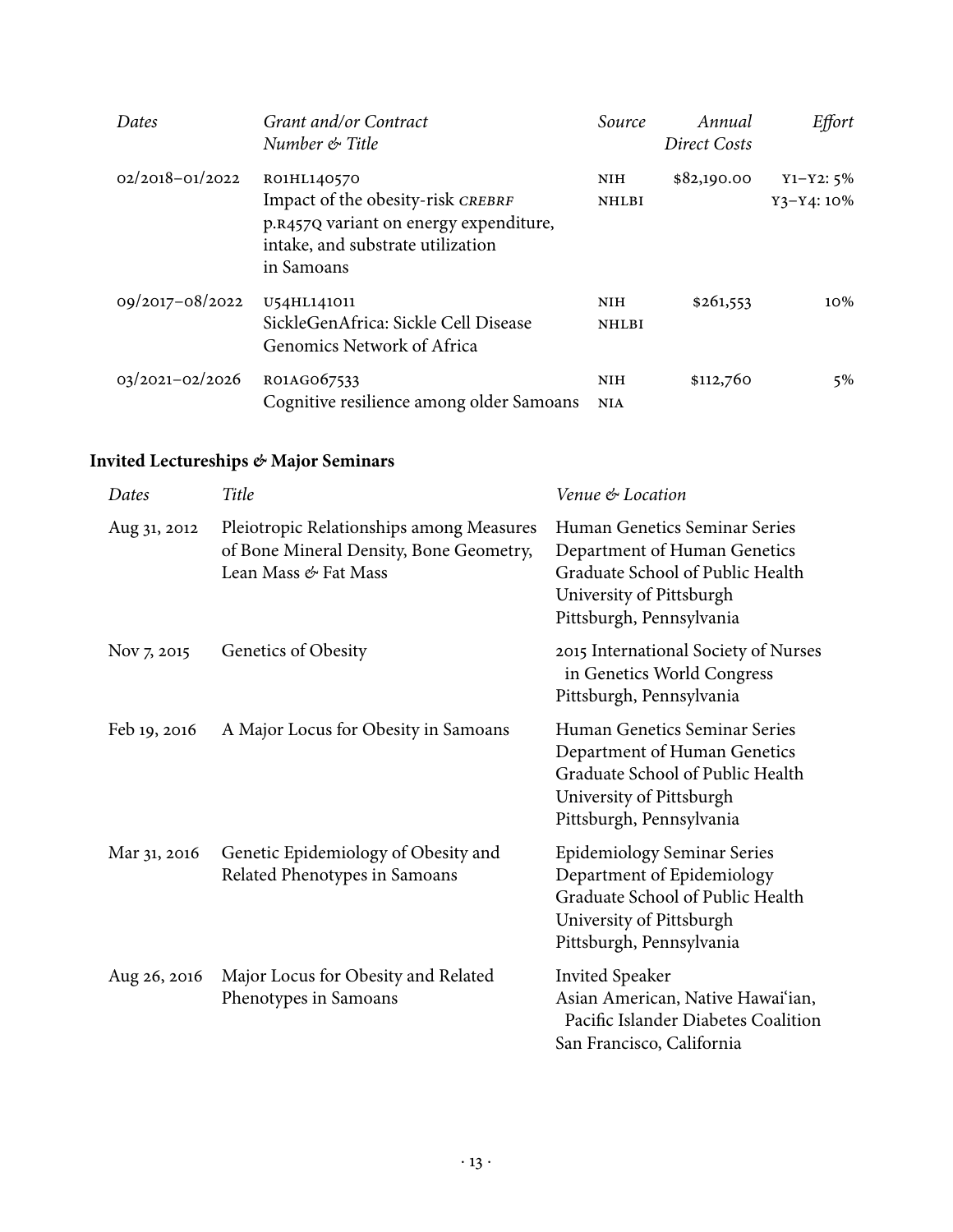| *Dates* | *Grant and/or Contract Number & Title* | *Source* | *Annual Direct Costs* | *Effort* |
|---|---|---|---|---|
| 02/2018–01/2022 | R01HL140570<br>Impact of the obesity-risk *CREBRF* p.R457Q variant on energy expenditure, intake, and substrate utilization in Samoans | NIH NHLBI | $82,190.00 | Y1–Y2: 5%<br>Y3–Y4: 10% |
| 09/2017–08/2022 | U54HL141011<br>SickleGenAfrica: Sickle Cell Disease Genomics Network of Africa | NIH NHLBI | $261,553 | 10% |
| 03/2021–02/2026 | R01AG067533<br>Cognitive resilience among older Samoans | NIH NIA | $112,760 | 5% |

### Invited Lectureships & Major Seminars

| *Dates* | *Title* | *Venue & Location* |
|---|---|---|
| Aug 31, 2012 | Pleiotropic Relationships among Measures of Bone Mineral Density, Bone Geometry, Lean Mass & Fat Mass | Human Genetics Seminar Series<br>Department of Human Genetics<br>Graduate School of Public Health<br>University of Pittsburgh<br>Pittsburgh, Pennsylvania |
| Nov 7, 2015 | Genetics of Obesity | 2015 International Society of Nurses in Genetics World Congress<br>Pittsburgh, Pennsylvania |
| Feb 19, 2016 | A Major Locus for Obesity in Samoans | Human Genetics Seminar Series<br>Department of Human Genetics<br>Graduate School of Public Health<br>University of Pittsburgh<br>Pittsburgh, Pennsylvania |
| Mar 31, 2016 | Genetic Epidemiology of Obesity and Related Phenotypes in Samoans | Epidemiology Seminar Series<br>Department of Epidemiology<br>Graduate School of Public Health<br>University of Pittsburgh<br>Pittsburgh, Pennsylvania |
| Aug 26, 2016 | Major Locus for Obesity and Related Phenotypes in Samoans | Invited Speaker<br>Asian American, Native Hawaiʻian, Pacific Islander Diabetes Coalition<br>San Francisco, California |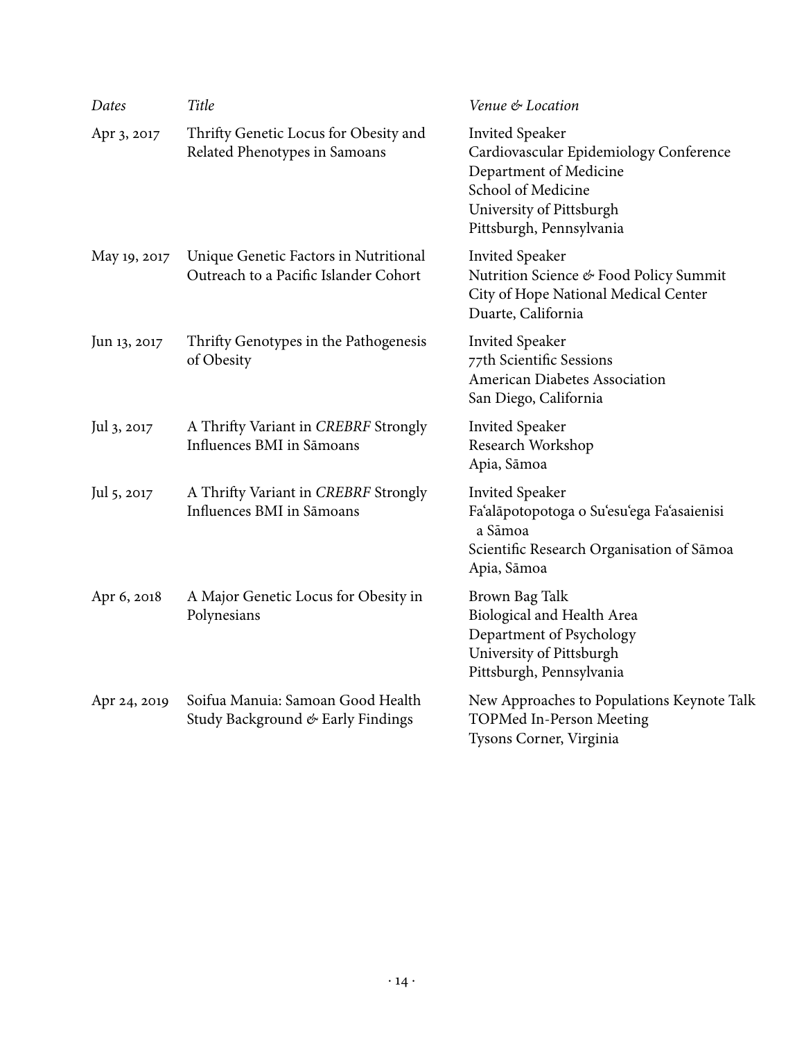| *Dates* | *Title* | *Venue & Location* |
| --- | --- | --- |
| Apr 3, 2017 | Thrifty Genetic Locus for Obesity and Related Phenotypes in Samoans | Invited Speaker<br>Cardiovascular Epidemiology Conference<br>Department of Medicine<br>School of Medicine<br>University of Pittsburgh<br>Pittsburgh, Pennsylvania |
| May 19, 2017 | Unique Genetic Factors in Nutritional Outreach to a Pacific Islander Cohort | Invited Speaker<br>Nutrition Science & Food Policy Summit<br>City of Hope National Medical Center<br>Duarte, California |
| Jun 13, 2017 | Thrifty Genotypes in the Pathogenesis of Obesity | Invited Speaker<br>77th Scientific Sessions<br>American Diabetes Association<br>San Diego, California |
| Jul 3, 2017 | A Thrifty Variant in *CREBRF* Strongly Influences BMI in Sāmoans | Invited Speaker<br>Research Workshop<br>Apia, Sāmoa |
| Jul 5, 2017 | A Thrifty Variant in *CREBRF* Strongly Influences BMI in Sāmoans | Invited Speaker<br>Fa'alāpotopotoga o Su'esu'ega Fa'asaienisi a Sāmoa<br>Scientific Research Organisation of Sāmoa<br>Apia, Sāmoa |
| Apr 6, 2018 | A Major Genetic Locus for Obesity in Polynesians | Brown Bag Talk<br>Biological and Health Area<br>Department of Psychology<br>University of Pittsburgh<br>Pittsburgh, Pennsylvania |
| Apr 24, 2019 | Soifua Manuia: Samoan Good Health Study Background & Early Findings | New Approaches to Populations Keynote Talk<br>TOPMed In-Person Meeting<br>Tysons Corner, Virginia |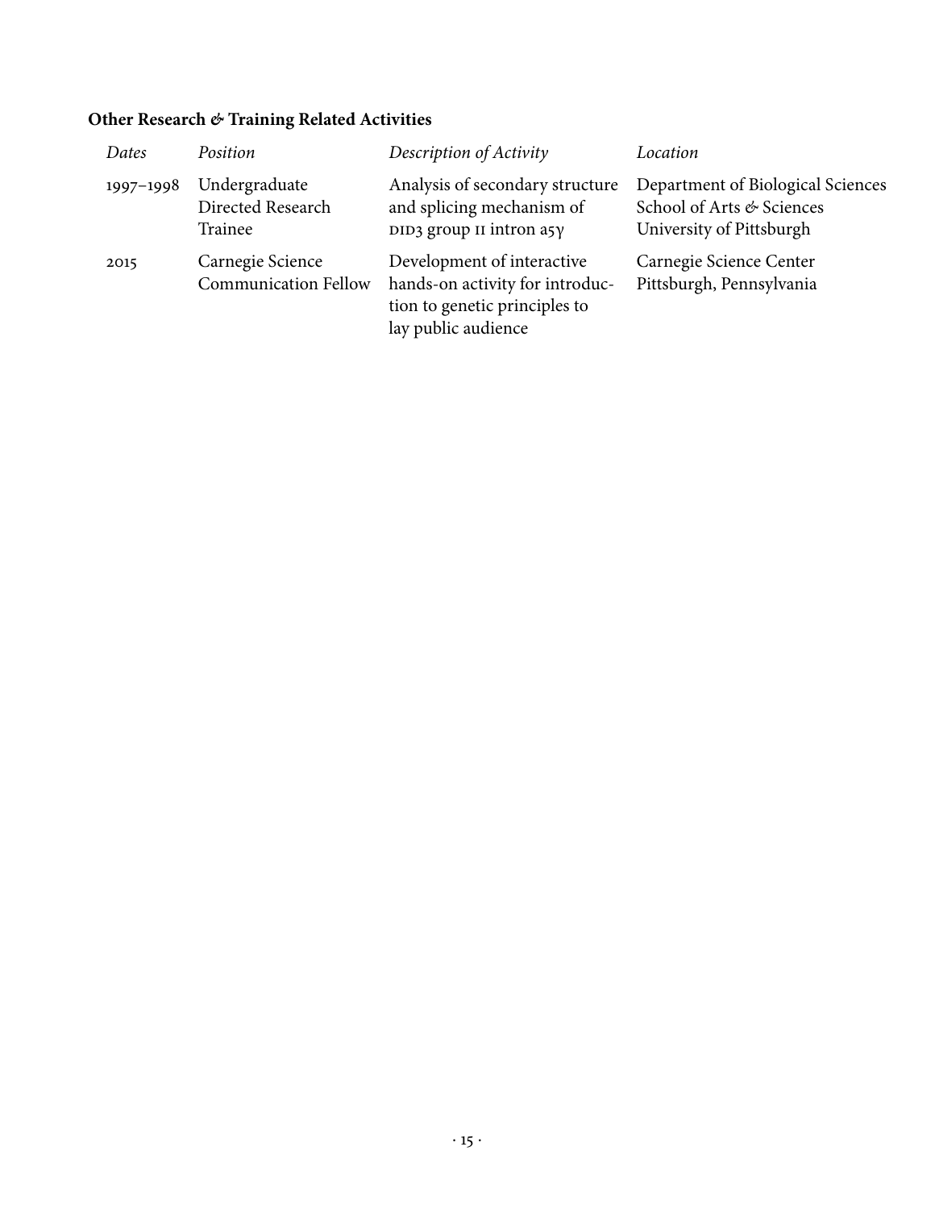**Other Research & Training Related Activities**

| *Dates* | *Position* | *Description of Activity* | *Location* |
| --- | --- | --- | --- |
| 1997–1998 | Undergraduate Directed Research Trainee | Analysis of secondary structure and splicing mechanism of DID3 group II intron a5γ | Department of Biological Sciences School of Arts & Sciences University of Pittsburgh |
| 2015 | Carnegie Science Communication Fellow | Development of interactive hands-on activity for introduction to genetic principles to lay public audience | Carnegie Science Center Pittsburgh, Pennsylvania |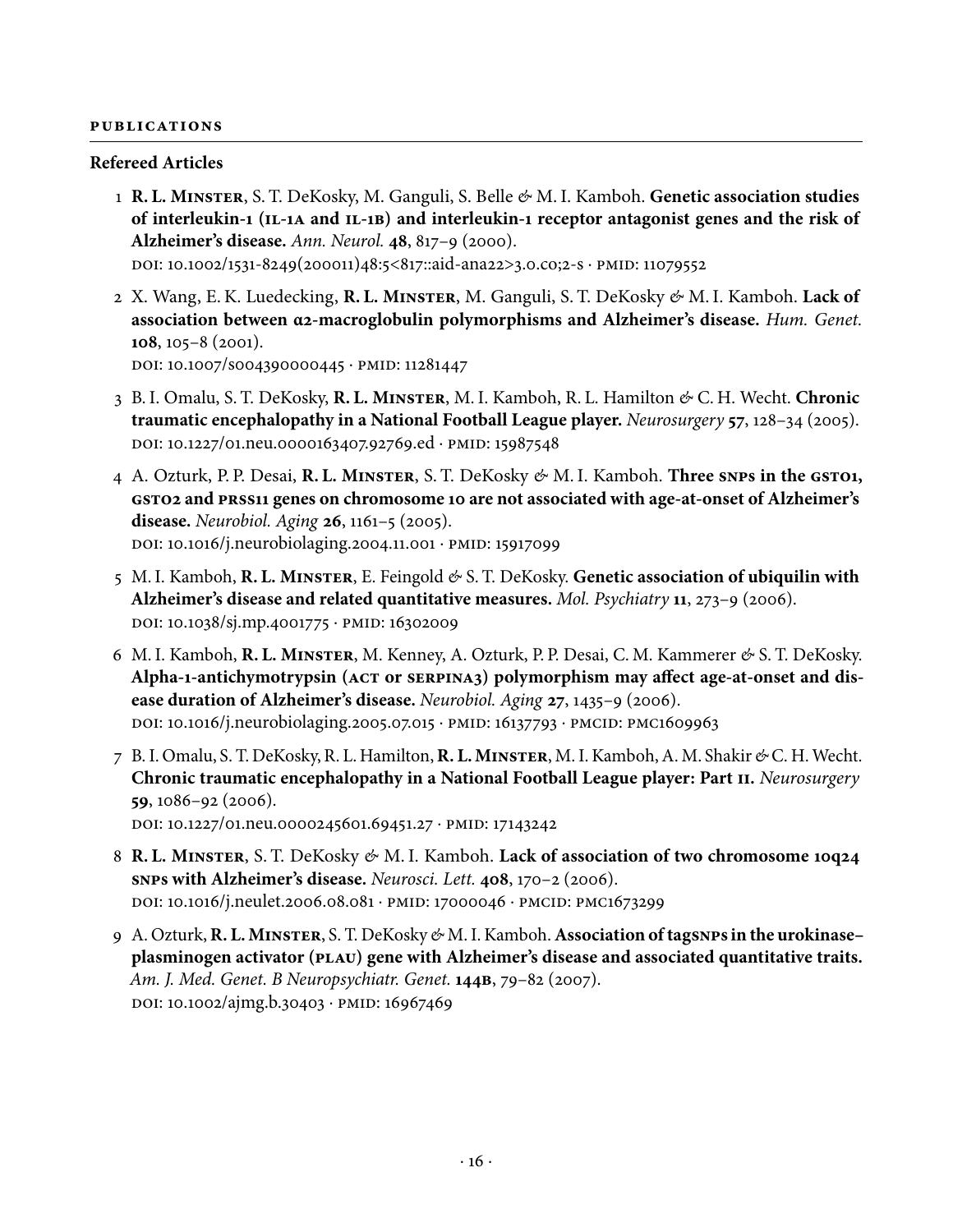## PUBLICATIONS

### Refereed Articles

1. **R. L. Minster**, S. T. DeKosky, M. Ganguli, S. Belle & M. I. Kamboh. **Genetic association studies of interleukin-1 (IL-1A and IL-1B) and interleukin-1 receptor antagonist genes and the risk of Alzheimer's disease.** *Ann. Neurol.* **48**, 817–9 (2000).
   DOI: 10.1002/1531-8249(200011)48:5<817::aid-ana22>3.0.co;2-s · PMID: 11079552

2. X. Wang, E. K. Luedecking, **R. L. Minster**, M. Ganguli, S. T. DeKosky & M. I. Kamboh. **Lack of association between α2-macroglobulin polymorphisms and Alzheimer's disease.** *Hum. Genet.* **108**, 105–8 (2001).
   DOI: 10.1007/s004390000445 · PMID: 11281447

3. B. I. Omalu, S. T. DeKosky, **R. L. Minster**, M. I. Kamboh, R. L. Hamilton & C. H. Wecht. **Chronic traumatic encephalopathy in a National Football League player.** *Neurosurgery* **57**, 128–34 (2005).
   DOI: 10.1227/01.neu.0000163407.92769.ed · PMID: 15987548

4. A. Ozturk, P. P. Desai, **R. L. Minster**, S. T. DeKosky & M. I. Kamboh. **Three SNPs in the GSTO1, GSTO2 and PRSS11 genes on chromosome 10 are not associated with age-at-onset of Alzheimer's disease.** *Neurobiol. Aging* **26**, 1161–5 (2005).
   DOI: 10.1016/j.neurobiolaging.2004.11.001 · PMID: 15917099

5. M. I. Kamboh, **R. L. Minster**, E. Feingold & S. T. DeKosky. **Genetic association of ubiquilin with Alzheimer's disease and related quantitative measures.** *Mol. Psychiatry* **11**, 273–9 (2006).
   DOI: 10.1038/sj.mp.4001775 · PMID: 16302009

6. M. I. Kamboh, **R. L. Minster**, M. Kenney, A. Ozturk, P. P. Desai, C. M. Kammerer & S. T. DeKosky. **Alpha-1-antichymotrypsin (ACT or SERPINA3) polymorphism may affect age-at-onset and disease duration of Alzheimer's disease.** *Neurobiol. Aging* **27**, 1435–9 (2006).
   DOI: 10.1016/j.neurobiolaging.2005.07.015 · PMID: 16137793 · PMCID: PMC1609963

7. B. I. Omalu, S. T. DeKosky, R. L. Hamilton, **R. L. Minster**, M. I. Kamboh, A. M. Shakir & C. H. Wecht. **Chronic traumatic encephalopathy in a National Football League player: Part II.** *Neurosurgery* **59**, 1086–92 (2006).
   DOI: 10.1227/01.neu.0000245601.69451.27 · PMID: 17143242

8. **R. L. Minster**, S. T. DeKosky & M. I. Kamboh. **Lack of association of two chromosome 10q24 SNPs with Alzheimer's disease.** *Neurosci. Lett.* **408**, 170–2 (2006).
   DOI: 10.1016/j.neulet.2006.08.081 · PMID: 17000046 · PMCID: PMC1673299

9. A. Ozturk, **R. L. Minster**, S. T. DeKosky & M. I. Kamboh. **Association of tagSNPs in the urokinase–plasminogen activator (PLAU) gene with Alzheimer's disease and associated quantitative traits.** *Am. J. Med. Genet. B Neuropsychiatr. Genet.* **144B**, 79–82 (2007).
   DOI: 10.1002/ajmg.b.30403 · PMID: 16967469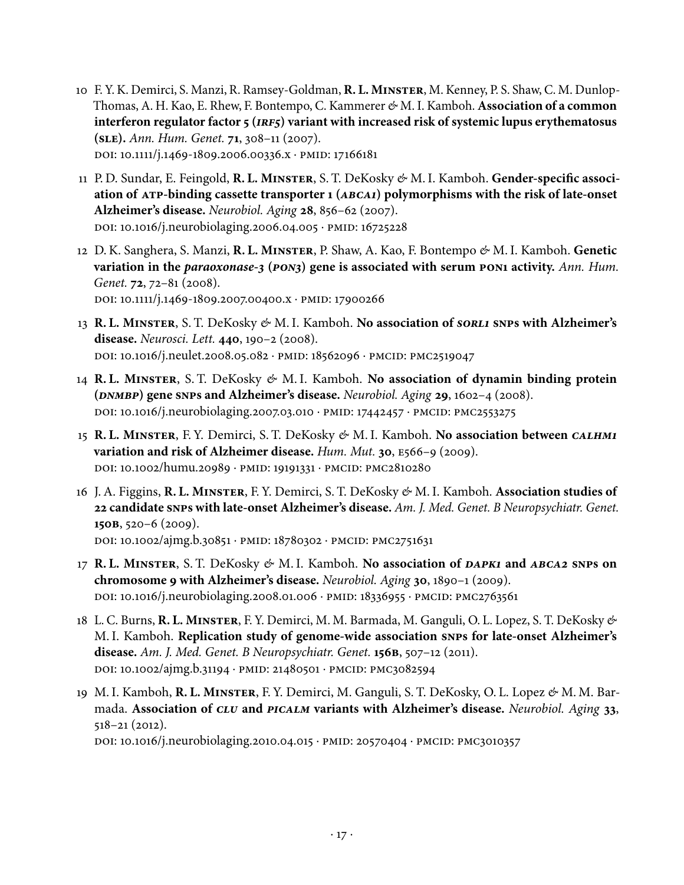10 F. Y. K. Demirci, S. Manzi, R. Ramsey-Goldman, **R. L. Minster**, M. Kenney, P. S. Shaw, C. M. Dunlop-Thomas, A. H. Kao, E. Rhew, F. Bontempo, C. Kammerer & M. I. Kamboh. **Association of a common interferon regulator factor 5 (*IRF5*) variant with increased risk of systemic lupus erythematosus (SLE).** *Ann. Hum. Genet.* **71**, 308–11 (2007).
DOI: 10.1111/j.1469-1809.2006.00336.x · PMID: 17166181

11 P. D. Sundar, E. Feingold, **R. L. Minster**, S. T. DeKosky & M. I. Kamboh. **Gender-specific association of ATP-binding cassette transporter 1 (*ABCA1*) polymorphisms with the risk of late-onset Alzheimer's disease.** *Neurobiol. Aging* **28**, 856–62 (2007).
DOI: 10.1016/j.neurobiolaging.2006.04.005 · PMID: 16725228

12 D. K. Sanghera, S. Manzi, **R. L. Minster**, P. Shaw, A. Kao, F. Bontempo & M. I. Kamboh. **Genetic variation in the *paraoxonase-3* (*PON3*) gene is associated with serum PON1 activity.** *Ann. Hum. Genet.* **72**, 72–81 (2008).
DOI: 10.1111/j.1469-1809.2007.00400.x · PMID: 17900266

13 **R. L. Minster**, S. T. DeKosky & M. I. Kamboh. **No association of *SORL1* SNPs with Alzheimer's disease.** *Neurosci. Lett.* **440**, 190–2 (2008).
DOI: 10.1016/j.neulet.2008.05.082 · PMID: 18562096 · PMCID: PMC2519047

14 **R. L. Minster**, S. T. DeKosky & M. I. Kamboh. **No association of dynamin binding protein (*DNMBP*) gene SNPs and Alzheimer's disease.** *Neurobiol. Aging* **29**, 1602–4 (2008).
DOI: 10.1016/j.neurobiolaging.2007.03.010 · PMID: 17442457 · PMCID: PMC2553275

15 **R. L. Minster**, F. Y. Demirci, S. T. DeKosky & M. I. Kamboh. **No association between *CALHM1* variation and risk of Alzheimer disease.** *Hum. Mut.* **30**, E566–9 (2009).
DOI: 10.1002/humu.20989 · PMID: 19191331 · PMCID: PMC2810280

16 J. A. Figgins, **R. L. Minster**, F. Y. Demirci, S. T. DeKosky & M. I. Kamboh. **Association studies of 22 candidate SNPs with late-onset Alzheimer's disease.** *Am. J. Med. Genet. B Neuropsychiatr. Genet.* **150B**, 520–6 (2009).
DOI: 10.1002/ajmg.b.30851 · PMID: 18780302 · PMCID: PMC2751631

17 **R. L. Minster**, S. T. DeKosky & M. I. Kamboh. **No association of *DAPK1* and *ABCA2* SNPs on chromosome 9 with Alzheimer's disease.** *Neurobiol. Aging* **30**, 1890–1 (2009).
DOI: 10.1016/j.neurobiolaging.2008.01.006 · PMID: 18336955 · PMCID: PMC2763561

18 L. C. Burns, **R. L. Minster**, F. Y. Demirci, M. M. Barmada, M. Ganguli, O. L. Lopez, S. T. DeKosky & M. I. Kamboh. **Replication study of genome-wide association SNPs for late-onset Alzheimer's disease.** *Am. J. Med. Genet. B Neuropsychiatr. Genet.* **156B**, 507–12 (2011).
DOI: 10.1002/ajmg.b.31194 · PMID: 21480501 · PMCID: PMC3082594

19 M. I. Kamboh, **R. L. Minster**, F. Y. Demirci, M. Ganguli, S. T. DeKosky, O. L. Lopez & M. M. Barmada. **Association of *CLU* and *PICALM* variants with Alzheimer's disease.** *Neurobiol. Aging* **33**, 518–21 (2012).
DOI: 10.1016/j.neurobiolaging.2010.04.015 · PMID: 20570404 · PMCID: PMC3010357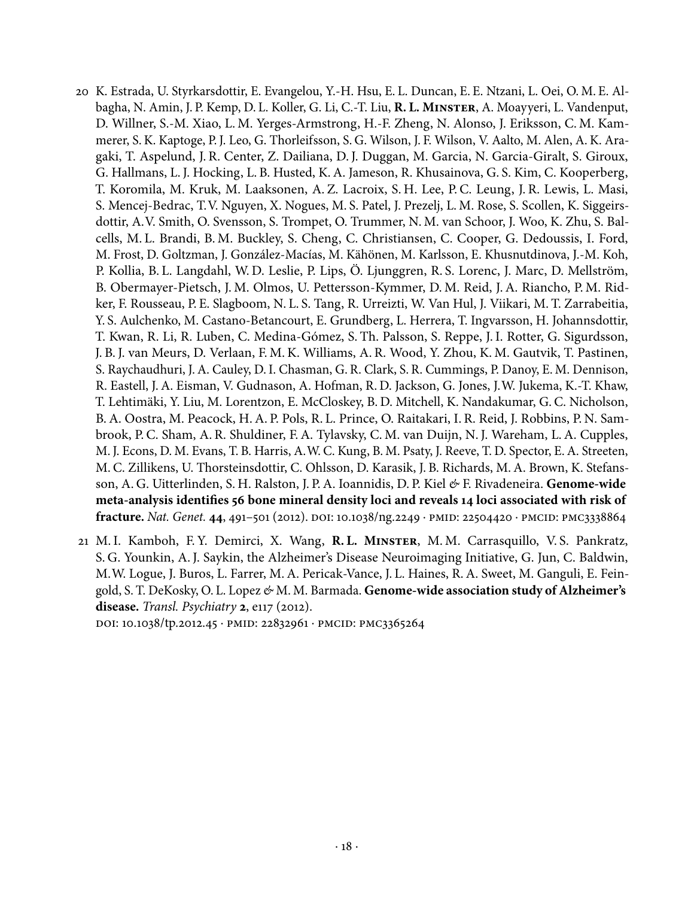20 K. Estrada, U. Styrkarsdottir, E. Evangelou, Y.-H. Hsu, E. L. Duncan, E. E. Ntzani, L. Oei, O. M. E. Albagha, N. Amin, J. P. Kemp, D. L. Koller, G. Li, C.-T. Liu, **R. L. Minster**, A. Moayyeri, L. Vandenput, D. Willner, S.-M. Xiao, L. M. Yerges-Armstrong, H.-F. Zheng, N. Alonso, J. Eriksson, C. M. Kammerer, S. K. Kaptoge, P. J. Leo, G. Thorleifsson, S. G. Wilson, J. F. Wilson, V. Aalto, M. Alen, A. K. Aragaki, T. Aspelund, J. R. Center, Z. Dailiana, D. J. Duggan, M. Garcia, N. Garcia-Giralt, S. Giroux, G. Hallmans, L. J. Hocking, L. B. Husted, K. A. Jameson, R. Khusainova, G. S. Kim, C. Kooperberg, T. Koromila, M. Kruk, M. Laaksonen, A. Z. Lacroix, S. H. Lee, P. C. Leung, J. R. Lewis, L. Masi, S. Mencej-Bedrac, T. V. Nguyen, X. Nogues, M. S. Patel, J. Prezelj, L. M. Rose, S. Scollen, K. Siggeirsdottir, A. V. Smith, O. Svensson, S. Trompet, O. Trummer, N. M. van Schoor, J. Woo, K. Zhu, S. Balcells, M. L. Brandi, B. M. Buckley, S. Cheng, C. Christiansen, C. Cooper, G. Dedoussis, I. Ford, M. Frost, D. Goltzman, J. González-Macías, M. Kähönen, M. Karlsson, E. Khusnutdinova, J.-M. Koh, P. Kollia, B. L. Langdahl, W. D. Leslie, P. Lips, Ö. Ljunggren, R. S. Lorenc, J. Marc, D. Mellström, B. Obermayer-Pietsch, J. M. Olmos, U. Pettersson-Kymmer, D. M. Reid, J. A. Riancho, P. M. Ridker, F. Rousseau, P. E. Slagboom, N. L. S. Tang, R. Urreizti, W. Van Hul, J. Viikari, M. T. Zarrabeitia, Y. S. Aulchenko, M. Castano-Betancourt, E. Grundberg, L. Herrera, T. Ingvarsson, H. Johannsdottir, T. Kwan, R. Li, R. Luben, C. Medina-Gómez, S. Th. Palsson, S. Reppe, J. I. Rotter, G. Sigurdsson, J. B. J. van Meurs, D. Verlaan, F. M. K. Williams, A. R. Wood, Y. Zhou, K. M. Gautvik, T. Pastinen, S. Raychaudhuri, J. A. Cauley, D. I. Chasman, G. R. Clark, S. R. Cummings, P. Danoy, E. M. Dennison, R. Eastell, J. A. Eisman, V. Gudnason, A. Hofman, R. D. Jackson, G. Jones, J. W. Jukema, K.-T. Khaw, T. Lehtimäki, Y. Liu, M. Lorentzon, E. McCloskey, B. D. Mitchell, K. Nandakumar, G. C. Nicholson, B. A. Oostra, M. Peacock, H. A. P. Pols, R. L. Prince, O. Raitakari, I. R. Reid, J. Robbins, P. N. Sambrook, P. C. Sham, A. R. Shuldiner, F. A. Tylavsky, C. M. van Duijn, N. J. Wareham, L. A. Cupples, M. J. Econs, D. M. Evans, T. B. Harris, A. W. C. Kung, B. M. Psaty, J. Reeve, T. D. Spector, E. A. Streeten, M. C. Zillikens, U. Thorsteinsdottir, C. Ohlsson, D. Karasik, J. B. Richards, M. A. Brown, K. Stefansson, A. G. Uitterlinden, S. H. Ralston, J. P. A. Ioannidis, D. P. Kiel & F. Rivadeneira. **Genome-wide meta-analysis identifies 56 bone mineral density loci and reveals 14 loci associated with risk of fracture.** *Nat. Genet.* **44**, 491–501 (2012). doi: 10.1038/ng.2249 · pmid: 22504420 · pmcid: pmc3338864

21 M. I. Kamboh, F. Y. Demirci, X. Wang, **R. L. Minster**, M. M. Carrasquillo, V. S. Pankratz, S. G. Younkin, A. J. Saykin, the Alzheimer's Disease Neuroimaging Initiative, G. Jun, C. Baldwin, M. W. Logue, J. Buros, L. Farrer, M. A. Pericak-Vance, J. L. Haines, R. A. Sweet, M. Ganguli, E. Feingold, S. T. DeKosky, O. L. Lopez & M. M. Barmada. **Genome-wide association study of Alzheimer's disease.** *Transl. Psychiatry* **2**, e117 (2012). doi: 10.1038/tp.2012.45 · pmid: 22832961 · pmcid: pmc3365264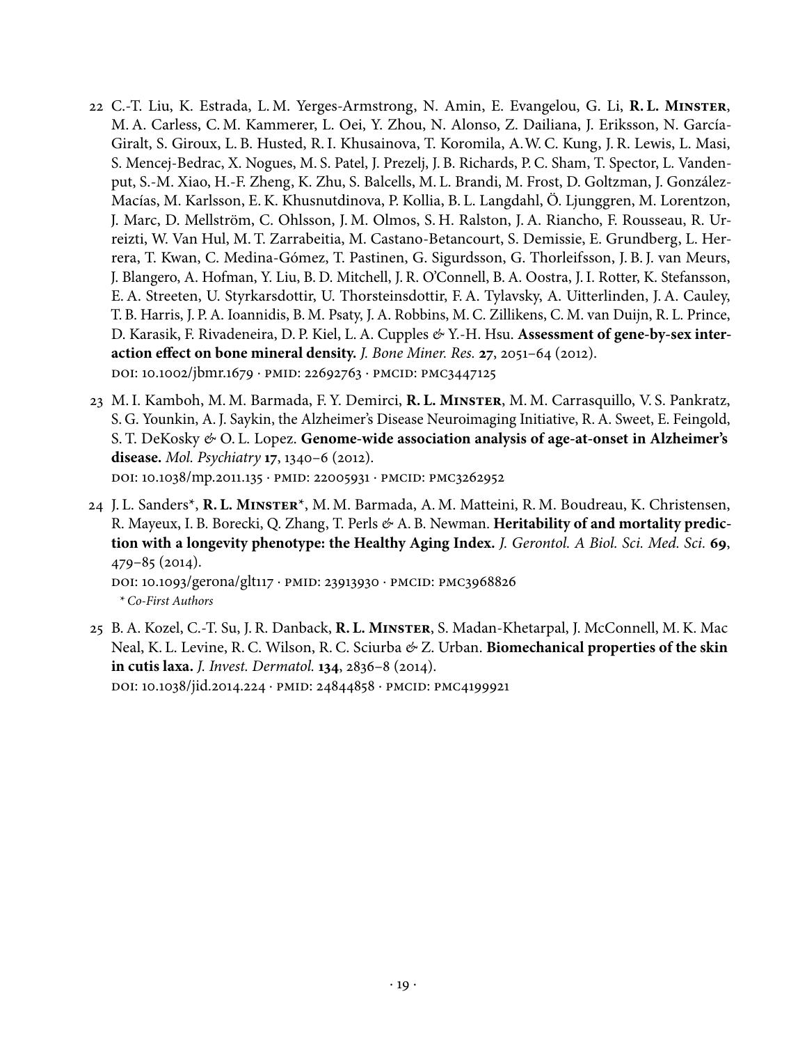22 C.-T. Liu, K. Estrada, L. M. Yerges-Armstrong, N. Amin, E. Evangelou, G. Li, **R. L. Minster**, M. A. Carless, C. M. Kammerer, L. Oei, Y. Zhou, N. Alonso, Z. Dailiana, J. Eriksson, N. García-Giralt, S. Giroux, L. B. Husted, R. I. Khusainova, T. Koromila, A.W. C. Kung, J. R. Lewis, L. Masi, S. Mencej-Bedrac, X. Nogues, M. S. Patel, J. Prezelj, J. B. Richards, P. C. Sham, T. Spector, L. Vandenput, S.-M. Xiao, H.-F. Zheng, K. Zhu, S. Balcells, M. L. Brandi, M. Frost, D. Goltzman, J. González-Macías, M. Karlsson, E. K. Khusnutdinova, P. Kollia, B. L. Langdahl, Ö. Ljunggren, M. Lorentzon, J. Marc, D. Mellström, C. Ohlsson, J. M. Olmos, S. H. Ralston, J. A. Riancho, F. Rousseau, R. Urreizti, W. Van Hul, M. T. Zarrabeitia, M. Castano-Betancourt, S. Demissie, E. Grundberg, L. Herrera, T. Kwan, C. Medina-Gómez, T. Pastinen, G. Sigurdsson, G. Thorleifsson, J. B. J. van Meurs, J. Blangero, A. Hofman, Y. Liu, B. D. Mitchell, J. R. O'Connell, B. A. Oostra, J. I. Rotter, K. Stefansson, E. A. Streeten, U. Styrkarsdottir, U. Thorsteinsdottir, F. A. Tylavsky, A. Uitterlinden, J. A. Cauley, T. B. Harris, J. P. A. Ioannidis, B. M. Psaty, J. A. Robbins, M. C. Zillikens, C. M. van Duijn, R. L. Prince, D. Karasik, F. Rivadeneira, D. P. Kiel, L. A. Cupples & Y.-H. Hsu. **Assessment of gene-by-sex interaction effect on bone mineral density.** *J. Bone Miner. Res.* **27**, 2051–64 (2012).
DOI: 10.1002/jbmr.1679 · PMID: 22692763 · PMCID: PMC3447125

23 M. I. Kamboh, M. M. Barmada, F. Y. Demirci, **R. L. Minster**, M. M. Carrasquillo, V. S. Pankratz, S. G. Younkin, A. J. Saykin, the Alzheimer's Disease Neuroimaging Initiative, R. A. Sweet, E. Feingold, S. T. DeKosky & O. L. Lopez. **Genome-wide association analysis of age-at-onset in Alzheimer's disease.** *Mol. Psychiatry* **17**, 1340–6 (2012).
DOI: 10.1038/mp.2011.135 · PMID: 22005931 · PMCID: PMC3262952

24 J. L. Sanders*, **R. L. Minster***, M. M. Barmada, A. M. Matteini, R. M. Boudreau, K. Christensen, R. Mayeux, I. B. Borecki, Q. Zhang, T. Perls & A. B. Newman. **Heritability of and mortality prediction with a longevity phenotype: the Healthy Aging Index.** *J. Gerontol. A Biol. Sci. Med. Sci.* **69**, 479–85 (2014).
DOI: 10.1093/gerona/glt117 · PMID: 23913930 · PMCID: PMC3968826
*\* Co-First Authors*

25 B. A. Kozel, C.-T. Su, J. R. Danback, **R. L. Minster**, S. Madan-Khetarpal, J. McConnell, M. K. Mac Neal, K. L. Levine, R. C. Wilson, R. C. Sciurba & Z. Urban. **Biomechanical properties of the skin in cutis laxa.** *J. Invest. Dermatol.* **134**, 2836–8 (2014).
DOI: 10.1038/jid.2014.224 · PMID: 24844858 · PMCID: PMC4199921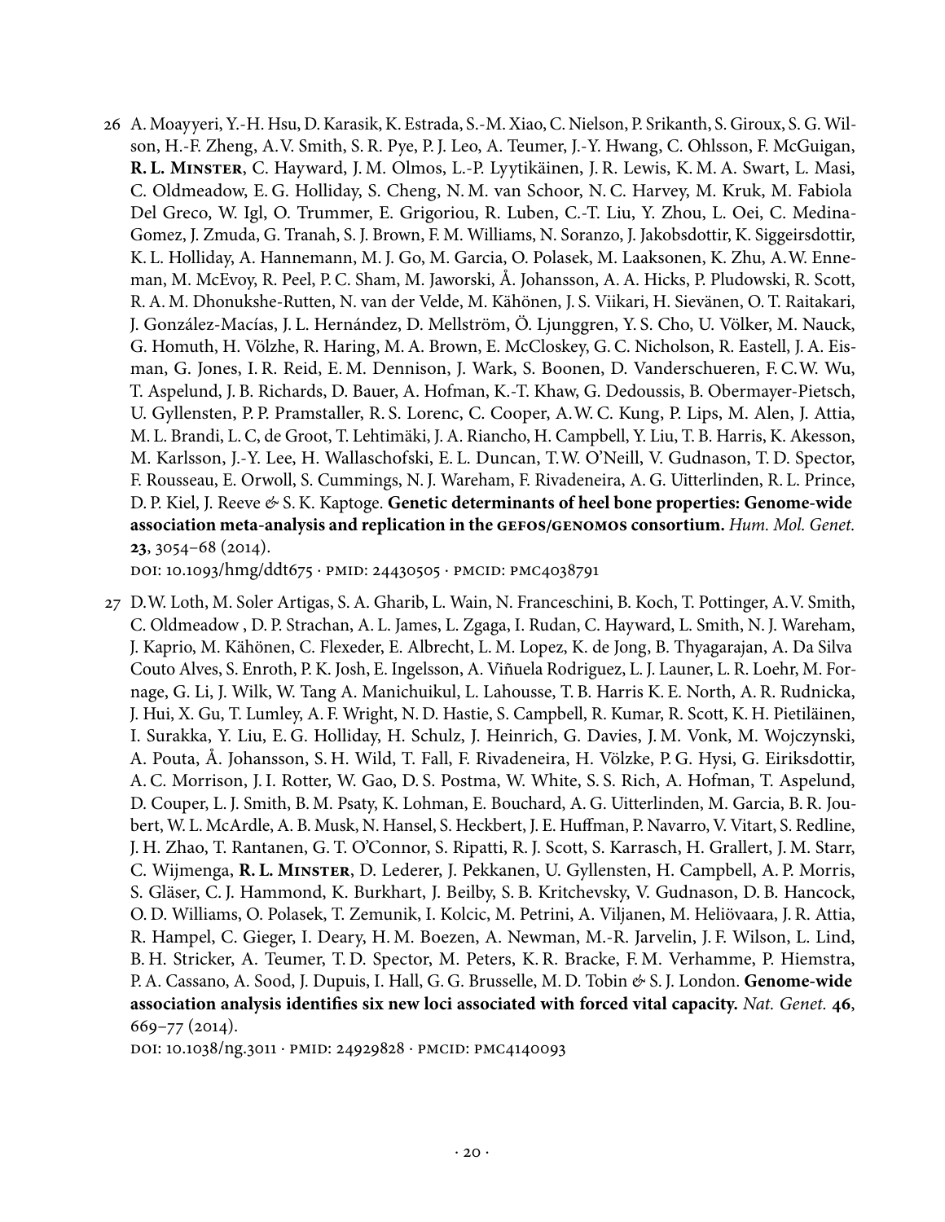26 A. Moayyeri, Y.-H. Hsu, D. Karasik, K. Estrada, S.-M. Xiao, C. Nielson, P. Srikanth, S. Giroux, S. G. Wilson, H.-F. Zheng, A.V. Smith, S. R. Pye, P. J. Leo, A. Teumer, J.-Y. Hwang, C. Ohlsson, F. McGuigan, **R. L. Minster**, C. Hayward, J. M. Olmos, L.-P. Lyytikäinen, J. R. Lewis, K. M. A. Swart, L. Masi, C. Oldmeadow, E. G. Holliday, S. Cheng, N. M. van Schoor, N. C. Harvey, M. Kruk, M. Fabiola Del Greco, W. Igl, O. Trummer, E. Grigoriou, R. Luben, C.-T. Liu, Y. Zhou, L. Oei, C. Medina-Gomez, J. Zmuda, G. Tranah, S. J. Brown, F. M. Williams, N. Soranzo, J. Jakobsdottir, K. Siggeirsdottir, K. L. Holliday, A. Hannemann, M. J. Go, M. Garcia, O. Polasek, M. Laaksonen, K. Zhu, A.W. Enneman, M. McEvoy, R. Peel, P. C. Sham, M. Jaworski, Å. Johansson, A. A. Hicks, P. Pludowski, R. Scott, R. A. M. Dhonukshe-Rutten, N. van der Velde, M. Kähönen, J. S. Viikari, H. Sievänen, O. T. Raitakari, J. González-Macías, J. L. Hernández, D. Mellström, Ö. Ljunggren, Y. S. Cho, U. Völker, M. Nauck, G. Homuth, H. Völzhe, R. Haring, M. A. Brown, E. McCloskey, G. C. Nicholson, R. Eastell, J. A. Eisman, G. Jones, I. R. Reid, E. M. Dennison, J. Wark, S. Boonen, D. Vanderschueren, F. C.W. Wu, T. Aspelund, J. B. Richards, D. Bauer, A. Hofman, K.-T. Khaw, G. Dedoussis, B. Obermayer-Pietsch, U. Gyllensten, P. P. Pramstaller, R. S. Lorenc, C. Cooper, A.W. C. Kung, P. Lips, M. Alen, J. Attia, M. L. Brandi, L. C, de Groot, T. Lehtimäki, J. A. Riancho, H. Campbell, Y. Liu, T. B. Harris, K. Akesson, M. Karlsson, J.-Y. Lee, H. Wallaschofski, E. L. Duncan, T.W. O'Neill, V. Gudnason, T. D. Spector, F. Rousseau, E. Orwoll, S. Cummings, N. J. Wareham, F. Rivadeneira, A. G. Uitterlinden, R. L. Prince, D. P. Kiel, J. Reeve & S. K. Kaptoge. **Genetic determinants of heel bone properties: Genome-wide association meta-analysis and replication in the GEFOS/GENOMOS consortium.** *Hum. Mol. Genet.* **23**, 3054–68 (2014).
DOI: 10.1093/hmg/ddt675 · PMID: 24430505 · PMCID: PMC4038791

27 D.W. Loth, M. Soler Artigas, S. A. Gharib, L. Wain, N. Franceschini, B. Koch, T. Pottinger, A.V. Smith, C. Oldmeadow , D. P. Strachan, A. L. James, L. Zgaga, I. Rudan, C. Hayward, L. Smith, N. J. Wareham, J. Kaprio, M. Kähönen, C. Flexeder, E. Albrecht, L. M. Lopez, K. de Jong, B. Thyagarajan, A. Da Silva Couto Alves, S. Enroth, P. K. Josh, E. Ingelsson, A. Viñuela Rodriguez, L. J. Launer, L. R. Loehr, M. Fornage, G. Li, J. Wilk, W. Tang A. Manichuikul, L. Lahousse, T. B. Harris K. E. North, A. R. Rudnicka, J. Hui, X. Gu, T. Lumley, A. F. Wright, N. D. Hastie, S. Campbell, R. Kumar, R. Scott, K. H. Pietiläinen, I. Surakka, Y. Liu, E. G. Holliday, H. Schulz, J. Heinrich, G. Davies, J. M. Vonk, M. Wojczynski, A. Pouta, Å. Johansson, S. H. Wild, T. Fall, F. Rivadeneira, H. Völzke, P. G. Hysi, G. Eiriksdottir, A. C. Morrison, J. I. Rotter, W. Gao, D. S. Postma, W. White, S. S. Rich, A. Hofman, T. Aspelund, D. Couper, L. J. Smith, B. M. Psaty, K. Lohman, E. Bouchard, A. G. Uitterlinden, M. Garcia, B. R. Joubert, W. L. McArdle, A. B. Musk, N. Hansel, S. Heckbert, J. E. Huffman, P. Navarro, V. Vitart, S. Redline, J. H. Zhao, T. Rantanen, G. T. O'Connor, S. Ripatti, R. J. Scott, S. Karrasch, H. Grallert, J. M. Starr, C. Wijmenga, **R. L. Minster**, D. Lederer, J. Pekkanen, U. Gyllensten, H. Campbell, A. P. Morris, S. Gläser, C. J. Hammond, K. Burkhart, J. Beilby, S. B. Kritchevsky, V. Gudnason, D. B. Hancock, O. D. Williams, O. Polasek, T. Zemunik, I. Kolcic, M. Petrini, A. Viljanen, M. Heliövaara, J. R. Attia, R. Hampel, C. Gieger, I. Deary, H. M. Boezen, A. Newman, M.-R. Jarvelin, J. F. Wilson, L. Lind, B. H. Stricker, A. Teumer, T. D. Spector, M. Peters, K. R. Bracke, F. M. Verhamme, P. Hiemstra, P. A. Cassano, A. Sood, J. Dupuis, I. Hall, G. G. Brusselle, M. D. Tobin & S. J. London. **Genome-wide association analysis identifies six new loci associated with forced vital capacity.** *Nat. Genet.* **46**, 669–77 (2014).
DOI: 10.1038/ng.3011 · PMID: 24929828 · PMCID: PMC4140093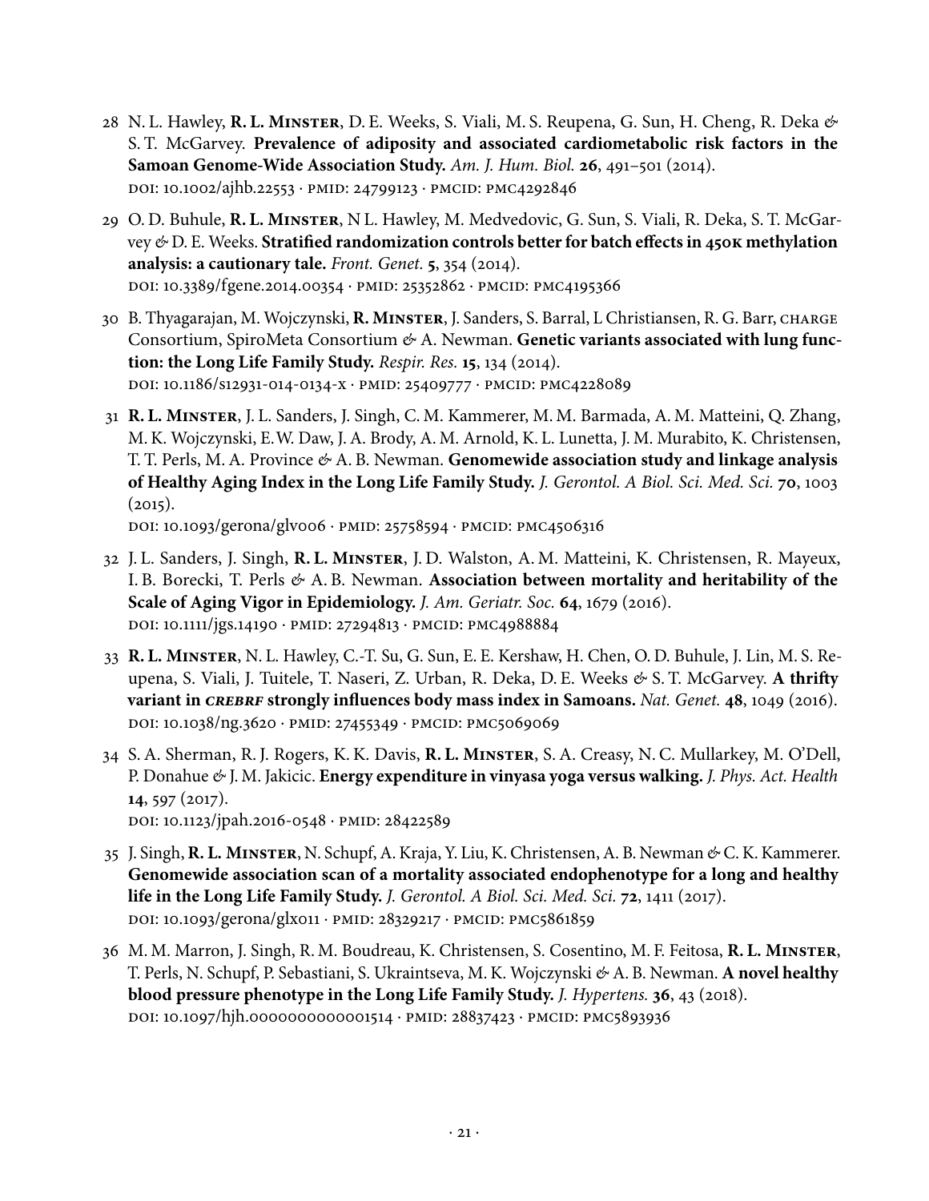28 N. L. Hawley, **R. L. Minster**, D. E. Weeks, S. Viali, M. S. Reupena, G. Sun, H. Cheng, R. Deka & S. T. McGarvey. **Prevalence of adiposity and associated cardiometabolic risk factors in the Samoan Genome-Wide Association Study.** *Am. J. Hum. Biol.* **26**, 491–501 (2014).
doi: 10.1002/ajhb.22553 · pmid: 24799123 · pmcid: pmc4292846

29 O. D. Buhule, **R. L. Minster**, N L. Hawley, M. Medvedovic, G. Sun, S. Viali, R. Deka, S. T. McGarvey & D. E. Weeks. **Stratified randomization controls better for batch effects in 450k methylation analysis: a cautionary tale.** *Front. Genet.* **5**, 354 (2014).
doi: 10.3389/fgene.2014.00354 · pmid: 25352862 · pmcid: pmc4195366

30 B. Thyagarajan, M. Wojczynski, **R. Minster**, J. Sanders, S. Barral, L Christiansen, R. G. Barr, charge Consortium, SpiroMeta Consortium & A. Newman. **Genetic variants associated with lung function: the Long Life Family Study.** *Respir. Res.* **15**, 134 (2014).
doi: 10.1186/s12931-014-0134-x · pmid: 25409777 · pmcid: pmc4228089

31 **R. L. Minster**, J. L. Sanders, J. Singh, C. M. Kammerer, M. M. Barmada, A. M. Matteini, Q. Zhang, M. K. Wojczynski, E.W. Daw, J. A. Brody, A. M. Arnold, K. L. Lunetta, J. M. Murabito, K. Christensen, T. T. Perls, M. A. Province & A. B. Newman. **Genomewide association study and linkage analysis of Healthy Aging Index in the Long Life Family Study.** *J. Gerontol. A Biol. Sci. Med. Sci.* **70**, 1003 (2015).
doi: 10.1093/gerona/glv006 · pmid: 25758594 · pmcid: pmc4506316

32 J. L. Sanders, J. Singh, **R. L. Minster**, J. D. Walston, A. M. Matteini, K. Christensen, R. Mayeux, I. B. Borecki, T. Perls & A. B. Newman. **Association between mortality and heritability of the Scale of Aging Vigor in Epidemiology.** *J. Am. Geriatr. Soc.* **64**, 1679 (2016).
doi: 10.1111/jgs.14190 · pmid: 27294813 · pmcid: pmc4988884

33 **R. L. Minster**, N. L. Hawley, C.-T. Su, G. Sun, E. E. Kershaw, H. Chen, O. D. Buhule, J. Lin, M. S. Reupena, S. Viali, J. Tuitele, T. Naseri, Z. Urban, R. Deka, D. E. Weeks & S. T. McGarvey. **A thrifty variant in *CREBRF* strongly influences body mass index in Samoans.** *Nat. Genet.* **48**, 1049 (2016).
doi: 10.1038/ng.3620 · pmid: 27455349 · pmcid: pmc5069069

34 S. A. Sherman, R. J. Rogers, K. K. Davis, **R. L. Minster**, S. A. Creasy, N. C. Mullarkey, M. O'Dell, P. Donahue & J. M. Jakicic. **Energy expenditure in vinyasa yoga versus walking.** *J. Phys. Act. Health* **14**, 597 (2017).
doi: 10.1123/jpah.2016-0548 · pmid: 28422589

35 J. Singh, **R. L. Minster**, N. Schupf, A. Kraja, Y. Liu, K. Christensen, A. B. Newman & C. K. Kammerer. **Genomewide association scan of a mortality associated endophenotype for a long and healthy life in the Long Life Family Study.** *J. Gerontol. A Biol. Sci. Med. Sci.* **72**, 1411 (2017).
doi: 10.1093/gerona/glx011 · pmid: 28329217 · pmcid: pmc5861859

36 M. M. Marron, J. Singh, R. M. Boudreau, K. Christensen, S. Cosentino, M. F. Feitosa, **R. L. Minster**, T. Perls, N. Schupf, P. Sebastiani, S. Ukraintseva, M. K. Wojczynski & A. B. Newman. **A novel healthy blood pressure phenotype in the Long Life Family Study.** *J. Hypertens.* **36**, 43 (2018).
doi: 10.1097/hjh.0000000000001514 · pmid: 28837423 · pmcid: pmc5893936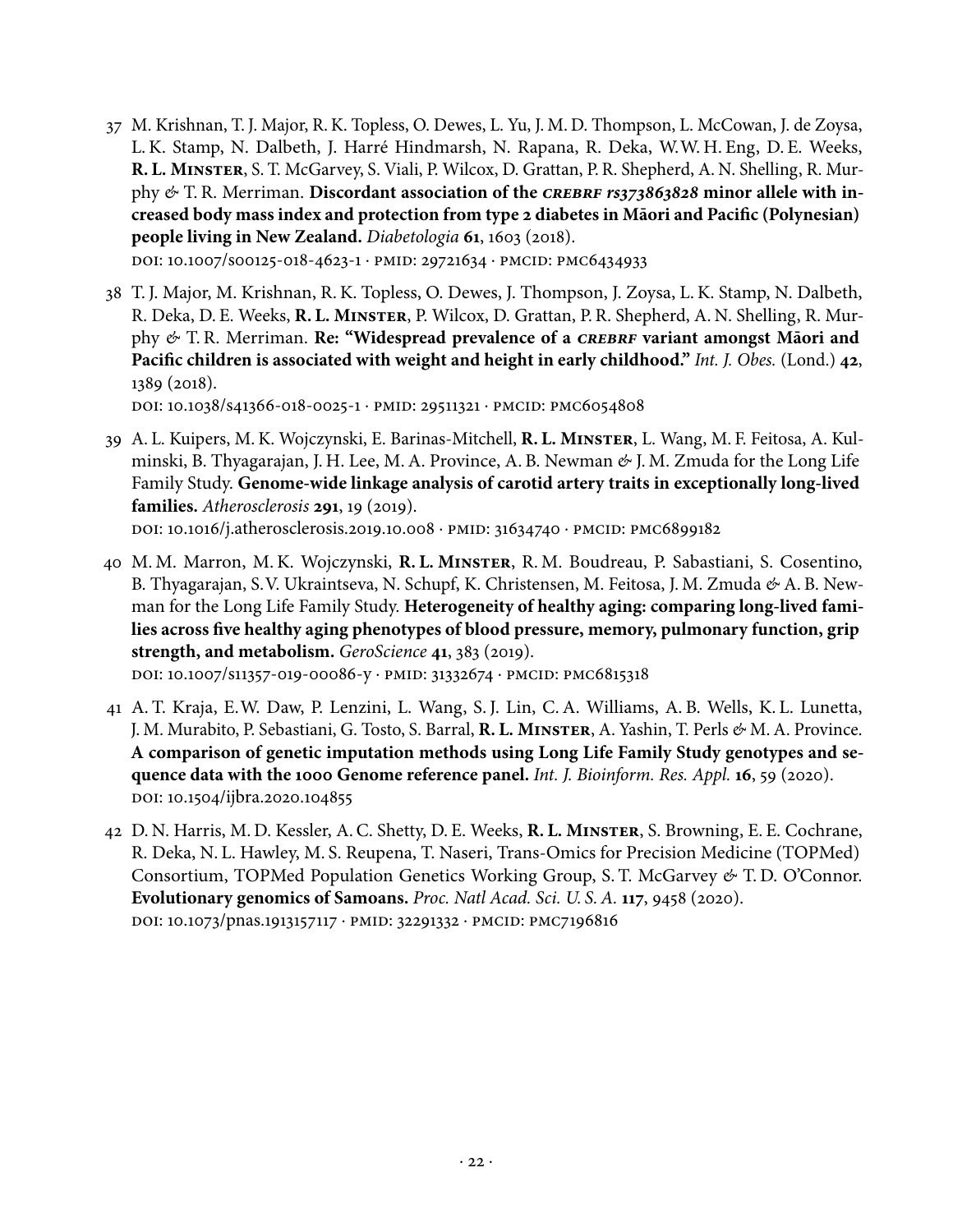37 M. Krishnan, T. J. Major, R. K. Topless, O. Dewes, L. Yu, J. M. D. Thompson, L. McCowan, J. de Zoysa, L. K. Stamp, N. Dalbeth, J. Harré Hindmarsh, N. Rapana, R. Deka, W.W. H. Eng, D. E. Weeks, **R. L. Minster**, S. T. McGarvey, S. Viali, P. Wilcox, D. Grattan, P. R. Shepherd, A. N. Shelling, R. Murphy & T. R. Merriman. **Discordant association of the *CREBRF rs373863828* minor allele with increased body mass index and protection from type 2 diabetes in Māori and Pacific (Polynesian) people living in New Zealand.** *Diabetologia* **61**, 1603 (2018).
doi: 10.1007/s00125-018-4623-1 · pmid: 29721634 · pmcid: pmc6434933

38 T. J. Major, M. Krishnan, R. K. Topless, O. Dewes, J. Thompson, J. Zoysa, L. K. Stamp, N. Dalbeth, R. Deka, D. E. Weeks, **R. L. Minster**, P. Wilcox, D. Grattan, P. R. Shepherd, A. N. Shelling, R. Murphy & T. R. Merriman. **Re: "Widespread prevalence of a *CREBRF* variant amongst Māori and Pacific children is associated with weight and height in early childhood."** *Int. J. Obes.* (Lond.) **42**, 1389 (2018).
doi: 10.1038/s41366-018-0025-1 · pmid: 29511321 · pmcid: pmc6054808

39 A. L. Kuipers, M. K. Wojczynski, E. Barinas-Mitchell, **R. L. Minster**, L. Wang, M. F. Feitosa, A. Kulminski, B. Thyagarajan, J. H. Lee, M. A. Province, A. B. Newman & J. M. Zmuda for the Long Life Family Study. **Genome-wide linkage analysis of carotid artery traits in exceptionally long-lived families.** *Atherosclerosis* **291**, 19 (2019).
doi: 10.1016/j.atherosclerosis.2019.10.008 · pmid: 31634740 · pmcid: pmc6899182

40 M. M. Marron, M. K. Wojczynski, **R. L. Minster**, R. M. Boudreau, P. Sabastiani, S. Cosentino, B. Thyagarajan, S.V. Ukraintseva, N. Schupf, K. Christensen, M. Feitosa, J. M. Zmuda & A. B. Newman for the Long Life Family Study. **Heterogeneity of healthy aging: comparing long-lived families across five healthy aging phenotypes of blood pressure, memory, pulmonary function, grip strength, and metabolism.** *GeroScience* **41**, 383 (2019).
doi: 10.1007/s11357-019-00086-y · pmid: 31332674 · pmcid: pmc6815318

41 A. T. Kraja, E.W. Daw, P. Lenzini, L. Wang, S. J. Lin, C. A. Williams, A. B. Wells, K. L. Lunetta, J. M. Murabito, P. Sebastiani, G. Tosto, S. Barral, **R. L. Minster**, A. Yashin, T. Perls & M. A. Province. **A comparison of genetic imputation methods using Long Life Family Study genotypes and sequence data with the 1000 Genome reference panel.** *Int. J. Bioinform. Res. Appl.* **16**, 59 (2020).
doi: 10.1504/ijbra.2020.104855

42 D. N. Harris, M. D. Kessler, A. C. Shetty, D. E. Weeks, **R. L. Minster**, S. Browning, E. E. Cochrane, R. Deka, N. L. Hawley, M. S. Reupena, T. Naseri, Trans-Omics for Precision Medicine (TOPMed) Consortium, TOPMed Population Genetics Working Group, S. T. McGarvey & T. D. O'Connor. **Evolutionary genomics of Samoans.** *Proc. Natl Acad. Sci. U. S. A.* **117**, 9458 (2020).
doi: 10.1073/pnas.1913157117 · pmid: 32291332 · pmcid: pmc7196816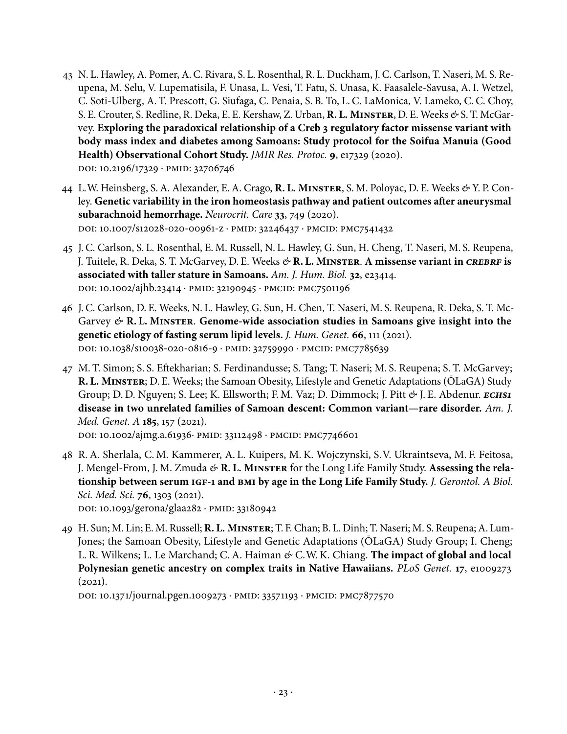43 N. L. Hawley, A. Pomer, A. C. Rivara, S. L. Rosenthal, R. L. Duckham, J. C. Carlson, T. Naseri, M. S. Reupena, M. Selu, V. Lupematisila, F. Unasa, L. Vesi, T. Fatu, S. Unasa, K. Faasalele-Savusa, A. I. Wetzel, C. Soti-Ulberg, A. T. Prescott, G. Siufaga, C. Penaia, S. B. To, L. C. LaMonica, V. Lameko, C. C. Choy, S. E. Crouter, S. Redline, R. Deka, E. E. Kershaw, Z. Urban, **R. L. Minster**, D. E. Weeks & S. T. McGarvey. **Exploring the paradoxical relationship of a Creb 3 regulatory factor missense variant with body mass index and diabetes among Samoans: Study protocol for the Soifua Manuia (Good Health) Observational Cohort Study.** *JMIR Res. Protoc.* **9**, e17329 (2020).
DOI: 10.2196/17329 · PMID: 32706746

44 L. W. Heinsberg, S. A. Alexander, E. A. Crago, **R. L. Minster**, S. M. Poloyac, D. E. Weeks & Y. P. Conley. **Genetic variability in the iron homeostasis pathway and patient outcomes after aneurysmal subarachnoid hemorrhage.** *Neurocrit. Care* **33**, 749 (2020).
DOI: 10.1007/s12028-020-00961-z · PMID: 32246437 · PMCID: PMC7541432

45 J. C. Carlson, S. L. Rosenthal, E. M. Russell, N. L. Hawley, G. Sun, H. Cheng, T. Naseri, M. S. Reupena, J. Tuitele, R. Deka, S. T. McGarvey, D. E. Weeks & **R. L. Minster**. **A missense variant in *CREBRF* is associated with taller stature in Samoans.** *Am. J. Hum. Biol.* **32**, e23414.
DOI: 10.1002/ajhb.23414 · PMID: 32190945 · PMCID: PMC7501196

46 J. C. Carlson, D. E. Weeks, N. L. Hawley, G. Sun, H. Chen, T. Naseri, M. S. Reupena, R. Deka, S. T. McGarvey & **R. L. Minster**. **Genome-wide association studies in Samoans give insight into the genetic etiology of fasting serum lipid levels.** *J. Hum. Genet.* **66**, 111 (2021).
DOI: 10.1038/s10038-020-0816-9 · PMID: 32759990 · PMCID: PMC7785639

47 M. T. Simon; S. S. Eftekharian; S. Ferdinandusse; S. Tang; T. Naseri; M. S. Reupena; S. T. McGarvey; **R. L. Minster**; D. E. Weeks; the Samoan Obesity, Lifestyle and Genetic Adaptations (ŌLaGA) Study Group; D. D. Nguyen; S. Lee; K. Ellsworth; F. M. Vaz; D. Dimmock; J. Pitt & J. E. Abdenur. ***ECHS1* disease in two unrelated families of Samoan descent: Common variant—rare disorder.** *Am. J. Med. Genet. A* **185**, 157 (2021).
DOI: 10.1002/ajmg.a.61936· PMID: 33112498 · PMCID: PMC7746601

48 R. A. Sherlala, C. M. Kammerer, A. L. Kuipers, M. K. Wojczynski, S. V. Ukraintseva, M. F. Feitosa, J. Mengel-From, J. M. Zmuda & **R. L. Minster** for the Long Life Family Study. **Assessing the relationship between serum IGF-1 and BMI by age in the Long Life Family Study.** *J. Gerontol. A Biol. Sci. Med. Sci.* **76**, 1303 (2021).
DOI: 10.1093/gerona/glaa282 · PMID: 33180942

49 H. Sun; M. Lin; E. M. Russell; **R. L. Minster**; T. F. Chan; B. L. Dinh; T. Naseri; M. S. Reupena; A. Lum-Jones; the Samoan Obesity, Lifestyle and Genetic Adaptations (ŌLaGA) Study Group; I. Cheng; L. R. Wilkens; L. Le Marchand; C. A. Haiman & C. W. K. Chiang. **The impact of global and local Polynesian genetic ancestry on complex traits in Native Hawaiians.** *PLoS Genet.* **17**, e1009273 (2021).
DOI: 10.1371/journal.pgen.1009273 · PMID: 33571193 · PMCID: PMC7877570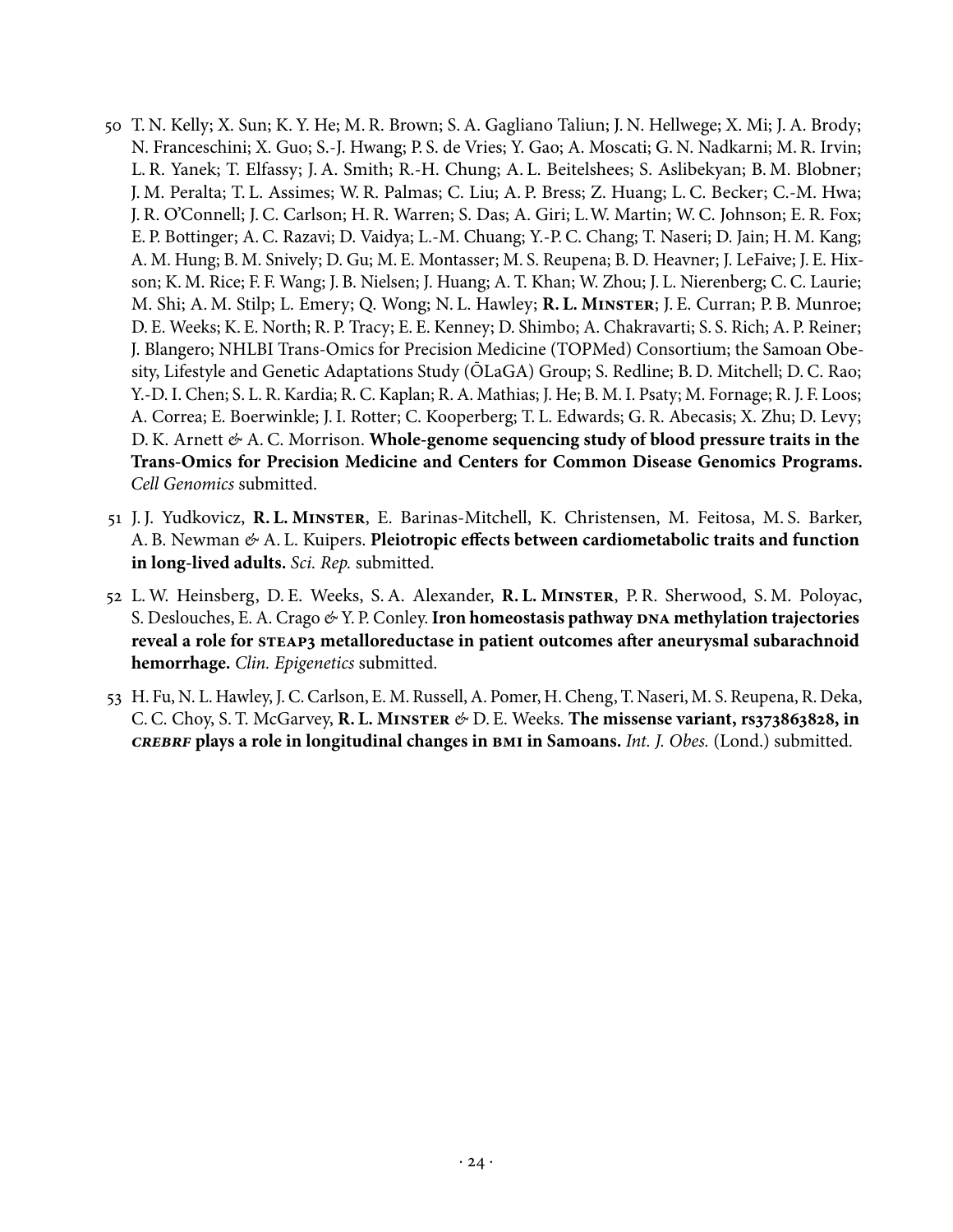50 T. N. Kelly; X. Sun; K. Y. He; M. R. Brown; S. A. Gagliano Taliun; J. N. Hellwege; X. Mi; J. A. Brody; N. Franceschini; X. Guo; S.-J. Hwang; P. S. de Vries; Y. Gao; A. Moscati; G. N. Nadkarni; M. R. Irvin; L. R. Yanek; T. Elfassy; J. A. Smith; R.-H. Chung; A. L. Beitelshees; S. Aslibekyan; B. M. Blobner; J. M. Peralta; T. L. Assimes; W. R. Palmas; C. Liu; A. P. Bress; Z. Huang; L. C. Becker; C.-M. Hwa; J. R. O'Connell; J. C. Carlson; H. R. Warren; S. Das; A. Giri; L.W. Martin; W. C. Johnson; E. R. Fox; E. P. Bottinger; A. C. Razavi; D. Vaidya; L.-M. Chuang; Y.-P. C. Chang; T. Naseri; D. Jain; H. M. Kang; A. M. Hung; B. M. Snively; D. Gu; M. E. Montasser; M. S. Reupena; B. D. Heavner; J. LeFaive; J. E. Hixson; K. M. Rice; F. F. Wang; J. B. Nielsen; J. Huang; A. T. Khan; W. Zhou; J. L. Nierenberg; C. C. Laurie; M. Shi; A. M. Stilp; L. Emery; Q. Wong; N. L. Hawley; **R. L. Minster**; J. E. Curran; P. B. Munroe; D. E. Weeks; K. E. North; R. P. Tracy; E. E. Kenney; D. Shimbo; A. Chakravarti; S. S. Rich; A. P. Reiner; J. Blangero; NHLBI Trans-Omics for Precision Medicine (TOPMed) Consortium; the Samoan Obesity, Lifestyle and Genetic Adaptations Study (ŌLaGA) Group; S. Redline; B. D. Mitchell; D. C. Rao; Y.-D. I. Chen; S. L. R. Kardia; R. C. Kaplan; R. A. Mathias; J. He; B. M. I. Psaty; M. Fornage; R. J. F. Loos; A. Correa; E. Boerwinkle; J. I. Rotter; C. Kooperberg; T. L. Edwards; G. R. Abecasis; X. Zhu; D. Levy; D. K. Arnett & A. C. Morrison. **Whole-genome sequencing study of blood pressure traits in the Trans-Omics for Precision Medicine and Centers for Common Disease Genomics Programs.** *Cell Genomics* submitted.

51 J. J. Yudkovicz, **R. L. Minster**, E. Barinas-Mitchell, K. Christensen, M. Feitosa, M. S. Barker, A. B. Newman & A. L. Kuipers. **Pleiotropic effects between cardiometabolic traits and function in long-lived adults.** *Sci. Rep.* submitted.

52 L. W. Heinsberg, D. E. Weeks, S. A. Alexander, **R. L. Minster**, P. R. Sherwood, S. M. Poloyac, S. Deslouches, E. A. Crago & Y. P. Conley. **Iron homeostasis pathway DNA methylation trajectories reveal a role for STEAP3 metalloreductase in patient outcomes after aneurysmal subarachnoid hemorrhage.** *Clin. Epigenetics* submitted.

53 H. Fu, N. L. Hawley, J. C. Carlson, E. M. Russell, A. Pomer, H. Cheng, T. Naseri, M. S. Reupena, R. Deka, C. C. Choy, S. T. McGarvey, **R. L. Minster** & D. E. Weeks. **The missense variant, rs373863828, in *CREBRF* plays a role in longitudinal changes in BMI in Samoans.** *Int. J. Obes.* (Lond.) submitted.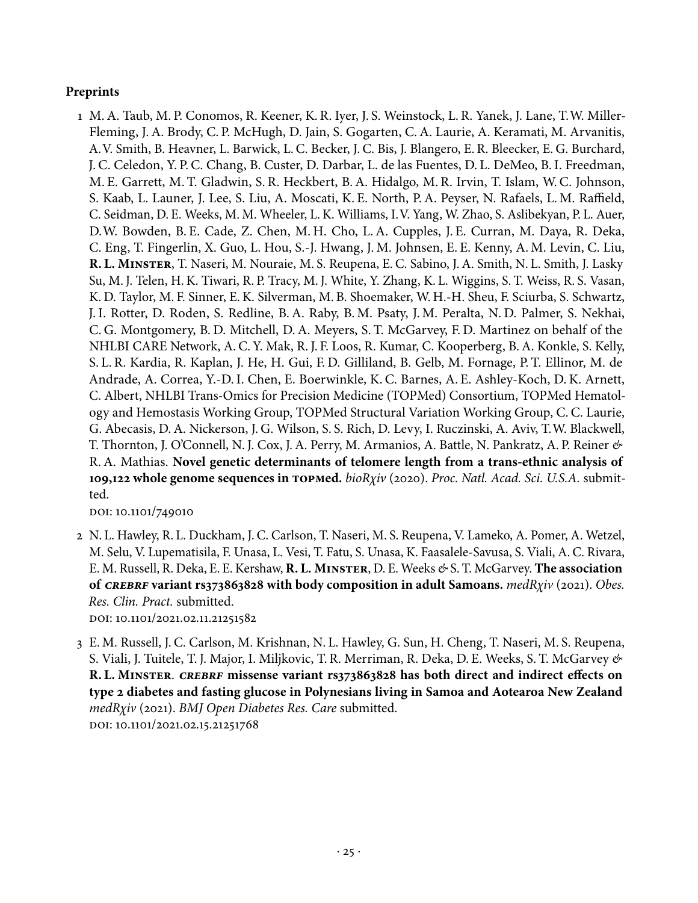### Preprints

1 M. A. Taub, M. P. Conomos, R. Keener, K. R. Iyer, J. S. Weinstock, L. R. Yanek, J. Lane, T.W. Miller-Fleming, J. A. Brody, C. P. McHugh, D. Jain, S. Gogarten, C. A. Laurie, A. Keramati, M. Arvanitis, A.V. Smith, B. Heavner, L. Barwick, L. C. Becker, J. C. Bis, J. Blangero, E. R. Bleecker, E. G. Burchard, J. C. Celedon, Y. P. C. Chang, B. Custer, D. Darbar, L. de las Fuentes, D. L. DeMeo, B. I. Freedman, M. E. Garrett, M. T. Gladwin, S. R. Heckbert, B. A. Hidalgo, M. R. Irvin, T. Islam, W. C. Johnson, S. Kaab, L. Launer, J. Lee, S. Liu, A. Moscati, K. E. North, P. A. Peyser, N. Rafaels, L. M. Raffield, C. Seidman, D. E. Weeks, M. M. Wheeler, L. K. Williams, I.V. Yang, W. Zhao, S. Aslibekyan, P. L. Auer, D.W. Bowden, B. E. Cade, Z. Chen, M. H. Cho, L. A. Cupples, J. E. Curran, M. Daya, R. Deka, C. Eng, T. Fingerlin, X. Guo, L. Hou, S.-J. Hwang, J. M. Johnsen, E. E. Kenny, A. M. Levin, C. Liu, **R. L. Minster**, T. Naseri, M. Nouraie, M. S. Reupena, E. C. Sabino, J. A. Smith, N. L. Smith, J. Lasky Su, M. J. Telen, H. K. Tiwari, R. P. Tracy, M. J. White, Y. Zhang, K. L. Wiggins, S. T. Weiss, R. S. Vasan, K. D. Taylor, M. F. Sinner, E. K. Silverman, M. B. Shoemaker, W. H.-H. Sheu, F. Sciurba, S. Schwartz, J. I. Rotter, D. Roden, S. Redline, B. A. Raby, B. M. Psaty, J. M. Peralta, N. D. Palmer, S. Nekhai, C. G. Montgomery, B. D. Mitchell, D. A. Meyers, S. T. McGarvey, F. D. Martinez on behalf of the NHLBI CARE Network, A. C. Y. Mak, R. J. F. Loos, R. Kumar, C. Kooperberg, B. A. Konkle, S. Kelly, S. L. R. Kardia, R. Kaplan, J. He, H. Gui, F. D. Gilliland, B. Gelb, M. Fornage, P. T. Ellinor, M. de Andrade, A. Correa, Y.-D. I. Chen, E. Boerwinkle, K. C. Barnes, A. E. Ashley-Koch, D. K. Arnett, C. Albert, NHLBI Trans-Omics for Precision Medicine (TOPMed) Consortium, TOPMed Hematology and Hemostasis Working Group, TOPMed Structural Variation Working Group, C. C. Laurie, G. Abecasis, D. A. Nickerson, J. G. Wilson, S. S. Rich, D. Levy, I. Ruczinski, A. Aviv, T.W. Blackwell, T. Thornton, J. O'Connell, N. J. Cox, J. A. Perry, M. Armanios, A. Battle, N. Pankratz, A. P. Reiner & R. A. Mathias. **Novel genetic determinants of telomere length from a trans-ethnic analysis of 109,122 whole genome sequences in TOPMed.** *bioRχiv* (2020). *Proc. Natl. Acad. Sci. U.S.A.* submitted.
DOI: 10.1101/749010

2 N. L. Hawley, R. L. Duckham, J. C. Carlson, T. Naseri, M. S. Reupena, V. Lameko, A. Pomer, A. Wetzel, M. Selu, V. Lupematisila, F. Unasa, L. Vesi, T. Fatu, S. Unasa, K. Faasalele-Savusa, S. Viali, A. C. Rivara, E. M. Russell, R. Deka, E. E. Kershaw, **R. L. Minster**, D. E. Weeks & S. T. McGarvey. **The association of *CREBRF* variant rs373863828 with body composition in adult Samoans.** *medRχiv* (2021). *Obes. Res. Clin. Pract.* submitted.
DOI: 10.1101/2021.02.11.21251582

3 E. M. Russell, J. C. Carlson, M. Krishnan, N. L. Hawley, G. Sun, H. Cheng, T. Naseri, M. S. Reupena, S. Viali, J. Tuitele, T. J. Major, I. Miljkovic, T. R. Merriman, R. Deka, D. E. Weeks, S. T. McGarvey & **R. L. Minster**. ***CREBRF* missense variant rs373863828 has both direct and indirect effects on type 2 diabetes and fasting glucose in Polynesians living in Samoa and Aotearoa New Zealand** *medRχiv* (2021). *BMJ Open Diabetes Res. Care* submitted.
DOI: 10.1101/2021.02.15.21251768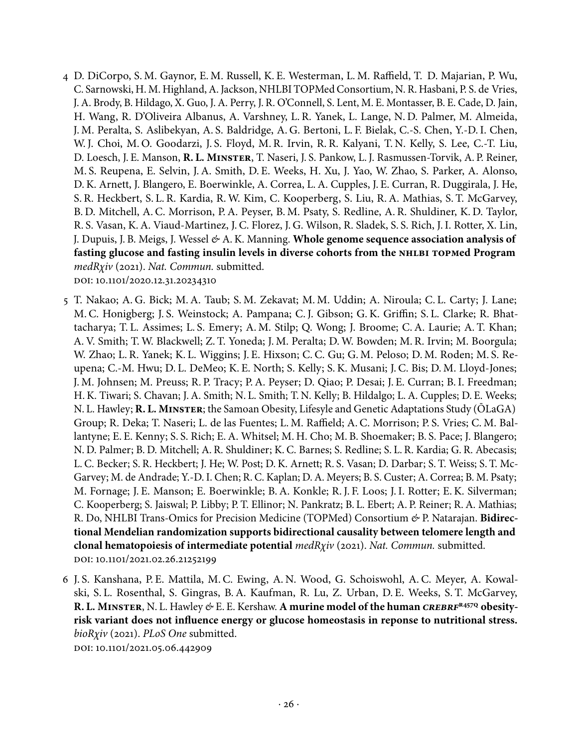4 D. DiCorpo, S. M. Gaynor, E. M. Russell, K. E. Westerman, L. M. Raffield, T. D. Majarian, P. Wu, C. Sarnowski, H. M. Highland, A. Jackson, NHLBI TOPMed Consortium, N. R. Hasbani, P. S. de Vries, J. A. Brody, B. Hildago, X. Guo, J. A. Perry, J. R. O'Connell, S. Lent, M. E. Montasser, B. E. Cade, D. Jain, H. Wang, R. D'Oliveira Albanus, A. Varshney, L. R. Yanek, L. Lange, N. D. Palmer, M. Almeida, J. M. Peralta, S. Aslibekyan, A. S. Baldridge, A. G. Bertoni, L. F. Bielak, C.-S. Chen, Y.-D. I. Chen, W. J. Choi, M. O. Goodarzi, J. S. Floyd, M. R. Irvin, R. R. Kalyani, T. N. Kelly, S. Lee, C.-T. Liu, D. Loesch, J. E. Manson, **R. L. Minster**, T. Naseri, J. S. Pankow, L. J. Rasmussen-Torvik, A. P. Reiner, M. S. Reupena, E. Selvin, J. A. Smith, D. E. Weeks, H. Xu, J. Yao, W. Zhao, S. Parker, A. Alonso, D. K. Arnett, J. Blangero, E. Boerwinkle, A. Correa, L. A. Cupples, J. E. Curran, R. Duggirala, J. He, S. R. Heckbert, S. L. R. Kardia, R. W. Kim, C. Kooperberg, S. Liu, R. A. Mathias, S. T. McGarvey, B. D. Mitchell, A. C. Morrison, P. A. Peyser, B. M. Psaty, S. Redline, A. R. Shuldiner, K. D. Taylor, R. S. Vasan, K. A. Viaud-Martinez, J. C. Florez, J. G. Wilson, R. Sladek, S. S. Rich, J. I. Rotter, X. Lin, J. Dupuis, J. B. Meigs, J. Wessel & A. K. Manning. **Whole genome sequence association analysis of fasting glucose and fasting insulin levels in diverse cohorts from the NHLBI TOPMed Program** *medRχiv* (2021). *Nat. Commun.* submitted.
DOI: 10.1101/2020.12.31.20234310

5 T. Nakao; A. G. Bick; M. A. Taub; S. M. Zekavat; M. M. Uddin; A. Niroula; C. L. Carty; J. Lane; M. C. Honigberg; J. S. Weinstock; A. Pampana; C. J. Gibson; G. K. Griffin; S. L. Clarke; R. Bhattacharya; T. L. Assimes; L. S. Emery; A. M. Stilp; Q. Wong; J. Broome; C. A. Laurie; A. T. Khan; A. V. Smith; T. W. Blackwell; Z. T. Yoneda; J. M. Peralta; D. W. Bowden; M. R. Irvin; M. Boorgula; W. Zhao; L. R. Yanek; K. L. Wiggins; J. E. Hixson; C. C. Gu; G. M. Peloso; D. M. Roden; M. S. Reupena; C.-M. Hwu; D. L. DeMeo; K. E. North; S. Kelly; S. K. Musani; J. C. Bis; D. M. Lloyd-Jones; J. M. Johnsen; M. Preuss; R. P. Tracy; P. A. Peyser; D. Qiao; P. Desai; J. E. Curran; B. I. Freedman; H. K. Tiwari; S. Chavan; J. A. Smith; N. L. Smith; T. N. Kelly; B. Hildalgo; L. A. Cupples; D. E. Weeks; N. L. Hawley; **R. L. Minster**; the Samoan Obesity, Lifesyle and Genetic Adaptations Study (ŌLaGA) Group; R. Deka; T. Naseri; L. de las Fuentes; L. M. Raffield; A. C. Morrison; P. S. Vries; C. M. Ballantyne; E. E. Kenny; S. S. Rich; E. A. Whitsel; M. H. Cho; M. B. Shoemaker; B. S. Pace; J. Blangero; N. D. Palmer; B. D. Mitchell; A. R. Shuldiner; K. C. Barnes; S. Redline; S. L. R. Kardia; G. R. Abecasis; L. C. Becker; S. R. Heckbert; J. He; W. Post; D. K. Arnett; R. S. Vasan; D. Darbar; S. T. Weiss; S. T. McGarvey; M. de Andrade; Y.-D. I. Chen; R. C. Kaplan; D. A. Meyers; B. S. Custer; A. Correa; B. M. Psaty; M. Fornage; J. E. Manson; E. Boerwinkle; B. A. Konkle; R. J. F. Loos; J. I. Rotter; E. K. Silverman; C. Kooperberg; S. Jaiswal; P. Libby; P. T. Ellinor; N. Pankratz; B. L. Ebert; A. P. Reiner; R. A. Mathias; R. Do, NHLBI Trans-Omics for Precision Medicine (TOPMed) Consortium & P. Natarajan. **Bidirectional Mendelian randomization supports bidirectional causality between telomere length and clonal hematopoiesis of intermediate potential** *medRχiv* (2021). *Nat. Commun.* submitted.
DOI: 10.1101/2021.02.26.21252199

6 J. S. Kanshana, P. E. Mattila, M. C. Ewing, A. N. Wood, G. Schoiswohl, A. C. Meyer, A. Kowalski, S. L. Rosenthal, S. Gingras, B. A. Kaufman, R. Lu, Z. Urban, D. E. Weeks, S. T. McGarvey, **R. L. Minster**, N. L. Hawley & E. E. Kershaw. **A murine model of the human *CREBRF*$^{R457Q}$ obesity-risk variant does not influence energy or glucose homeostasis in reponse to nutritional stress.** *bioRχiv* (2021). *PLoS One* submitted.
DOI: 10.1101/2021.05.06.442909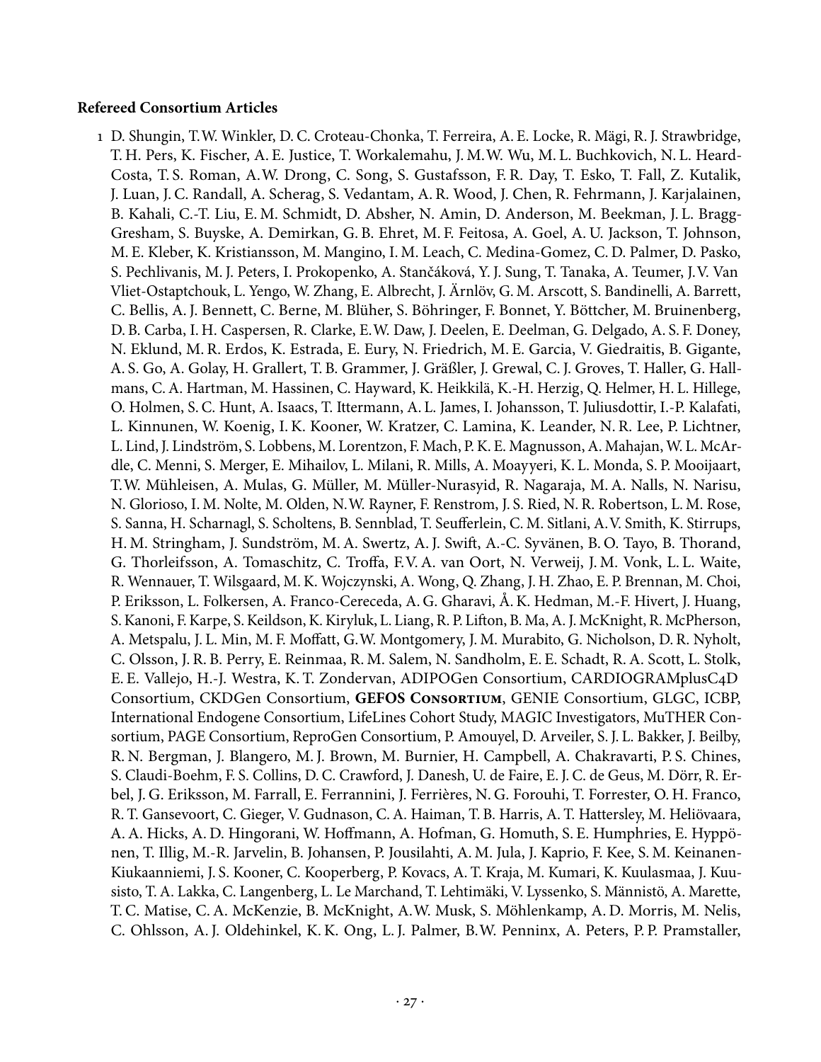**Refereed Consortium Articles**

1 D. Shungin, T.W. Winkler, D. C. Croteau-Chonka, T. Ferreira, A. E. Locke, R. Mägi, R. J. Strawbridge, T. H. Pers, K. Fischer, A. E. Justice, T. Workalemahu, J. M.W. Wu, M. L. Buchkovich, N. L. Heard-Costa, T. S. Roman, A.W. Drong, C. Song, S. Gustafsson, F. R. Day, T. Esko, T. Fall, Z. Kutalik, J. Luan, J. C. Randall, A. Scherag, S. Vedantam, A. R. Wood, J. Chen, R. Fehrmann, J. Karjalainen, B. Kahali, C.-T. Liu, E. M. Schmidt, D. Absher, N. Amin, D. Anderson, M. Beekman, J. L. Bragg-Gresham, S. Buyske, A. Demirkan, G. B. Ehret, M. F. Feitosa, A. Goel, A. U. Jackson, T. Johnson, M. E. Kleber, K. Kristiansson, M. Mangino, I. M. Leach, C. Medina-Gomez, C. D. Palmer, D. Pasko, S. Pechlivanis, M. J. Peters, I. Prokopenko, A. Stančáková, Y. J. Sung, T. Tanaka, A. Teumer, J.V. Van Vliet-Ostaptchouk, L. Yengo, W. Zhang, E. Albrecht, J. Ärnlöv, G. M. Arscott, S. Bandinelli, A. Barrett, C. Bellis, A. J. Bennett, C. Berne, M. Blüher, S. Böhringer, F. Bonnet, Y. Böttcher, M. Bruinenberg, D. B. Carba, I. H. Caspersen, R. Clarke, E.W. Daw, J. Deelen, E. Deelman, G. Delgado, A. S. F. Doney, N. Eklund, M. R. Erdos, K. Estrada, E. Eury, N. Friedrich, M. E. Garcia, V. Giedraitis, B. Gigante, A. S. Go, A. Golay, H. Grallert, T. B. Grammer, J. Gräßler, J. Grewal, C. J. Groves, T. Haller, G. Hallmans, C. A. Hartman, M. Hassinen, C. Hayward, K. Heikkilä, K.-H. Herzig, Q. Helmer, H. L. Hillege, O. Holmen, S. C. Hunt, A. Isaacs, T. Ittermann, A. L. James, I. Johansson, T. Juliusdottir, I.-P. Kalafati, L. Kinnunen, W. Koenig, I. K. Kooner, W. Kratzer, C. Lamina, K. Leander, N. R. Lee, P. Lichtner, L. Lind, J. Lindström, S. Lobbens, M. Lorentzon, F. Mach, P. K. E. Magnusson, A. Mahajan, W. L. McArdle, C. Menni, S. Merger, E. Mihailov, L. Milani, R. Mills, A. Moayyeri, K. L. Monda, S. P. Mooijaart, T.W. Mühleisen, A. Mulas, G. Müller, M. Müller-Nurasyid, R. Nagaraja, M. A. Nalls, N. Narisu, N. Glorioso, I. M. Nolte, M. Olden, N.W. Rayner, F. Renstrom, J. S. Ried, N. R. Robertson, L. M. Rose, S. Sanna, H. Scharnagl, S. Scholtens, B. Sennblad, T. Seufferlein, C. M. Sitlani, A.V. Smith, K. Stirrups, H. M. Stringham, J. Sundström, M. A. Swertz, A. J. Swift, A.-C. Syvänen, B. O. Tayo, B. Thorand, G. Thorleifsson, A. Tomaschitz, C. Troffa, F.V. A. van Oort, N. Verweij, J. M. Vonk, L. L. Waite, R. Wennauer, T. Wilsgaard, M. K. Wojczynski, A. Wong, Q. Zhang, J. H. Zhao, E. P. Brennan, M. Choi, P. Eriksson, L. Folkersen, A. Franco-Cereceda, A. G. Gharavi, Å. K. Hedman, M.-F. Hivert, J. Huang, S. Kanoni, F. Karpe, S. Keildson, K. Kiryluk, L. Liang, R. P. Lifton, B. Ma, A. J. McKnight, R. McPherson, A. Metspalu, J. L. Min, M. F. Moffatt, G.W. Montgomery, J. M. Murabito, G. Nicholson, D. R. Nyholt, C. Olsson, J. R. B. Perry, E. Reinmaa, R. M. Salem, N. Sandholm, E. E. Schadt, R. A. Scott, L. Stolk, E. E. Vallejo, H.-J. Westra, K. T. Zondervan, ADIPOGen Consortium, CARDIOGRAMplusC4D Consortium, CKDGen Consortium, **GEFOS Consortium**, GENIE Consortium, GLGC, ICBP, International Endogene Consortium, LifeLines Cohort Study, MAGIC Investigators, MuTHER Consortium, PAGE Consortium, ReproGen Consortium, P. Amouyel, D. Arveiler, S. J. L. Bakker, J. Beilby, R. N. Bergman, J. Blangero, M. J. Brown, M. Burnier, H. Campbell, A. Chakravarti, P. S. Chines, S. Claudi-Boehm, F. S. Collins, D. C. Crawford, J. Danesh, U. de Faire, E. J. C. de Geus, M. Dörr, R. Erbel, J. G. Eriksson, M. Farrall, E. Ferrannini, J. Ferrières, N. G. Forouhi, T. Forrester, O. H. Franco, R. T. Gansevoort, C. Gieger, V. Gudnason, C. A. Haiman, T. B. Harris, A. T. Hattersley, M. Heliövaara, A. A. Hicks, A. D. Hingorani, W. Hoffmann, A. Hofman, G. Homuth, S. E. Humphries, E. Hyppönen, T. Illig, M.-R. Jarvelin, B. Johansen, P. Jousilahti, A. M. Jula, J. Kaprio, F. Kee, S. M. Keinanen-Kiukaanniemi, J. S. Kooner, C. Kooperberg, P. Kovacs, A. T. Kraja, M. Kumari, K. Kuulasmaa, J. Kuusisto, T. A. Lakka, C. Langenberg, L. Le Marchand, T. Lehtimäki, V. Lyssenko, S. Männistö, A. Marette, T. C. Matise, C. A. McKenzie, B. McKnight, A.W. Musk, S. Möhlenkamp, A. D. Morris, M. Nelis, C. Ohlsson, A. J. Oldehinkel, K. K. Ong, L. J. Palmer, B.W. Penninx, A. Peters, P. P. Pramstaller,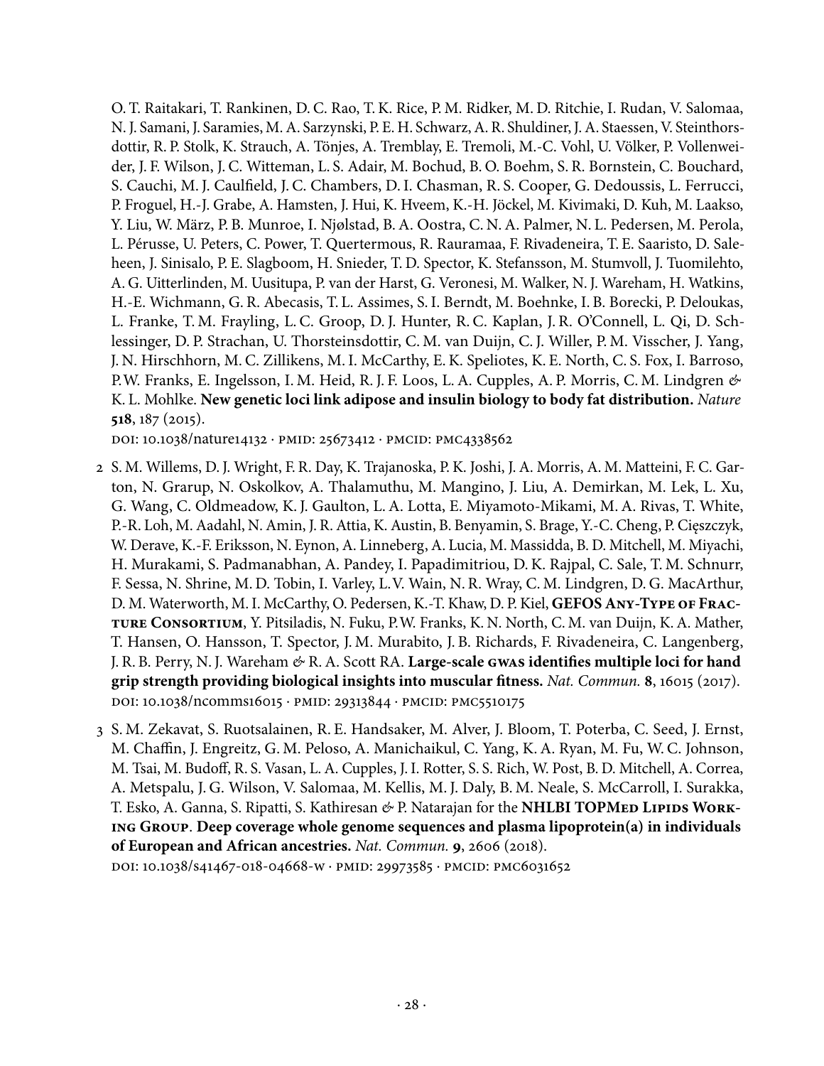O. T. Raitakari, T. Rankinen, D. C. Rao, T. K. Rice, P. M. Ridker, M. D. Ritchie, I. Rudan, V. Salomaa, N. J. Samani, J. Saramies, M. A. Sarzynski, P. E. H. Schwarz, A. R. Shuldiner, J. A. Staessen, V. Steinthorsdottir, R. P. Stolk, K. Strauch, A. Tönjes, A. Tremblay, E. Tremoli, M.-C. Vohl, U. Völker, P. Vollenweider, J. F. Wilson, J. C. Witteman, L. S. Adair, M. Bochud, B. O. Boehm, S. R. Bornstein, C. Bouchard, S. Cauchi, M. J. Caulfield, J. C. Chambers, D. I. Chasman, R. S. Cooper, G. Dedoussis, L. Ferrucci, P. Froguel, H.-J. Grabe, A. Hamsten, J. Hui, K. Hveem, K.-H. Jöckel, M. Kivimaki, D. Kuh, M. Laakso, Y. Liu, W. März, P. B. Munroe, I. Njølstad, B. A. Oostra, C. N. A. Palmer, N. L. Pedersen, M. Perola, L. Pérusse, U. Peters, C. Power, T. Quertermous, R. Rauramaa, F. Rivadeneira, T. E. Saaristo, D. Saleheen, J. Sinisalo, P. E. Slagboom, H. Snieder, T. D. Spector, K. Stefansson, M. Stumvoll, J. Tuomilehto, A. G. Uitterlinden, M. Uusitupa, P. van der Harst, G. Veronesi, M. Walker, N. J. Wareham, H. Watkins, H.-E. Wichmann, G. R. Abecasis, T. L. Assimes, S. I. Berndt, M. Boehnke, I. B. Borecki, P. Deloukas, L. Franke, T. M. Frayling, L. C. Groop, D. J. Hunter, R. C. Kaplan, J. R. O'Connell, L. Qi, D. Schlessinger, D. P. Strachan, U. Thorsteinsdottir, C. M. van Duijn, C. J. Willer, P. M. Visscher, J. Yang, J. N. Hirschhorn, M. C. Zillikens, M. I. McCarthy, E. K. Speliotes, K. E. North, C. S. Fox, I. Barroso, P. W. Franks, E. Ingelsson, I. M. Heid, R. J. F. Loos, L. A. Cupples, A. P. Morris, C. M. Lindgren & K. L. Mohlke. **New genetic loci link adipose and insulin biology to body fat distribution.** *Nature* **518**, 187 (2015).
DOI: 10.1038/nature14132 · PMID: 25673412 · PMCID: PMC4338562

2 S. M. Willems, D. J. Wright, F. R. Day, K. Trajanoska, P. K. Joshi, J. A. Morris, A. M. Matteini, F. C. Garton, N. Grarup, N. Oskolkov, A. Thalamuthu, M. Mangino, J. Liu, A. Demirkan, M. Lek, L. Xu, G. Wang, C. Oldmeadow, K. J. Gaulton, L. A. Lotta, E. Miyamoto-Mikami, M. A. Rivas, T. White, P.-R. Loh, M. Aadahl, N. Amin, J. R. Attia, K. Austin, B. Benyamin, S. Brage, Y.-C. Cheng, P. Cięszczyk, W. Derave, K.-F. Eriksson, N. Eynon, A. Linneberg, A. Lucia, M. Massidda, B. D. Mitchell, M. Miyachi, H. Murakami, S. Padmanabhan, A. Pandey, I. Papadimitriou, D. K. Rajpal, C. Sale, T. M. Schnurr, F. Sessa, N. Shrine, M. D. Tobin, I. Varley, L. V. Wain, N. R. Wray, C. M. Lindgren, D. G. MacArthur, D. M. Waterworth, M. I. McCarthy, O. Pedersen, K.-T. Khaw, D. P. Kiel, **GEFOS Any-Type of Fracture Consortium**, Y. Pitsiladis, N. Fuku, P. W. Franks, K. N. North, C. M. van Duijn, K. A. Mather, T. Hansen, O. Hansson, T. Spector, J. M. Murabito, J. B. Richards, F. Rivadeneira, C. Langenberg, J. R. B. Perry, N. J. Wareham & R. A. Scott RA. **Large-scale GWAS identifies multiple loci for hand grip strength providing biological insights into muscular fitness.** *Nat. Commun.* **8**, 16015 (2017).
DOI: 10.1038/ncomms16015 · PMID: 29313844 · PMCID: PMC5510175

3 S. M. Zekavat, S. Ruotsalainen, R. E. Handsaker, M. Alver, J. Bloom, T. Poterba, C. Seed, J. Ernst, M. Chaffin, J. Engreitz, G. M. Peloso, A. Manichaikul, C. Yang, K. A. Ryan, M. Fu, W. C. Johnson, M. Tsai, M. Budoff, R. S. Vasan, L. A. Cupples, J. I. Rotter, S. S. Rich, W. Post, B. D. Mitchell, A. Correa, A. Metspalu, J. G. Wilson, V. Salomaa, M. Kellis, M. J. Daly, B. M. Neale, S. McCarroll, I. Surakka, T. Esko, A. Ganna, S. Ripatti, S. Kathiresan & P. Natarajan for the **NHLBI TOPMed Lipids Working Group**. **Deep coverage whole genome sequences and plasma lipoprotein(a) in individuals of European and African ancestries.** *Nat. Commun.* **9**, 2606 (2018).
DOI: 10.1038/s41467-018-04668-w · PMID: 29973585 · PMCID: PMC6031652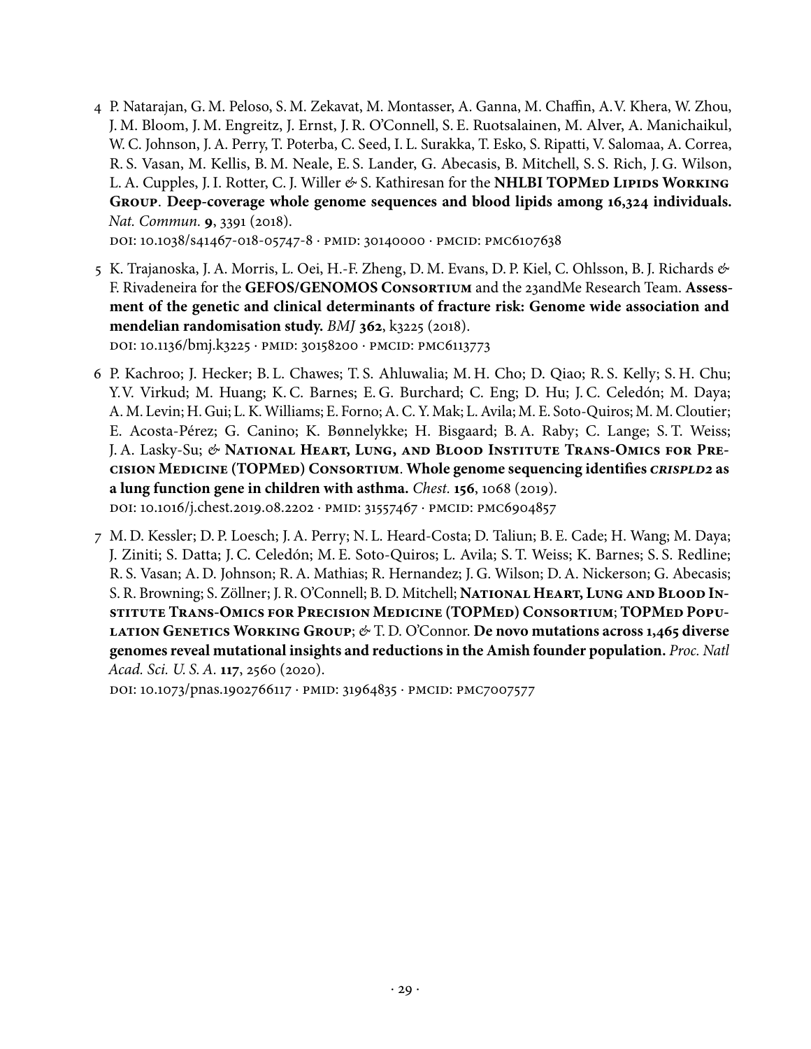4 P. Natarajan, G. M. Peloso, S. M. Zekavat, M. Montasser, A. Ganna, M. Chaffin, A. V. Khera, W. Zhou, J. M. Bloom, J. M. Engreitz, J. Ernst, J. R. O'Connell, S. E. Ruotsalainen, M. Alver, A. Manichaikul, W. C. Johnson, J. A. Perry, T. Poterba, C. Seed, I. L. Surakka, T. Esko, S. Ripatti, V. Salomaa, A. Correa, R. S. Vasan, M. Kellis, B. M. Neale, E. S. Lander, G. Abecasis, B. Mitchell, S. S. Rich, J. G. Wilson, L. A. Cupples, J. I. Rotter, C. J. Willer & S. Kathiresan for the **NHLBI TOPMed Lipids Working Group**. **Deep-coverage whole genome sequences and blood lipids among 16,324 individuals.** *Nat. Commun.* **9**, 3391 (2018).
doi: 10.1038/s41467-018-05747-8 · pmid: 30140000 · pmcid: pmc6107638

5 K. Trajanoska, J. A. Morris, L. Oei, H.-F. Zheng, D. M. Evans, D. P. Kiel, C. Ohlsson, B. J. Richards & F. Rivadeneira for the **GEFOS/GENOMOS Consortium** and the 23andMe Research Team. **Assessment of the genetic and clinical determinants of fracture risk: Genome wide association and mendelian randomisation study.** *BMJ* **362**, k3225 (2018).
doi: 10.1136/bmj.k3225 · pmid: 30158200 · pmcid: pmc6113773

6 P. Kachroo; J. Hecker; B. L. Chawes; T. S. Ahluwalia; M. H. Cho; D. Qiao; R. S. Kelly; S. H. Chu; Y. V. Virkud; M. Huang; K. C. Barnes; E. G. Burchard; C. Eng; D. Hu; J. C. Celedón; M. Daya; A. M. Levin; H. Gui; L. K. Williams; E. Forno; A. C. Y. Mak; L. Avila; M. E. Soto-Quiros; M. M. Cloutier; E. Acosta-Pérez; G. Canino; K. Bønnelykke; H. Bisgaard; B. A. Raby; C. Lange; S. T. Weiss; J. A. Lasky-Su; & **National Heart, Lung, and Blood Institute Trans-Omics for Precision Medicine (TOPMed) Consortium**. **Whole genome sequencing identifies *CRISPLD2* as a lung function gene in children with asthma.** *Chest.* **156**, 1068 (2019).
doi: 10.1016/j.chest.2019.08.2202 · pmid: 31557467 · pmcid: pmc6904857

7 M. D. Kessler; D. P. Loesch; J. A. Perry; N. L. Heard-Costa; D. Taliun; B. E. Cade; H. Wang; M. Daya; J. Ziniti; S. Datta; J. C. Celedón; M. E. Soto-Quiros; L. Avila; S. T. Weiss; K. Barnes; S. S. Redline; R. S. Vasan; A. D. Johnson; R. A. Mathias; R. Hernandez; J. G. Wilson; D. A. Nickerson; G. Abecasis; S. R. Browning; S. Zöllner; J. R. O'Connell; B. D. Mitchell; **National Heart, Lung and Blood Institute Trans-Omics for Precision Medicine (TOPMed) Consortium**; **TOPMed Population Genetics Working Group**; & T. D. O'Connor. **De novo mutations across 1,465 diverse genomes reveal mutational insights and reductions in the Amish founder population.** *Proc. Natl Acad. Sci. U. S. A.* **117**, 2560 (2020).
doi: 10.1073/pnas.1902766117 · pmid: 31964835 · pmcid: pmc7007577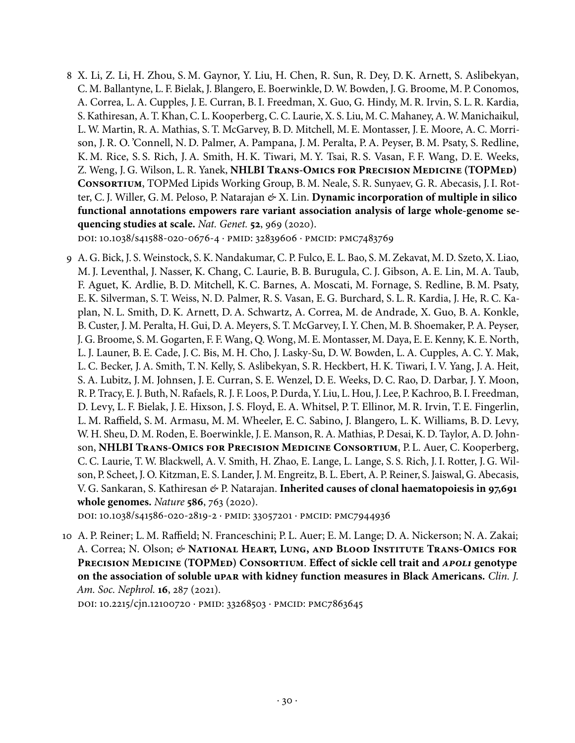8 X. Li, Z. Li, H. Zhou, S. M. Gaynor, Y. Liu, H. Chen, R. Sun, R. Dey, D. K. Arnett, S. Aslibekyan, C. M. Ballantyne, L. F. Bielak, J. Blangero, E. Boerwinkle, D. W. Bowden, J. G. Broome, M. P. Conomos, A. Correa, L. A. Cupples, J. E. Curran, B. I. Freedman, X. Guo, G. Hindy, M. R. Irvin, S. L. R. Kardia, S. Kathiresan, A. T. Khan, C. L. Kooperberg, C. C. Laurie, X. S. Liu, M. C. Mahaney, A. W. Manichaikul, L. W. Martin, R. A. Mathias, S. T. McGarvey, B. D. Mitchell, M. E. Montasser, J. E. Moore, A. C. Morrison, J. R. O. 'Connell, N. D. Palmer, A. Pampana, J. M. Peralta, P. A. Peyser, B. M. Psaty, S. Redline, K. M. Rice, S. S. Rich, J. A. Smith, H. K. Tiwari, M. Y. Tsai, R. S. Vasan, F. F. Wang, D. E. Weeks, Z. Weng, J. G. Wilson, L. R. Yanek, **NHLBI Trans-Omics for Precision Medicine (TOPMed) Consortium**, TOPMed Lipids Working Group, B. M. Neale, S. R. Sunyaev, G. R. Abecasis, J. I. Rotter, C. J. Willer, G. M. Peloso, P. Natarajan & X. Lin. **Dynamic incorporation of multiple in silico functional annotations empowers rare variant association analysis of large whole-genome sequencing studies at scale.** *Nat. Genet.* **52**, 969 (2020).
DOI: 10.1038/s41588-020-0676-4 · PMID: 32839606 · PMCID: PMC7483769

9 A. G. Bick, J. S. Weinstock, S. K. Nandakumar, C. P. Fulco, E. L. Bao, S. M. Zekavat, M. D. Szeto, X. Liao, M. J. Leventhal, J. Nasser, K. Chang, C. Laurie, B. B. Burugula, C. J. Gibson, A. E. Lin, M. A. Taub, F. Aguet, K. Ardlie, B. D. Mitchell, K. C. Barnes, A. Moscati, M. Fornage, S. Redline, B. M. Psaty, E. K. Silverman, S. T. Weiss, N. D. Palmer, R. S. Vasan, E. G. Burchard, S. L. R. Kardia, J. He, R. C. Kaplan, N. L. Smith, D. K. Arnett, D. A. Schwartz, A. Correa, M. de Andrade, X. Guo, B. A. Konkle, B. Custer, J. M. Peralta, H. Gui, D. A. Meyers, S. T. McGarvey, I. Y. Chen, M. B. Shoemaker, P. A. Peyser, J. G. Broome, S. M. Gogarten, F. F. Wang, Q. Wong, M. E. Montasser, M. Daya, E. E. Kenny, K. E. North, L. J. Launer, B. E. Cade, J. C. Bis, M. H. Cho, J. Lasky-Su, D. W. Bowden, L. A. Cupples, A. C. Y. Mak, L. C. Becker, J. A. Smith, T. N. Kelly, S. Aslibekyan, S. R. Heckbert, H. K. Tiwari, I. V. Yang, J. A. Heit, S. A. Lubitz, J. M. Johnsen, J. E. Curran, S. E. Wenzel, D. E. Weeks, D. C. Rao, D. Darbar, J. Y. Moon, R. P. Tracy, E. J. Buth, N. Rafaels, R. J. F. Loos, P. Durda, Y. Liu, L. Hou, J. Lee, P. Kachroo, B. I. Freedman, D. Levy, L. F. Bielak, J. E. Hixson, J. S. Floyd, E. A. Whitsel, P. T. Ellinor, M. R. Irvin, T. E. Fingerlin, L. M. Raffield, S. M. Armasu, M. M. Wheeler, E. C. Sabino, J. Blangero, L. K. Williams, B. D. Levy, W. H. Sheu, D. M. Roden, E. Boerwinkle, J. E. Manson, R. A. Mathias, P. Desai, K. D. Taylor, A. D. Johnson, **NHLBI Trans-Omics for Precision Medicine Consortium**, P. L. Auer, C. Kooperberg, C. C. Laurie, T. W. Blackwell, A. V. Smith, H. Zhao, E. Lange, L. Lange, S. S. Rich, J. I. Rotter, J. G. Wilson, P. Scheet, J. O. Kitzman, E. S. Lander, J. M. Engreitz, B. L. Ebert, A. P. Reiner, S. Jaiswal, G. Abecasis, V. G. Sankaran, S. Kathiresan & P. Natarajan. **Inherited causes of clonal haematopoiesis in 97,691 whole genomes.** *Nature* **586**, 763 (2020).
DOI: 10.1038/s41586-020-2819-2 · PMID: 33057201 · PMCID: PMC7944936

10 A. P. Reiner; L. M. Raffield; N. Franceschini; P. L. Auer; E. M. Lange; D. A. Nickerson; N. A. Zakai; A. Correa; N. Olson; & **National Heart, Lung, and Blood Institute Trans-Omics for Precision Medicine (TOPMed) Consortium**. **Effect of sickle cell trait and *APOL1* genotype on the association of soluble uPAR with kidney function measures in Black Americans.** *Clin. J. Am. Soc. Nephrol.* **16**, 287 (2021).
DOI: 10.2215/cjn.12100720 · PMID: 33268503 · PMCID: PMC7863645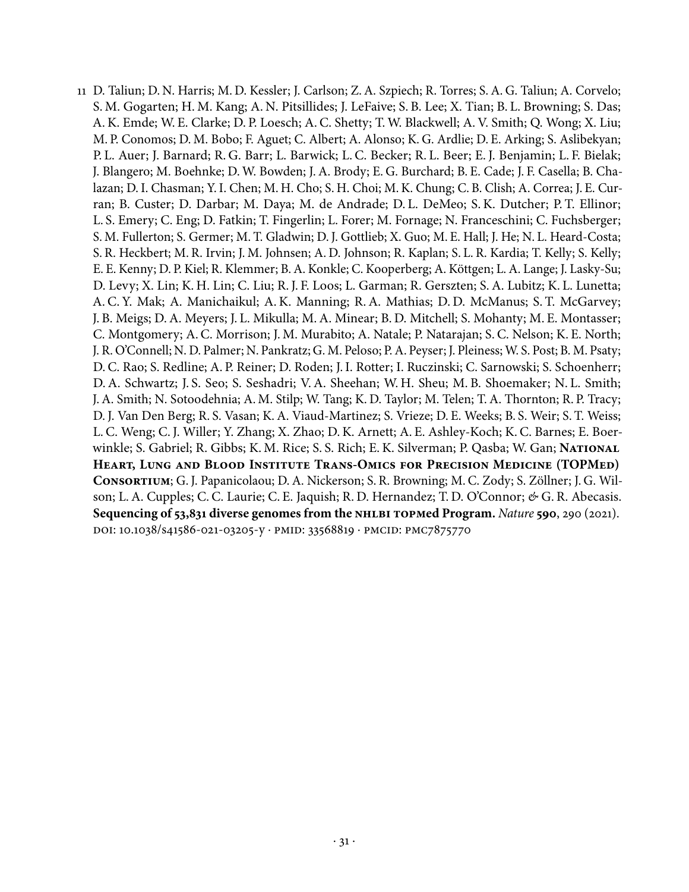11 D. Taliun; D. N. Harris; M. D. Kessler; J. Carlson; Z. A. Szpiech; R. Torres; S. A. G. Taliun; A. Corvelo; S. M. Gogarten; H. M. Kang; A. N. Pitsillides; J. LeFaive; S. B. Lee; X. Tian; B. L. Browning; S. Das; A. K. Emde; W. E. Clarke; D. P. Loesch; A. C. Shetty; T. W. Blackwell; A. V. Smith; Q. Wong; X. Liu; M. P. Conomos; D. M. Bobo; F. Aguet; C. Albert; A. Alonso; K. G. Ardlie; D. E. Arking; S. Aslibekyan; P. L. Auer; J. Barnard; R. G. Barr; L. Barwick; L. C. Becker; R. L. Beer; E. J. Benjamin; L. F. Bielak; J. Blangero; M. Boehnke; D. W. Bowden; J. A. Brody; E. G. Burchard; B. E. Cade; J. F. Casella; B. Chalazan; D. I. Chasman; Y. I. Chen; M. H. Cho; S. H. Choi; M. K. Chung; C. B. Clish; A. Correa; J. E. Curran; B. Custer; D. Darbar; M. Daya; M. de Andrade; D. L. DeMeo; S. K. Dutcher; P. T. Ellinor; L. S. Emery; C. Eng; D. Fatkin; T. Fingerlin; L. Forer; M. Fornage; N. Franceschini; C. Fuchsberger; S. M. Fullerton; S. Germer; M. T. Gladwin; D. J. Gottlieb; X. Guo; M. E. Hall; J. He; N. L. Heard-Costa; S. R. Heckbert; M. R. Irvin; J. M. Johnsen; A. D. Johnson; R. Kaplan; S. L. R. Kardia; T. Kelly; S. Kelly; E. E. Kenny; D. P. Kiel; R. Klemmer; B. A. Konkle; C. Kooperberg; A. Köttgen; L. A. Lange; J. Lasky-Su; D. Levy; X. Lin; K. H. Lin; C. Liu; R. J. F. Loos; L. Garman; R. Gerszten; S. A. Lubitz; K. L. Lunetta; A. C. Y. Mak; A. Manichaikul; A. K. Manning; R. A. Mathias; D. D. McManus; S. T. McGarvey; J. B. Meigs; D. A. Meyers; J. L. Mikulla; M. A. Minear; B. D. Mitchell; S. Mohanty; M. E. Montasser; C. Montgomery; A. C. Morrison; J. M. Murabito; A. Natale; P. Natarajan; S. C. Nelson; K. E. North; J. R. O'Connell; N. D. Palmer; N. Pankratz; G. M. Peloso; P. A. Peyser; J. Pleiness; W. S. Post; B. M. Psaty; D. C. Rao; S. Redline; A. P. Reiner; D. Roden; J. I. Rotter; I. Ruczinski; C. Sarnowski; S. Schoenherr; D. A. Schwartz; J. S. Seo; S. Seshadri; V. A. Sheehan; W. H. Sheu; M. B. Shoemaker; N. L. Smith; J. A. Smith; N. Sotoodehnia; A. M. Stilp; W. Tang; K. D. Taylor; M. Telen; T. A. Thornton; R. P. Tracy; D. J. Van Den Berg; R. S. Vasan; K. A. Viaud-Martinez; S. Vrieze; D. E. Weeks; B. S. Weir; S. T. Weiss; L. C. Weng; C. J. Willer; Y. Zhang; X. Zhao; D. K. Arnett; A. E. Ashley-Koch; K. C. Barnes; E. Boerwinkle; S. Gabriel; R. Gibbs; K. M. Rice; S. S. Rich; E. K. Silverman; P. Qasba; W. Gan; **National Heart, Lung and Blood Institute Trans-Omics for Precision Medicine (TOPMed) Consortium**; G. J. Papanicolaou; D. A. Nickerson; S. R. Browning; M. C. Zody; S. Zöllner; J. G. Wilson; L. A. Cupples; C. C. Laurie; C. E. Jaquish; R. D. Hernandez; T. D. O'Connor; & G. R. Abecasis. **Sequencing of 53,831 diverse genomes from the NHLBI TOPMed Program.** *Nature* **590**, 290 (2021). DOI: 10.1038/s41586-021-03205-y · PMID: 33568819 · PMCID: PMC7875770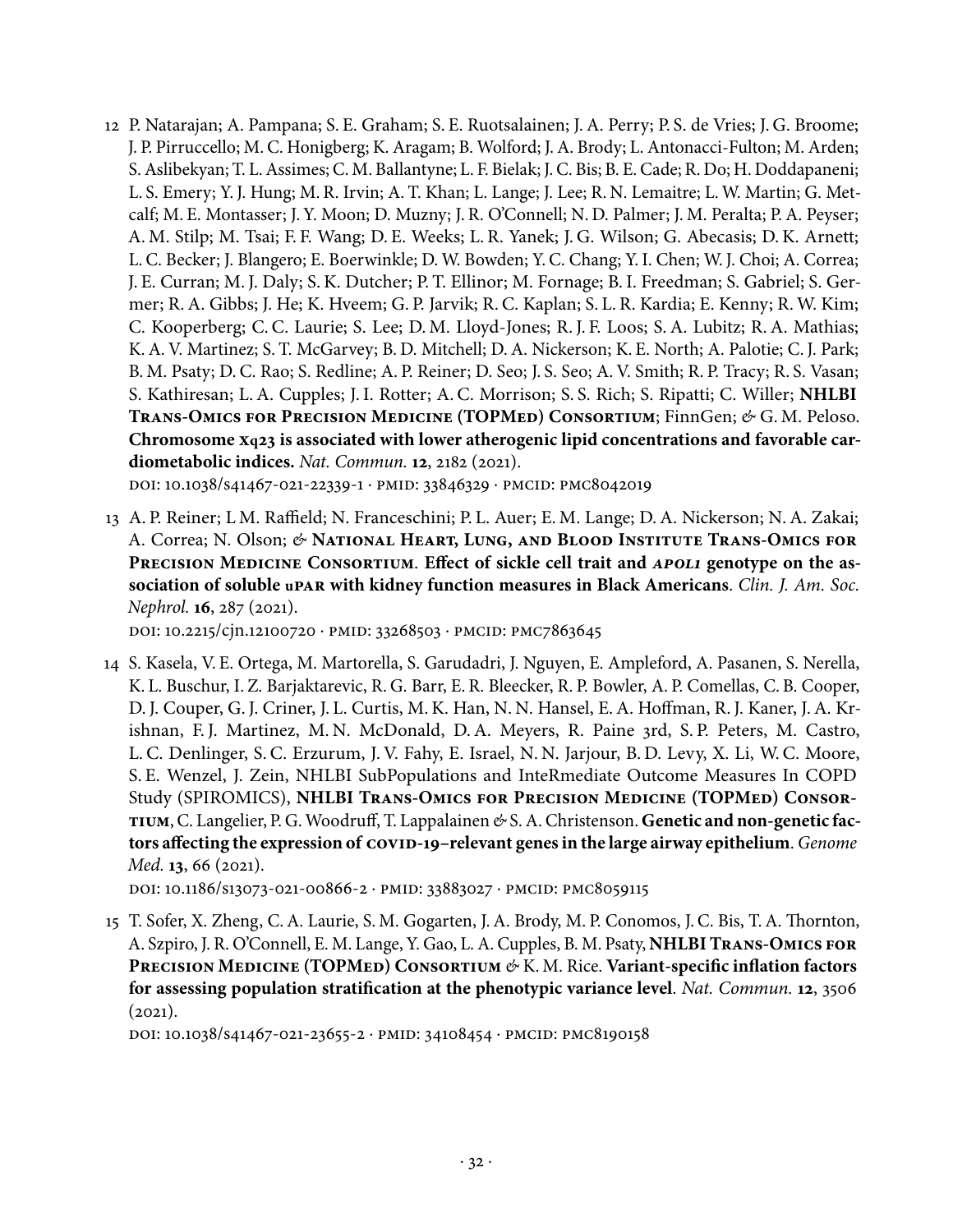12 P. Natarajan; A. Pampana; S. E. Graham; S. E. Ruotsalainen; J. A. Perry; P. S. de Vries; J. G. Broome; J. P. Pirruccello; M. C. Honigberg; K. Aragam; B. Wolford; J. A. Brody; L. Antonacci-Fulton; M. Arden; S. Aslibekyan; T. L. Assimes; C. M. Ballantyne; L. F. Bielak; J. C. Bis; B. E. Cade; R. Do; H. Doddapaneni; L. S. Emery; Y. J. Hung; M. R. Irvin; A. T. Khan; L. Lange; J. Lee; R. N. Lemaitre; L. W. Martin; G. Metcalf; M. E. Montasser; J. Y. Moon; D. Muzny; J. R. O'Connell; N. D. Palmer; J. M. Peralta; P. A. Peyser; A. M. Stilp; M. Tsai; F. F. Wang; D. E. Weeks; L. R. Yanek; J. G. Wilson; G. Abecasis; D. K. Arnett; L. C. Becker; J. Blangero; E. Boerwinkle; D. W. Bowden; Y. C. Chang; Y. I. Chen; W. J. Choi; A. Correa; J. E. Curran; M. J. Daly; S. K. Dutcher; P. T. Ellinor; M. Fornage; B. I. Freedman; S. Gabriel; S. Germer; R. A. Gibbs; J. He; K. Hveem; G. P. Jarvik; R. C. Kaplan; S. L. R. Kardia; E. Kenny; R. W. Kim; C. Kooperberg; C. C. Laurie; S. Lee; D. M. Lloyd-Jones; R. J. F. Loos; S. A. Lubitz; R. A. Mathias; K. A. V. Martinez; S. T. McGarvey; B. D. Mitchell; D. A. Nickerson; K. E. North; A. Palotie; C. J. Park; B. M. Psaty; D. C. Rao; S. Redline; A. P. Reiner; D. Seo; J. S. Seo; A. V. Smith; R. P. Tracy; R. S. Vasan; S. Kathiresan; L. A. Cupples; J. I. Rotter; A. C. Morrison; S. S. Rich; S. Ripatti; C. Willer; **NHLBI Trans-Omics for Precision Medicine (TOPMed) Consortium**; FinnGen; & G. M. Peloso. **Chromosome Xq23 is associated with lower atherogenic lipid concentrations and favorable cardiometabolic indices.** *Nat. Commun.* **12**, 2182 (2021).
DOI: 10.1038/s41467-021-22339-1 · PMID: 33846329 · PMCID: PMC8042019

13 A. P. Reiner; L M. Raffield; N. Franceschini; P. L. Auer; E. M. Lange; D. A. Nickerson; N. A. Zakai; A. Correa; N. Olson; & **National Heart, Lung, and Blood Institute Trans-Omics for Precision Medicine Consortium**. **Effect of sickle cell trait and *APOL1* genotype on the association of soluble uPAR with kidney function measures in Black Americans**. *Clin. J. Am. Soc. Nephrol.* **16**, 287 (2021).
DOI: 10.2215/CJN.12100720 · PMID: 33268503 · PMCID: PMC7863645

14 S. Kasela, V. E. Ortega, M. Martorella, S. Garudadri, J. Nguyen, E. Ampleford, A. Pasanen, S. Nerella, K. L. Buschur, I. Z. Barjaktarevic, R. G. Barr, E. R. Bleecker, R. P. Bowler, A. P. Comellas, C. B. Cooper, D. J. Couper, G. J. Criner, J. L. Curtis, M. K. Han, N. N. Hansel, E. A. Hoffman, R. J. Kaner, J. A. Krishnan, F. J. Martinez, M. N. McDonald, D. A. Meyers, R. Paine 3rd, S. P. Peters, M. Castro, L. C. Denlinger, S. C. Erzurum, J. V. Fahy, E. Israel, N. N. Jarjour, B. D. Levy, X. Li, W. C. Moore, S. E. Wenzel, J. Zein, NHLBI SubPopulations and InteRmediate Outcome Measures In COPD Study (SPIROMICS), **NHLBI Trans-Omics for Precision Medicine (TOPMed) Consortium**, C. Langelier, P. G. Woodruff, T. Lappalainen & S. A. Christenson. **Genetic and non-genetic factors affecting the expression of COVID-19–relevant genes in the large airway epithelium**. *Genome Med.* **13**, 66 (2021).
DOI: 10.1186/s13073-021-00866-2 · PMID: 33883027 · PMCID: PMC8059115

15 T. Sofer, X. Zheng, C. A. Laurie, S. M. Gogarten, J. A. Brody, M. P. Conomos, J. C. Bis, T. A. Thornton, A. Szpiro, J. R. O'Connell, E. M. Lange, Y. Gao, L. A. Cupples, B. M. Psaty, **NHLBI Trans-Omics for Precision Medicine (TOPMed) Consortium** & K. M. Rice. **Variant-specific inflation factors for assessing population stratification at the phenotypic variance level**. *Nat. Commun.* **12**, 3506 (2021).
DOI: 10.1038/s41467-021-23655-2 · PMID: 34108454 · PMCID: PMC8190158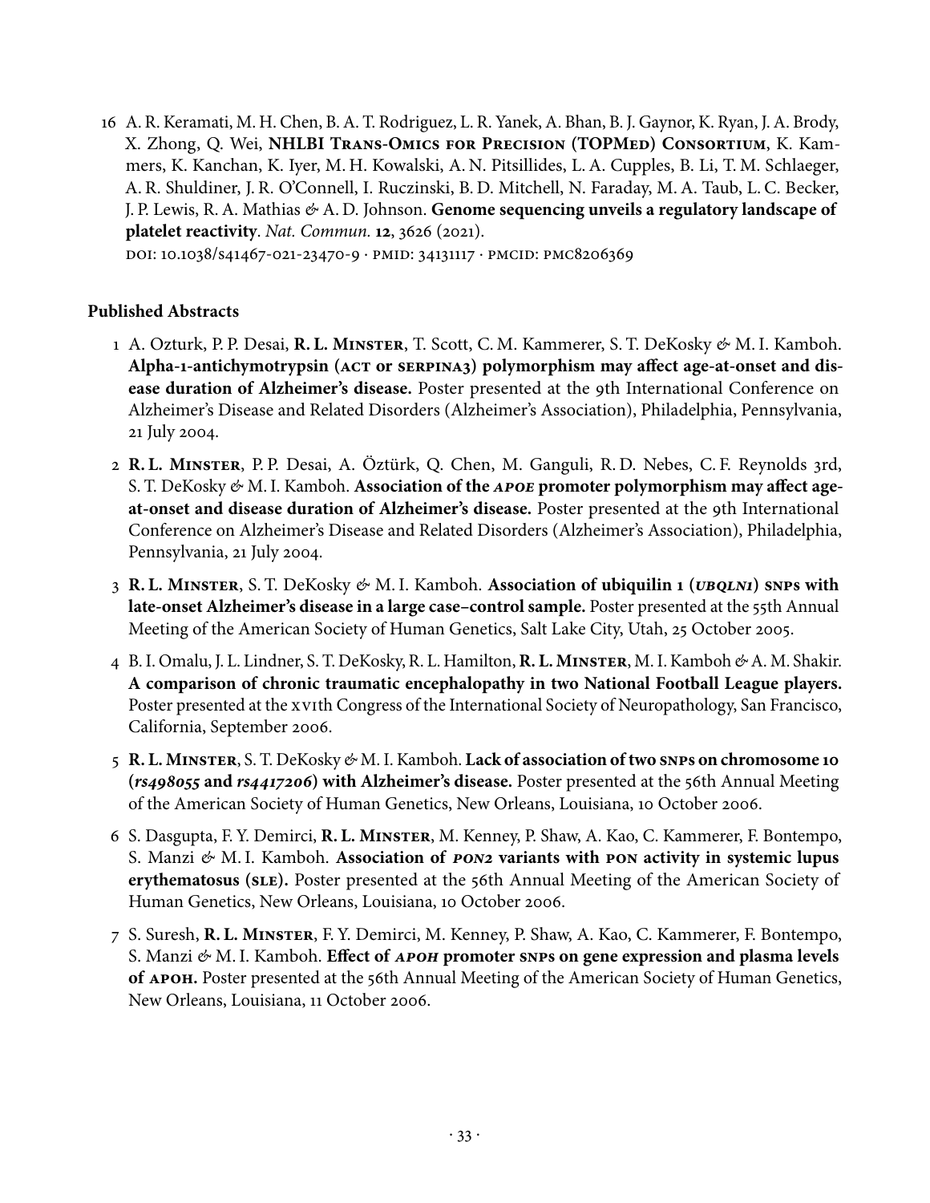16 A. R. Keramati, M. H. Chen, B. A. T. Rodriguez, L. R. Yanek, A. Bhan, B. J. Gaynor, K. Ryan, J. A. Brody, X. Zhong, Q. Wei, **NHLBI Trans-Omics for Precision (TOPMed) Consortium**, K. Kammers, K. Kanchan, K. Iyer, M. H. Kowalski, A. N. Pitsillides, L. A. Cupples, B. Li, T. M. Schlaeger, A. R. Shuldiner, J. R. O'Connell, I. Ruczinski, B. D. Mitchell, N. Faraday, M. A. Taub, L. C. Becker, J. P. Lewis, R. A. Mathias & A. D. Johnson. **Genome sequencing unveils a regulatory landscape of platelet reactivity**. *Nat. Commun.* **12**, 3626 (2021).
doi: 10.1038/s41467-021-23470-9 · pmid: 34131117 · pmcid: pmc8206369

### Published Abstracts

1 A. Ozturk, P. P. Desai, **R. L. Minster**, T. Scott, C. M. Kammerer, S. T. DeKosky & M. I. Kamboh. **Alpha-1-antichymotrypsin (ACT or SERPINA3) polymorphism may affect age-at-onset and disease duration of Alzheimer's disease.** Poster presented at the 9th International Conference on Alzheimer's Disease and Related Disorders (Alzheimer's Association), Philadelphia, Pennsylvania, 21 July 2004.

2 **R. L. Minster**, P. P. Desai, A. Öztürk, Q. Chen, M. Ganguli, R. D. Nebes, C. F. Reynolds 3rd, S. T. DeKosky & M. I. Kamboh. **Association of the *APOE* promoter polymorphism may affect age-at-onset and disease duration of Alzheimer's disease.** Poster presented at the 9th International Conference on Alzheimer's Disease and Related Disorders (Alzheimer's Association), Philadelphia, Pennsylvania, 21 July 2004.

3 **R. L. Minster**, S. T. DeKosky & M. I. Kamboh. **Association of ubiquilin 1 (*UBQLN1*) SNPs with late-onset Alzheimer's disease in a large case–control sample.** Poster presented at the 55th Annual Meeting of the American Society of Human Genetics, Salt Lake City, Utah, 25 October 2005.

4 B. I. Omalu, J. L. Lindner, S. T. DeKosky, R. L. Hamilton, **R. L. Minster**, M. I. Kamboh & A. M. Shakir. **A comparison of chronic traumatic encephalopathy in two National Football League players.** Poster presented at the XVIth Congress of the International Society of Neuropathology, San Francisco, California, September 2006.

5 **R. L. Minster**, S. T. DeKosky & M. I. Kamboh. **Lack of association of two SNPs on chromosome 10 (*rs498055* and *rs4417206*) with Alzheimer's disease.** Poster presented at the 56th Annual Meeting of the American Society of Human Genetics, New Orleans, Louisiana, 10 October 2006.

6 S. Dasgupta, F. Y. Demirci, **R. L. Minster**, M. Kenney, P. Shaw, A. Kao, C. Kammerer, F. Bontempo, S. Manzi & M. I. Kamboh. **Association of *PON2* variants with PON activity in systemic lupus erythematosus (SLE).** Poster presented at the 56th Annual Meeting of the American Society of Human Genetics, New Orleans, Louisiana, 10 October 2006.

7 S. Suresh, **R. L. Minster**, F. Y. Demirci, M. Kenney, P. Shaw, A. Kao, C. Kammerer, F. Bontempo, S. Manzi & M. I. Kamboh. **Effect of *APOH* promoter SNPs on gene expression and plasma levels of APOH.** Poster presented at the 56th Annual Meeting of the American Society of Human Genetics, New Orleans, Louisiana, 11 October 2006.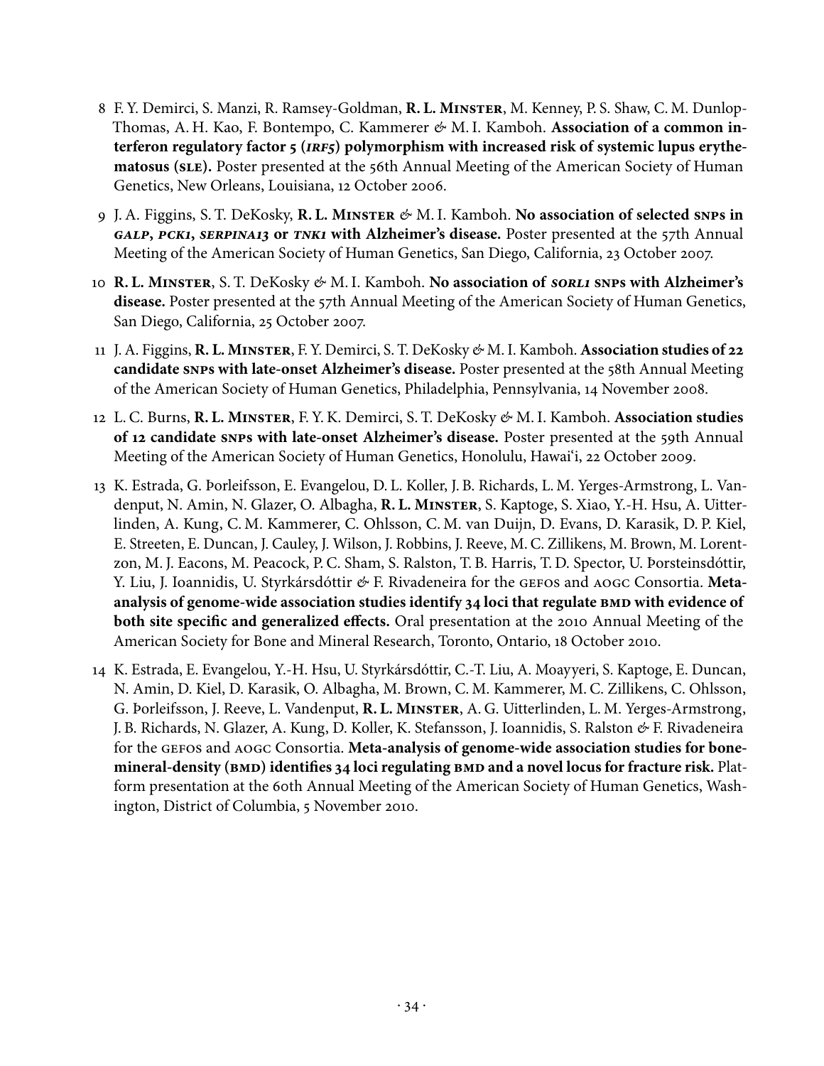8 F. Y. Demirci, S. Manzi, R. Ramsey-Goldman, **R. L. Minster**, M. Kenney, P. S. Shaw, C. M. Dunlop-Thomas, A. H. Kao, F. Bontempo, C. Kammerer & M. I. Kamboh. **Association of a common interferon regulatory factor 5 (*irf5*) polymorphism with increased risk of systemic lupus erythematosus (sle).** Poster presented at the 56th Annual Meeting of the American Society of Human Genetics, New Orleans, Louisiana, 12 October 2006.

9 J. A. Figgins, S. T. DeKosky, **R. L. Minster** & M. I. Kamboh. **No association of selected snps in *galp*, *pck1*, *serpina13* or *tnk1* with Alzheimer's disease.** Poster presented at the 57th Annual Meeting of the American Society of Human Genetics, San Diego, California, 23 October 2007.

10 **R. L. Minster**, S. T. DeKosky & M. I. Kamboh. **No association of *sorl1* snps with Alzheimer's disease.** Poster presented at the 57th Annual Meeting of the American Society of Human Genetics, San Diego, California, 25 October 2007.

11 J. A. Figgins, **R. L. Minster**, F. Y. Demirci, S. T. DeKosky & M. I. Kamboh. **Association studies of 22 candidate snps with late-onset Alzheimer's disease.** Poster presented at the 58th Annual Meeting of the American Society of Human Genetics, Philadelphia, Pennsylvania, 14 November 2008.

12 L. C. Burns, **R. L. Minster**, F. Y. K. Demirci, S. T. DeKosky & M. I. Kamboh. **Association studies of 12 candidate snps with late-onset Alzheimer's disease.** Poster presented at the 59th Annual Meeting of the American Society of Human Genetics, Honolulu, Hawai'i, 22 October 2009.

13 K. Estrada, G. Þorleifsson, E. Evangelou, D. L. Koller, J. B. Richards, L. M. Yerges-Armstrong, L. Vandenput, N. Amin, N. Glazer, O. Albagha, **R. L. Minster**, S. Kaptoge, S. Xiao, Y.-H. Hsu, A. Uitterlinden, A. Kung, C. M. Kammerer, C. Ohlsson, C. M. van Duijn, D. Evans, D. Karasik, D. P. Kiel, E. Streeten, E. Duncan, J. Cauley, J. Wilson, J. Robbins, J. Reeve, M. C. Zillikens, M. Brown, M. Lorentzon, M. J. Eacons, M. Peacock, P. C. Sham, S. Ralston, T. B. Harris, T. D. Spector, U. Þorsteinsdóttir, Y. Liu, J. Ioannidis, U. Styrkársdóttir & F. Rivadeneira for the gefos and aogc Consortia. **Meta-analysis of genome-wide association studies identify 34 loci that regulate bmd with evidence of both site specific and generalized effects.** Oral presentation at the 2010 Annual Meeting of the American Society for Bone and Mineral Research, Toronto, Ontario, 18 October 2010.

14 K. Estrada, E. Evangelou, Y.-H. Hsu, U. Styrkársdóttir, C.-T. Liu, A. Moayyeri, S. Kaptoge, E. Duncan, N. Amin, D. Kiel, D. Karasik, O. Albagha, M. Brown, C. M. Kammerer, M. C. Zillikens, C. Ohlsson, G. Þorleifsson, J. Reeve, L. Vandenput, **R. L. Minster**, A. G. Uitterlinden, L. M. Yerges-Armstrong, J. B. Richards, N. Glazer, A. Kung, D. Koller, K. Stefansson, J. Ioannidis, S. Ralston & F. Rivadeneira for the gefos and aogc Consortia. **Meta-analysis of genome-wide association studies for bone-mineral-density (bmd) identifies 34 loci regulating bmd and a novel locus for fracture risk.** Platform presentation at the 60th Annual Meeting of the American Society of Human Genetics, Washington, District of Columbia, 5 November 2010.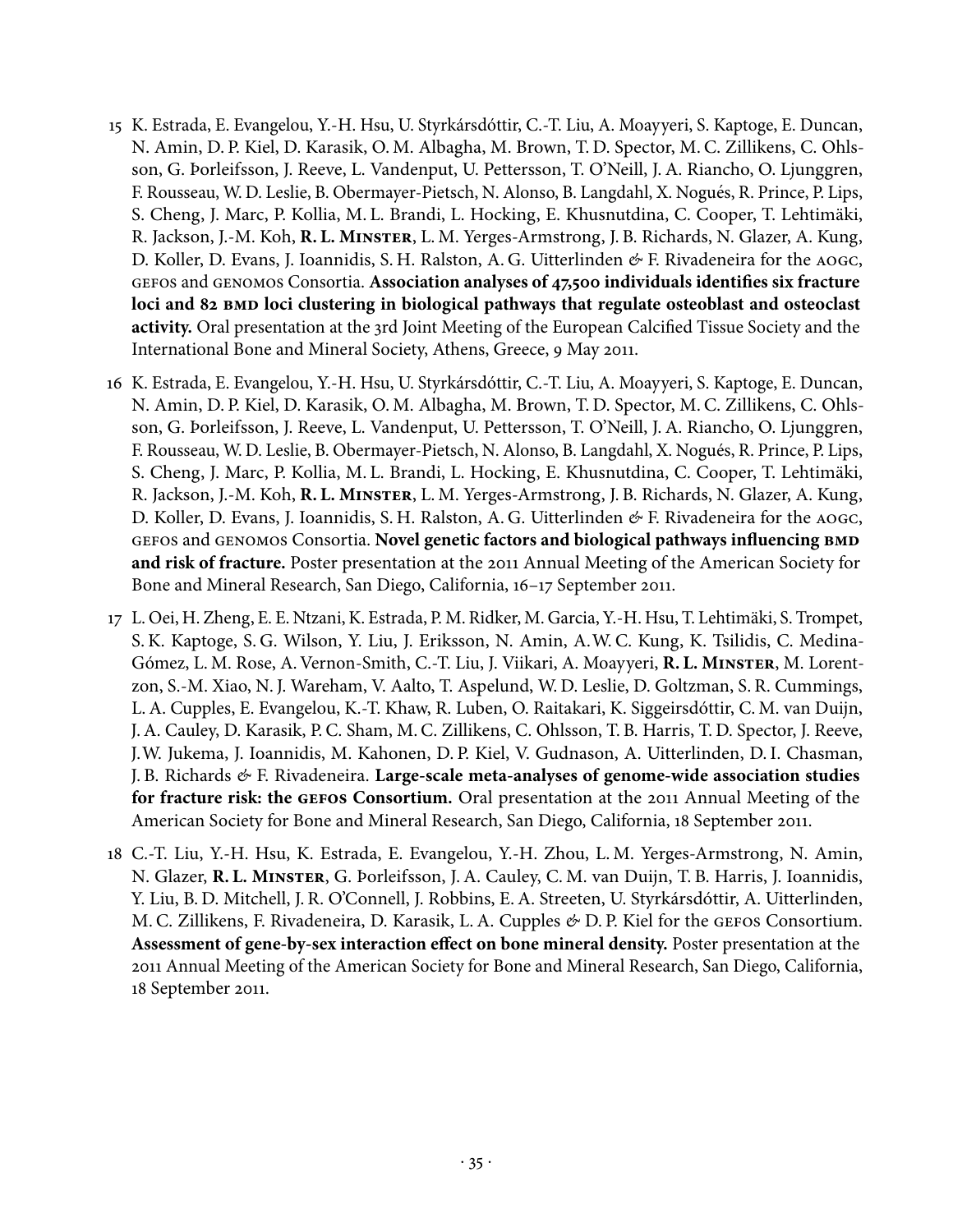15 K. Estrada, E. Evangelou, Y.-H. Hsu, U. Styrkársdóttir, C.-T. Liu, A. Moayyeri, S. Kaptoge, E. Duncan, N. Amin, D. P. Kiel, D. Karasik, O. M. Albagha, M. Brown, T. D. Spector, M. C. Zillikens, C. Ohlsson, G. Þorleifsson, J. Reeve, L. Vandenput, U. Pettersson, T. O'Neill, J. A. Riancho, O. Ljunggren, F. Rousseau, W. D. Leslie, B. Obermayer-Pietsch, N. Alonso, B. Langdahl, X. Nogués, R. Prince, P. Lips, S. Cheng, J. Marc, P. Kollia, M. L. Brandi, L. Hocking, E. Khusnutdina, C. Cooper, T. Lehtimäki, R. Jackson, J.-M. Koh, **R. L. Minster**, L. M. Yerges-Armstrong, J. B. Richards, N. Glazer, A. Kung, D. Koller, D. Evans, J. Ioannidis, S. H. Ralston, A. G. Uitterlinden & F. Rivadeneira for the AOGC, GEFOS and GENOMOS Consortia. **Association analyses of 47,500 individuals identifies six fracture loci and 82 BMD loci clustering in biological pathways that regulate osteoblast and osteoclast activity.** Oral presentation at the 3rd Joint Meeting of the European Calcified Tissue Society and the International Bone and Mineral Society, Athens, Greece, 9 May 2011.

16 K. Estrada, E. Evangelou, Y.-H. Hsu, U. Styrkársdóttir, C.-T. Liu, A. Moayyeri, S. Kaptoge, E. Duncan, N. Amin, D. P. Kiel, D. Karasik, O. M. Albagha, M. Brown, T. D. Spector, M. C. Zillikens, C. Ohlsson, G. Þorleifsson, J. Reeve, L. Vandenput, U. Pettersson, T. O'Neill, J. A. Riancho, O. Ljunggren, F. Rousseau, W. D. Leslie, B. Obermayer-Pietsch, N. Alonso, B. Langdahl, X. Nogués, R. Prince, P. Lips, S. Cheng, J. Marc, P. Kollia, M. L. Brandi, L. Hocking, E. Khusnutdina, C. Cooper, T. Lehtimäki, R. Jackson, J.-M. Koh, **R. L. Minster**, L. M. Yerges-Armstrong, J. B. Richards, N. Glazer, A. Kung, D. Koller, D. Evans, J. Ioannidis, S. H. Ralston, A. G. Uitterlinden & F. Rivadeneira for the AOGC, GEFOS and GENOMOS Consortia. **Novel genetic factors and biological pathways influencing BMD and risk of fracture.** Poster presentation at the 2011 Annual Meeting of the American Society for Bone and Mineral Research, San Diego, California, 16–17 September 2011.

17 L. Oei, H. Zheng, E. E. Ntzani, K. Estrada, P. M. Ridker, M. Garcia, Y.-H. Hsu, T. Lehtimäki, S. Trompet, S. K. Kaptoge, S. G. Wilson, Y. Liu, J. Eriksson, N. Amin, A.W. C. Kung, K. Tsilidis, C. Medina-Gómez, L. M. Rose, A. Vernon-Smith, C.-T. Liu, J. Viikari, A. Moayyeri, **R. L. Minster**, M. Lorentzon, S.-M. Xiao, N. J. Wareham, V. Aalto, T. Aspelund, W. D. Leslie, D. Goltzman, S. R. Cummings, L. A. Cupples, E. Evangelou, K.-T. Khaw, R. Luben, O. Raitakari, K. Siggeirsdóttir, C. M. van Duijn, J. A. Cauley, D. Karasik, P. C. Sham, M. C. Zillikens, C. Ohlsson, T. B. Harris, T. D. Spector, J. Reeve, J.W. Jukema, J. Ioannidis, M. Kahonen, D. P. Kiel, V. Gudnason, A. Uitterlinden, D. I. Chasman, J. B. Richards & F. Rivadeneira. **Large-scale meta-analyses of genome-wide association studies for fracture risk: the GEFOS Consortium.** Oral presentation at the 2011 Annual Meeting of the American Society for Bone and Mineral Research, San Diego, California, 18 September 2011.

18 C.-T. Liu, Y.-H. Hsu, K. Estrada, E. Evangelou, Y.-H. Zhou, L. M. Yerges-Armstrong, N. Amin, N. Glazer, **R. L. Minster**, G. Þorleifsson, J. A. Cauley, C. M. van Duijn, T. B. Harris, J. Ioannidis, Y. Liu, B. D. Mitchell, J. R. O'Connell, J. Robbins, E. A. Streeten, U. Styrkársdóttir, A. Uitterlinden, M. C. Zillikens, F. Rivadeneira, D. Karasik, L. A. Cupples & D. P. Kiel for the GEFOS Consortium. **Assessment of gene-by-sex interaction effect on bone mineral density.** Poster presentation at the 2011 Annual Meeting of the American Society for Bone and Mineral Research, San Diego, California, 18 September 2011.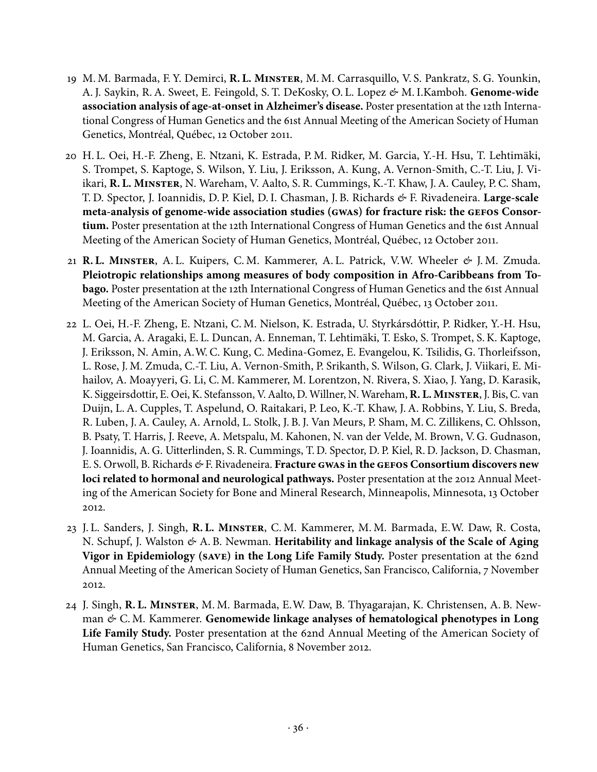19 M. M. Barmada, F. Y. Demirci, **R. L. Minster**, M. M. Carrasquillo, V. S. Pankratz, S. G. Younkin, A. J. Saykin, R. A. Sweet, E. Feingold, S. T. DeKosky, O. L. Lopez & M. I.Kamboh. **Genome-wide association analysis of age-at-onset in Alzheimer's disease.** Poster presentation at the 12th International Congress of Human Genetics and the 61st Annual Meeting of the American Society of Human Genetics, Montréal, Québec, 12 October 2011.

20 H. L. Oei, H.-F. Zheng, E. Ntzani, K. Estrada, P. M. Ridker, M. Garcia, Y.-H. Hsu, T. Lehtimäki, S. Trompet, S. Kaptoge, S. Wilson, Y. Liu, J. Eriksson, A. Kung, A. Vernon-Smith, C.-T. Liu, J. Viikari, **R. L. Minster**, N. Wareham, V. Aalto, S. R. Cummings, K.-T. Khaw, J. A. Cauley, P. C. Sham, T. D. Spector, J. Ioannidis, D. P. Kiel, D. I. Chasman, J. B. Richards & F. Rivadeneira. **Large-scale meta-analysis of genome-wide association studies (GWAS) for fracture risk: the GEFOS Consortium.** Poster presentation at the 12th International Congress of Human Genetics and the 61st Annual Meeting of the American Society of Human Genetics, Montréal, Québec, 12 October 2011.

21 **R. L. Minster**, A. L. Kuipers, C. M. Kammerer, A. L. Patrick, V.W. Wheeler & J. M. Zmuda. **Pleiotropic relationships among measures of body composition in Afro-Caribbeans from Tobago.** Poster presentation at the 12th International Congress of Human Genetics and the 61st Annual Meeting of the American Society of Human Genetics, Montréal, Québec, 13 October 2011.

22 L. Oei, H.-F. Zheng, E. Ntzani, C. M. Nielson, K. Estrada, U. Styrkársdóttir, P. Ridker, Y.-H. Hsu, M. Garcia, A. Aragaki, E. L. Duncan, A. Enneman, T. Lehtimäki, T. Esko, S. Trompet, S. K. Kaptoge, J. Eriksson, N. Amin, A.W. C. Kung, C. Medina-Gomez, E. Evangelou, K. Tsilidis, G. Thorleifsson, L. Rose, J. M. Zmuda, C.-T. Liu, A. Vernon-Smith, P. Srikanth, S. Wilson, G. Clark, J. Viikari, E. Mihailov, A. Moayyeri, G. Li, C. M. Kammerer, M. Lorentzon, N. Rivera, S. Xiao, J. Yang, D. Karasik, K. Siggeirsdottir, E. Oei, K. Stefansson, V. Aalto, D. Willner, N. Wareham, **R. L. Minster**, J. Bis, C. van Duijn, L. A. Cupples, T. Aspelund, O. Raitakari, P. Leo, K.-T. Khaw, J. A. Robbins, Y. Liu, S. Breda, R. Luben, J. A. Cauley, A. Arnold, L. Stolk, J. B. J. Van Meurs, P. Sham, M. C. Zillikens, C. Ohlsson, B. Psaty, T. Harris, J. Reeve, A. Metspalu, M. Kahonen, N. van der Velde, M. Brown, V. G. Gudnason, J. Ioannidis, A. G. Uitterlinden, S. R. Cummings, T. D. Spector, D. P. Kiel, R. D. Jackson, D. Chasman, E. S. Orwoll, B. Richards & F. Rivadeneira. **Fracture GWAS in the GEFOS Consortium discovers new loci related to hormonal and neurological pathways.** Poster presentation at the 2012 Annual Meeting of the American Society for Bone and Mineral Research, Minneapolis, Minnesota, 13 October 2012.

23 J. L. Sanders, J. Singh, **R. L. Minster**, C. M. Kammerer, M. M. Barmada, E.W. Daw, R. Costa, N. Schupf, J. Walston & A. B. Newman. **Heritability and linkage analysis of the Scale of Aging Vigor in Epidemiology (SAVE) in the Long Life Family Study.** Poster presentation at the 62nd Annual Meeting of the American Society of Human Genetics, San Francisco, California, 7 November 2012.

24 J. Singh, **R. L. Minster**, M. M. Barmada, E.W. Daw, B. Thyagarajan, K. Christensen, A. B. Newman & C. M. Kammerer. **Genomewide linkage analyses of hematological phenotypes in Long Life Family Study.** Poster presentation at the 62nd Annual Meeting of the American Society of Human Genetics, San Francisco, California, 8 November 2012.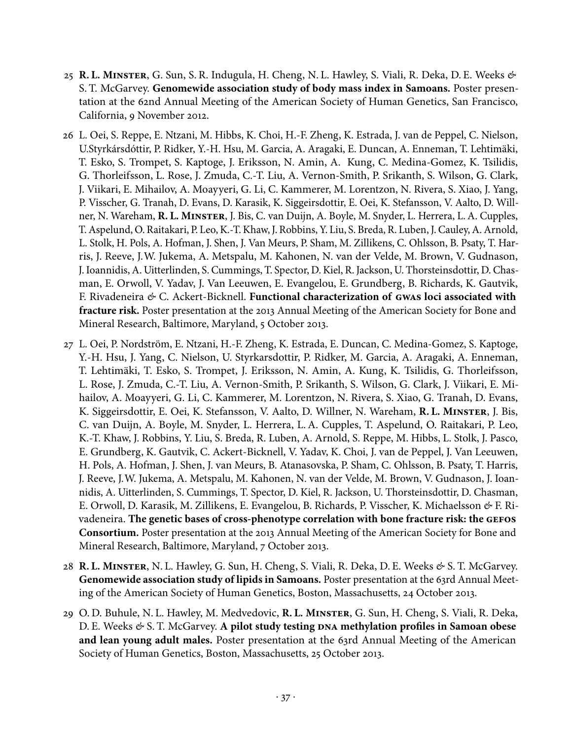25 **R. L. Minster**, G. Sun, S. R. Indugula, H. Cheng, N. L. Hawley, S. Viali, R. Deka, D. E. Weeks & S. T. McGarvey. **Genomewide association study of body mass index in Samoans.** Poster presentation at the 62nd Annual Meeting of the American Society of Human Genetics, San Francisco, California, 9 November 2012.

26 L. Oei, S. Reppe, E. Ntzani, M. Hibbs, K. Choi, H.-F. Zheng, K. Estrada, J. van de Peppel, C. Nielson, U.Styrkársdóttir, P. Ridker, Y.-H. Hsu, M. Garcia, A. Aragaki, E. Duncan, A. Enneman, T. Lehtimäki, T. Esko, S. Trompet, S. Kaptoge, J. Eriksson, N. Amin, A. Kung, C. Medina-Gomez, K. Tsilidis, G. Thorleifsson, L. Rose, J. Zmuda, C.-T. Liu, A. Vernon-Smith, P. Srikanth, S. Wilson, G. Clark, J. Viikari, E. Mihailov, A. Moayyeri, G. Li, C. Kammerer, M. Lorentzon, N. Rivera, S. Xiao, J. Yang, P. Visscher, G. Tranah, D. Evans, D. Karasik, K. Siggeirsdottir, E. Oei, K. Stefansson, V. Aalto, D. Willner, N. Wareham, **R. L. Minster**, J. Bis, C. van Duijn, A. Boyle, M. Snyder, L. Herrera, L. A. Cupples, T. Aspelund, O. Raitakari, P. Leo, K.-T. Khaw, J. Robbins, Y. Liu, S. Breda, R. Luben, J. Cauley, A. Arnold, L. Stolk, H. Pols, A. Hofman, J. Shen, J. Van Meurs, P. Sham, M. Zillikens, C. Ohlsson, B. Psaty, T. Harris, J. Reeve, J.W. Jukema, A. Metspalu, M. Kahonen, N. van der Velde, M. Brown, V. Gudnason, J. Ioannidis, A. Uitterlinden, S. Cummings, T. Spector, D. Kiel, R. Jackson, U. Thorsteinsdottir, D. Chasman, E. Orwoll, V. Yadav, J. Van Leeuwen, E. Evangelou, E. Grundberg, B. Richards, K. Gautvik, F. Rivadeneira & C. Ackert-Bicknell. **Functional characterization of GWAS loci associated with fracture risk.** Poster presentation at the 2013 Annual Meeting of the American Society for Bone and Mineral Research, Baltimore, Maryland, 5 October 2013.

27 L. Oei, P. Nordström, E. Ntzani, H.-F. Zheng, K. Estrada, E. Duncan, C. Medina-Gomez, S. Kaptoge, Y.-H. Hsu, J. Yang, C. Nielson, U. Styrkarsdottir, P. Ridker, M. Garcia, A. Aragaki, A. Enneman, T. Lehtimäki, T. Esko, S. Trompet, J. Eriksson, N. Amin, A. Kung, K. Tsilidis, G. Thorleifsson, L. Rose, J. Zmuda, C.-T. Liu, A. Vernon-Smith, P. Srikanth, S. Wilson, G. Clark, J. Viikari, E. Mihailov, A. Moayyeri, G. Li, C. Kammerer, M. Lorentzon, N. Rivera, S. Xiao, G. Tranah, D. Evans, K. Siggeirsdottir, E. Oei, K. Stefansson, V. Aalto, D. Willner, N. Wareham, **R. L. Minster**, J. Bis, C. van Duijn, A. Boyle, M. Snyder, L. Herrera, L. A. Cupples, T. Aspelund, O. Raitakari, P. Leo, K.-T. Khaw, J. Robbins, Y. Liu, S. Breda, R. Luben, A. Arnold, S. Reppe, M. Hibbs, L. Stolk, J. Pasco, E. Grundberg, K. Gautvik, C. Ackert-Bicknell, V. Yadav, K. Choi, J. van de Peppel, J. Van Leeuwen, H. Pols, A. Hofman, J. Shen, J. van Meurs, B. Atanasovska, P. Sham, C. Ohlsson, B. Psaty, T. Harris, J. Reeve, J.W. Jukema, A. Metspalu, M. Kahonen, N. van der Velde, M. Brown, V. Gudnason, J. Ioannidis, A. Uitterlinden, S. Cummings, T. Spector, D. Kiel, R. Jackson, U. Thorsteinsdottir, D. Chasman, E. Orwoll, D. Karasik, M. Zillikens, E. Evangelou, B. Richards, P. Visscher, K. Michaelsson & F. Rivadeneira. **The genetic bases of cross-phenotype correlation with bone fracture risk: the GEFOS Consortium.** Poster presentation at the 2013 Annual Meeting of the American Society for Bone and Mineral Research, Baltimore, Maryland, 7 October 2013.

28 **R. L. Minster**, N. L. Hawley, G. Sun, H. Cheng, S. Viali, R. Deka, D. E. Weeks & S. T. McGarvey. **Genomewide association study of lipids in Samoans.** Poster presentation at the 63rd Annual Meeting of the American Society of Human Genetics, Boston, Massachusetts, 24 October 2013.

29 O. D. Buhule, N. L. Hawley, M. Medvedovic, **R. L. Minster**, G. Sun, H. Cheng, S. Viali, R. Deka, D. E. Weeks & S. T. McGarvey. **A pilot study testing DNA methylation profiles in Samoan obese and lean young adult males.** Poster presentation at the 63rd Annual Meeting of the American Society of Human Genetics, Boston, Massachusetts, 25 October 2013.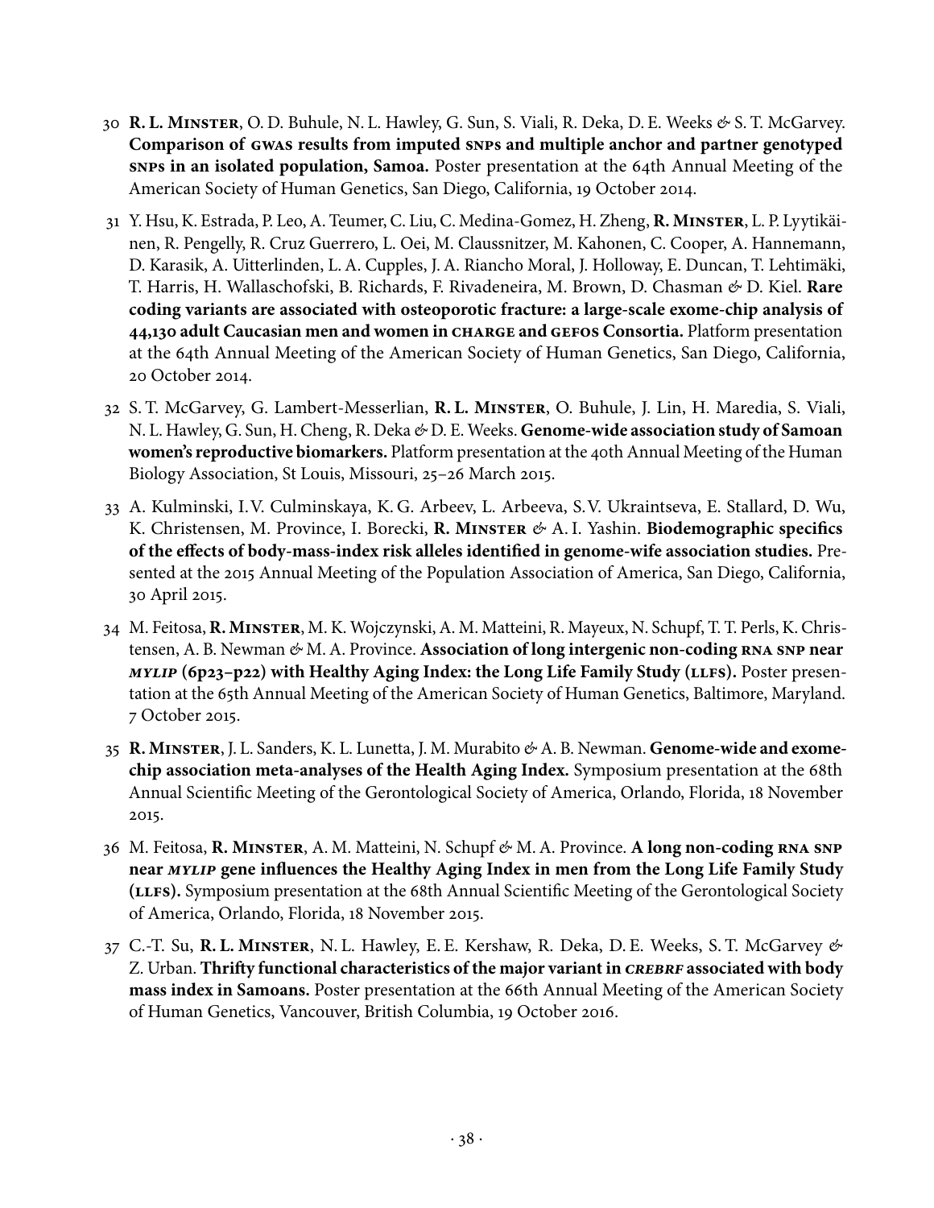30 **R. L. Minster**, O. D. Buhule, N. L. Hawley, G. Sun, S. Viali, R. Deka, D. E. Weeks & S. T. McGarvey. **Comparison of gwas results from imputed snps and multiple anchor and partner genotyped snps in an isolated population, Samoa.** Poster presentation at the 64th Annual Meeting of the American Society of Human Genetics, San Diego, California, 19 October 2014.

31 Y. Hsu, K. Estrada, P. Leo, A. Teumer, C. Liu, C. Medina-Gomez, H. Zheng, **R. Minster**, L. P. Lyytikäinen, R. Pengelly, R. Cruz Guerrero, L. Oei, M. Claussnitzer, M. Kahonen, C. Cooper, A. Hannemann, D. Karasik, A. Uitterlinden, L. A. Cupples, J. A. Riancho Moral, J. Holloway, E. Duncan, T. Lehtimäki, T. Harris, H. Wallaschofski, B. Richards, F. Rivadeneira, M. Brown, D. Chasman & D. Kiel. **Rare coding variants are associated with osteoporotic fracture: a large-scale exome-chip analysis of 44,130 adult Caucasian men and women in charge and gefos Consortia.** Platform presentation at the 64th Annual Meeting of the American Society of Human Genetics, San Diego, California, 20 October 2014.

32 S. T. McGarvey, G. Lambert-Messerlian, **R. L. Minster**, O. Buhule, J. Lin, H. Maredia, S. Viali, N. L. Hawley, G. Sun, H. Cheng, R. Deka & D. E. Weeks. **Genome-wide association study of Samoan women's reproductive biomarkers.** Platform presentation at the 40th Annual Meeting of the Human Biology Association, St Louis, Missouri, 25–26 March 2015.

33 A. Kulminski, I. V. Culminskaya, K. G. Arbeev, L. Arbeeva, S. V. Ukraintseva, E. Stallard, D. Wu, K. Christensen, M. Province, I. Borecki, **R. Minster** & A. I. Yashin. **Biodemographic specifics of the effects of body-mass-index risk alleles identified in genome-wife association studies.** Presented at the 2015 Annual Meeting of the Population Association of America, San Diego, California, 30 April 2015.

34 M. Feitosa, **R. Minster**, M. K. Wojczynski, A. M. Matteini, R. Mayeux, N. Schupf, T. T. Perls, K. Christensen, A. B. Newman & M. A. Province. **Association of long intergenic non-coding rna snp near *mylip* (6p23–p22) with Healthy Aging Index: the Long Life Family Study (llfs).** Poster presentation at the 65th Annual Meeting of the American Society of Human Genetics, Baltimore, Maryland. 7 October 2015.

35 **R. Minster**, J. L. Sanders, K. L. Lunetta, J. M. Murabito & A. B. Newman. **Genome-wide and exome-chip association meta-analyses of the Health Aging Index.** Symposium presentation at the 68th Annual Scientific Meeting of the Gerontological Society of America, Orlando, Florida, 18 November 2015.

36 M. Feitosa, **R. Minster**, A. M. Matteini, N. Schupf & M. A. Province. **A long non-coding rna snp near *mylip* gene influences the Healthy Aging Index in men from the Long Life Family Study (llfs).** Symposium presentation at the 68th Annual Scientific Meeting of the Gerontological Society of America, Orlando, Florida, 18 November 2015.

37 C.-T. Su, **R. L. Minster**, N. L. Hawley, E. E. Kershaw, R. Deka, D. E. Weeks, S. T. McGarvey & Z. Urban. **Thrifty functional characteristics of the major variant in *crebrf* associated with body mass index in Samoans.** Poster presentation at the 66th Annual Meeting of the American Society of Human Genetics, Vancouver, British Columbia, 19 October 2016.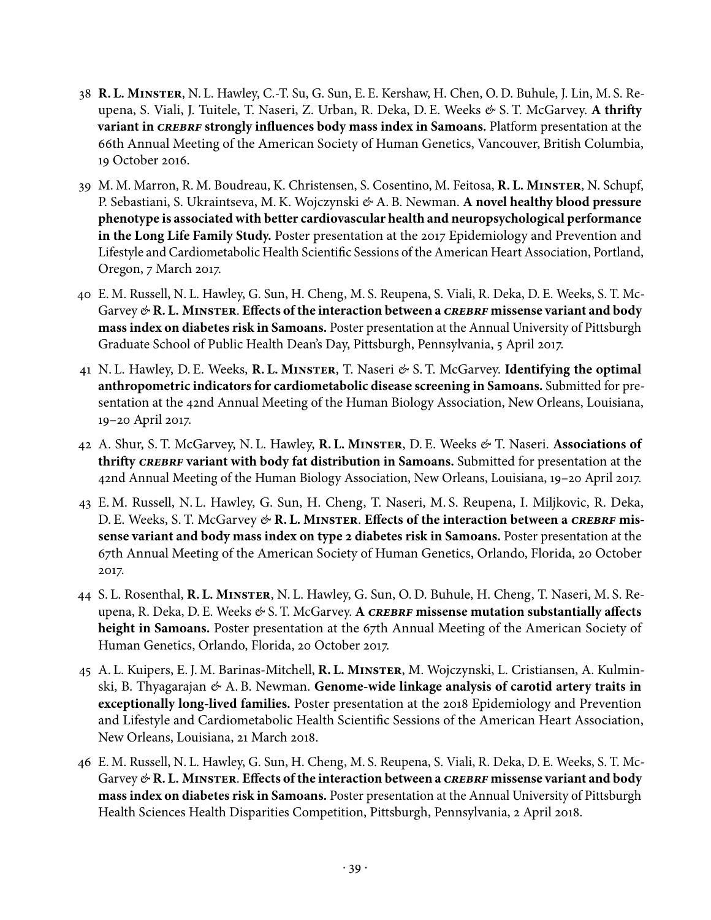38 **R. L. Minster**, N. L. Hawley, C.-T. Su, G. Sun, E. E. Kershaw, H. Chen, O. D. Buhule, J. Lin, M. S. Reupena, S. Viali, J. Tuitele, T. Naseri, Z. Urban, R. Deka, D. E. Weeks & S. T. McGarvey. **A thrifty variant in *CREBRF* strongly influences body mass index in Samoans.** Platform presentation at the 66th Annual Meeting of the American Society of Human Genetics, Vancouver, British Columbia, 19 October 2016.

39 M. M. Marron, R. M. Boudreau, K. Christensen, S. Cosentino, M. Feitosa, **R. L. Minster**, N. Schupf, P. Sebastiani, S. Ukraintseva, M. K. Wojczynski & A. B. Newman. **A novel healthy blood pressure phenotype is associated with better cardiovascular health and neuropsychological performance in the Long Life Family Study.** Poster presentation at the 2017 Epidemiology and Prevention and Lifestyle and Cardiometabolic Health Scientific Sessions of the American Heart Association, Portland, Oregon, 7 March 2017.

40 E. M. Russell, N. L. Hawley, G. Sun, H. Cheng, M. S. Reupena, S. Viali, R. Deka, D. E. Weeks, S. T. McGarvey & **R. L. Minster**. **Effects of the interaction between a *CREBRF* missense variant and body mass index on diabetes risk in Samoans.** Poster presentation at the Annual University of Pittsburgh Graduate School of Public Health Dean's Day, Pittsburgh, Pennsylvania, 5 April 2017.

41 N. L. Hawley, D. E. Weeks, **R. L. Minster**, T. Naseri & S. T. McGarvey. **Identifying the optimal anthropometric indicators for cardiometabolic disease screening in Samoans.** Submitted for presentation at the 42nd Annual Meeting of the Human Biology Association, New Orleans, Louisiana, 19–20 April 2017.

42 A. Shur, S. T. McGarvey, N. L. Hawley, **R. L. Minster**, D. E. Weeks & T. Naseri. **Associations of thrifty *CREBRF* variant with body fat distribution in Samoans.** Submitted for presentation at the 42nd Annual Meeting of the Human Biology Association, New Orleans, Louisiana, 19–20 April 2017.

43 E. M. Russell, N. L. Hawley, G. Sun, H. Cheng, T. Naseri, M. S. Reupena, I. Miljkovic, R. Deka, D. E. Weeks, S. T. McGarvey & **R. L. Minster**. **Effects of the interaction between a *CREBRF* missense variant and body mass index on type 2 diabetes risk in Samoans.** Poster presentation at the 67th Annual Meeting of the American Society of Human Genetics, Orlando, Florida, 20 October 2017.

44 S. L. Rosenthal, **R. L. Minster**, N. L. Hawley, G. Sun, O. D. Buhule, H. Cheng, T. Naseri, M. S. Reupena, R. Deka, D. E. Weeks & S. T. McGarvey. **A *CREBRF* missense mutation substantially affects height in Samoans.** Poster presentation at the 67th Annual Meeting of the American Society of Human Genetics, Orlando, Florida, 20 October 2017.

45 A. L. Kuipers, E. J. M. Barinas-Mitchell, **R. L. Minster**, M. Wojczynski, L. Cristiansen, A. Kulminski, B. Thyagarajan & A. B. Newman. **Genome-wide linkage analysis of carotid artery traits in exceptionally long-lived families.** Poster presentation at the 2018 Epidemiology and Prevention and Lifestyle and Cardiometabolic Health Scientific Sessions of the American Heart Association, New Orleans, Louisiana, 21 March 2018.

46 E. M. Russell, N. L. Hawley, G. Sun, H. Cheng, M. S. Reupena, S. Viali, R. Deka, D. E. Weeks, S. T. McGarvey & **R. L. Minster**. **Effects of the interaction between a *CREBRF* missense variant and body mass index on diabetes risk in Samoans.** Poster presentation at the Annual University of Pittsburgh Health Sciences Health Disparities Competition, Pittsburgh, Pennsylvania, 2 April 2018.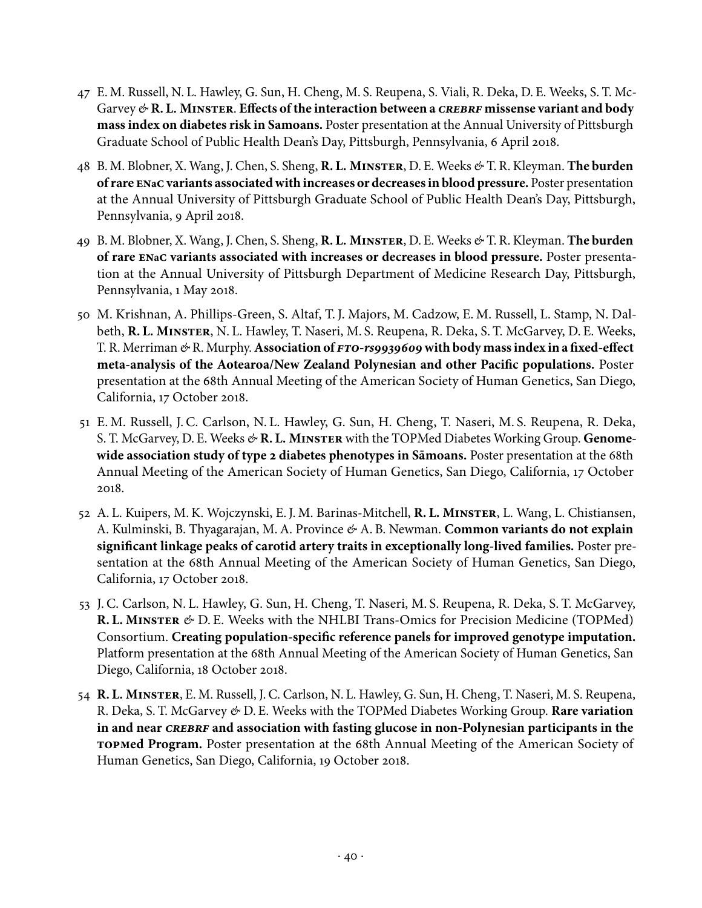47 E. M. Russell, N. L. Hawley, G. Sun, H. Cheng, M. S. Reupena, S. Viali, R. Deka, D. E. Weeks, S. T. McGarvey & **R. L. Minster**. **Effects of the interaction between a *CREBRF* missense variant and body mass index on diabetes risk in Samoans.** Poster presentation at the Annual University of Pittsburgh Graduate School of Public Health Dean's Day, Pittsburgh, Pennsylvania, 6 April 2018.

48 B. M. Blobner, X. Wang, J. Chen, S. Sheng, **R. L. Minster**, D. E. Weeks & T. R. Kleyman. **The burden of rare ENaC variants associated with increases or decreases in blood pressure.** Poster presentation at the Annual University of Pittsburgh Graduate School of Public Health Dean's Day, Pittsburgh, Pennsylvania, 9 April 2018.

49 B. M. Blobner, X. Wang, J. Chen, S. Sheng, **R. L. Minster**, D. E. Weeks & T. R. Kleyman. **The burden of rare ENaC variants associated with increases or decreases in blood pressure.** Poster presentation at the Annual University of Pittsburgh Department of Medicine Research Day, Pittsburgh, Pennsylvania, 1 May 2018.

50 M. Krishnan, A. Phillips-Green, S. Altaf, T. J. Majors, M. Cadzow, E. M. Russell, L. Stamp, N. Dalbeth, **R. L. Minster**, N. L. Hawley, T. Naseri, M. S. Reupena, R. Deka, S. T. McGarvey, D. E. Weeks, T. R. Merriman & R. Murphy. **Association of *FTO-rs9939609* with body mass index in a fixed-effect meta-analysis of the Aotearoa/New Zealand Polynesian and other Pacific populations.** Poster presentation at the 68th Annual Meeting of the American Society of Human Genetics, San Diego, California, 17 October 2018.

51 E. M. Russell, J. C. Carlson, N. L. Hawley, G. Sun, H. Cheng, T. Naseri, M. S. Reupena, R. Deka, S. T. McGarvey, D. E. Weeks & **R. L. Minster** with the TOPMed Diabetes Working Group. **Genome-wide association study of type 2 diabetes phenotypes in Sāmoans.** Poster presentation at the 68th Annual Meeting of the American Society of Human Genetics, San Diego, California, 17 October 2018.

52 A. L. Kuipers, M. K. Wojczynski, E. J. M. Barinas-Mitchell, **R. L. Minster**, L. Wang, L. Chistiansen, A. Kulminski, B. Thyagarajan, M. A. Province & A. B. Newman. **Common variants do not explain significant linkage peaks of carotid artery traits in exceptionally long-lived families.** Poster presentation at the 68th Annual Meeting of the American Society of Human Genetics, San Diego, California, 17 October 2018.

53 J. C. Carlson, N. L. Hawley, G. Sun, H. Cheng, T. Naseri, M. S. Reupena, R. Deka, S. T. McGarvey, **R. L. Minster** & D. E. Weeks with the NHLBI Trans-Omics for Precision Medicine (TOPMed) Consortium. **Creating population-specific reference panels for improved genotype imputation.** Platform presentation at the 68th Annual Meeting of the American Society of Human Genetics, San Diego, California, 18 October 2018.

54 **R. L. Minster**, E. M. Russell, J. C. Carlson, N. L. Hawley, G. Sun, H. Cheng, T. Naseri, M. S. Reupena, R. Deka, S. T. McGarvey & D. E. Weeks with the TOPMed Diabetes Working Group. **Rare variation in and near *CREBRF* and association with fasting glucose in non-Polynesian participants in the TOPMed Program.** Poster presentation at the 68th Annual Meeting of the American Society of Human Genetics, San Diego, California, 19 October 2018.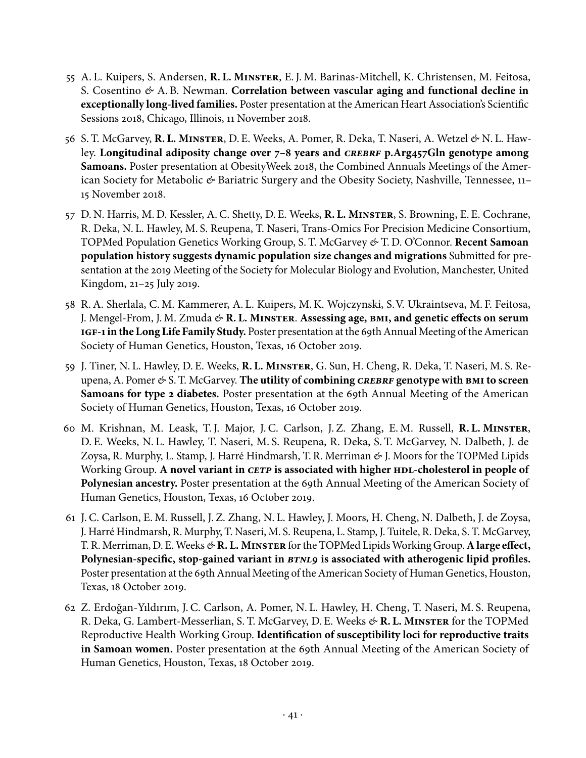55 A. L. Kuipers, S. Andersen, **R. L. Minster**, E. J. M. Barinas-Mitchell, K. Christensen, M. Feitosa, S. Cosentino & A. B. Newman. **Correlation between vascular aging and functional decline in exceptionally long-lived families.** Poster presentation at the American Heart Association's Scientific Sessions 2018, Chicago, Illinois, 11 November 2018.

56 S. T. McGarvey, **R. L. Minster**, D. E. Weeks, A. Pomer, R. Deka, T. Naseri, A. Wetzel & N. L. Hawley. **Longitudinal adiposity change over 7–8 years and *CREBRF* p.Arg457Gln genotype among Samoans.** Poster presentation at ObesityWeek 2018, the Combined Annuals Meetings of the American Society for Metabolic & Bariatric Surgery and the Obesity Society, Nashville, Tennessee, 11–15 November 2018.

57 D. N. Harris, M. D. Kessler, A. C. Shetty, D. E. Weeks, **R. L. Minster**, S. Browning, E. E. Cochrane, R. Deka, N. L. Hawley, M. S. Reupena, T. Naseri, Trans-Omics For Precision Medicine Consortium, TOPMed Population Genetics Working Group, S. T. McGarvey & T. D. O'Connor. **Recent Samoan population history suggests dynamic population size changes and migrations** Submitted for presentation at the 2019 Meeting of the Society for Molecular Biology and Evolution, Manchester, United Kingdom, 21–25 July 2019.

58 R. A. Sherlala, C. M. Kammerer, A. L. Kuipers, M. K. Wojczynski, S.V. Ukraintseva, M. F. Feitosa, J. Mengel-From, J. M. Zmuda & **R. L. Minster**. **Assessing age, BMI, and genetic effects on serum IGF-1 in the Long Life Family Study.** Poster presentation at the 69th Annual Meeting of the American Society of Human Genetics, Houston, Texas, 16 October 2019.

59 J. Tiner, N. L. Hawley, D. E. Weeks, **R. L. Minster**, G. Sun, H. Cheng, R. Deka, T. Naseri, M. S. Reupena, A. Pomer & S. T. McGarvey. **The utility of combining *CREBRF* genotype with BMI to screen Samoans for type 2 diabetes.** Poster presentation at the 69th Annual Meeting of the American Society of Human Genetics, Houston, Texas, 16 October 2019.

60 M. Krishnan, M. Leask, T. J. Major, J. C. Carlson, J. Z. Zhang, E. M. Russell, **R. L. Minster**, D. E. Weeks, N. L. Hawley, T. Naseri, M. S. Reupena, R. Deka, S. T. McGarvey, N. Dalbeth, J. de Zoysa, R. Murphy, L. Stamp, J. Harré Hindmarsh, T. R. Merriman & J. Moors for the TOPMed Lipids Working Group. **A novel variant in *CETP* is associated with higher HDL-cholesterol in people of Polynesian ancestry.** Poster presentation at the 69th Annual Meeting of the American Society of Human Genetics, Houston, Texas, 16 October 2019.

61 J. C. Carlson, E. M. Russell, J. Z. Zhang, N. L. Hawley, J. Moors, H. Cheng, N. Dalbeth, J. de Zoysa, J. Harré Hindmarsh, R. Murphy, T. Naseri, M. S. Reupena, L. Stamp, J. Tuitele, R. Deka, S. T. McGarvey, T. R. Merriman, D. E. Weeks & **R. L. Minster** for the TOPMed Lipids Working Group. **A large effect, Polynesian-specific, stop-gained variant in *BTNL9* is associated with atherogenic lipid profiles.** Poster presentation at the 69th Annual Meeting of the American Society of Human Genetics, Houston, Texas, 18 October 2019.

62 Z. Erdoğan-Yıldırım, J. C. Carlson, A. Pomer, N. L. Hawley, H. Cheng, T. Naseri, M. S. Reupena, R. Deka, G. Lambert-Messerlian, S. T. McGarvey, D. E. Weeks & **R. L. Minster** for the TOPMed Reproductive Health Working Group. **Identification of susceptibility loci for reproductive traits in Samoan women.** Poster presentation at the 69th Annual Meeting of the American Society of Human Genetics, Houston, Texas, 18 October 2019.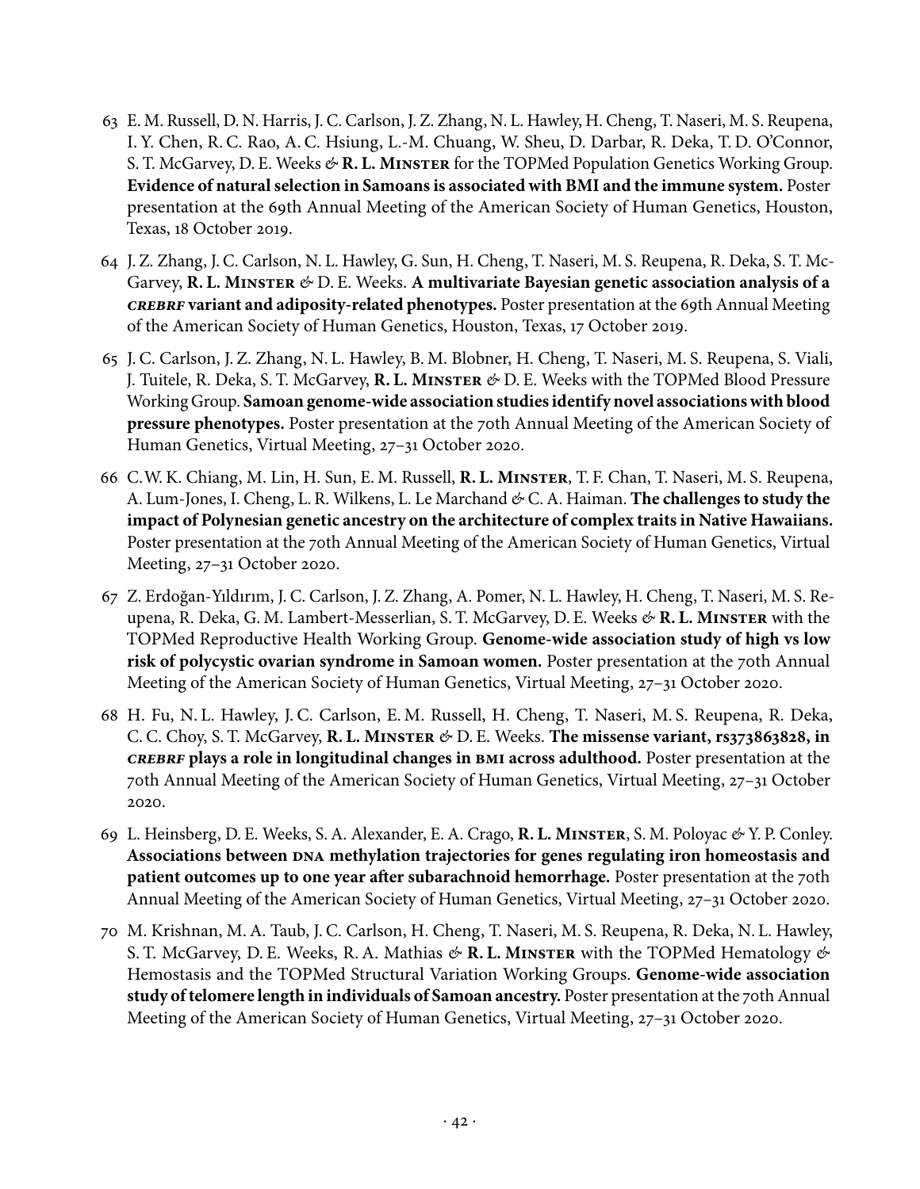63 E. M. Russell, D. N. Harris, J. C. Carlson, J. Z. Zhang, N. L. Hawley, H. Cheng, T. Naseri, M. S. Reupena, I. Y. Chen, R. C. Rao, A. C. Hsiung, L.-M. Chuang, W. Sheu, D. Darbar, R. Deka, T. D. O'Connor, S. T. McGarvey, D. E. Weeks & **R. L. Minster** for the TOPMed Population Genetics Working Group. **Evidence of natural selection in Samoans is associated with BMI and the immune system.** Poster presentation at the 69th Annual Meeting of the American Society of Human Genetics, Houston, Texas, 18 October 2019.

64 J. Z. Zhang, J. C. Carlson, N. L. Hawley, G. Sun, H. Cheng, T. Naseri, M. S. Reupena, R. Deka, S. T. McGarvey, **R. L. Minster** & D. E. Weeks. **A multivariate Bayesian genetic association analysis of a *CREBRF* variant and adiposity-related phenotypes.** Poster presentation at the 69th Annual Meeting of the American Society of Human Genetics, Houston, Texas, 17 October 2019.

65 J. C. Carlson, J. Z. Zhang, N. L. Hawley, B. M. Blobner, H. Cheng, T. Naseri, M. S. Reupena, S. Viali, J. Tuitele, R. Deka, S. T. McGarvey, **R. L. Minster** & D. E. Weeks with the TOPMed Blood Pressure Working Group. **Samoan genome-wide association studies identify novel associations with blood pressure phenotypes.** Poster presentation at the 70th Annual Meeting of the American Society of Human Genetics, Virtual Meeting, 27–31 October 2020.

66 C.W. K. Chiang, M. Lin, H. Sun, E. M. Russell, **R. L. Minster**, T. F. Chan, T. Naseri, M. S. Reupena, A. Lum-Jones, I. Cheng, L. R. Wilkens, L. Le Marchand & C. A. Haiman. **The challenges to study the impact of Polynesian genetic ancestry on the architecture of complex traits in Native Hawaiians.** Poster presentation at the 70th Annual Meeting of the American Society of Human Genetics, Virtual Meeting, 27–31 October 2020.

67 Z. Erdoğan-Yıldırım, J. C. Carlson, J. Z. Zhang, A. Pomer, N. L. Hawley, H. Cheng, T. Naseri, M. S. Reupena, R. Deka, G. M. Lambert-Messerlian, S. T. McGarvey, D. E. Weeks & **R. L. Minster** with the TOPMed Reproductive Health Working Group. **Genome-wide association study of high vs low risk of polycystic ovarian syndrome in Samoan women.** Poster presentation at the 70th Annual Meeting of the American Society of Human Genetics, Virtual Meeting, 27–31 October 2020.

68 H. Fu, N. L. Hawley, J. C. Carlson, E. M. Russell, H. Cheng, T. Naseri, M. S. Reupena, R. Deka, C. C. Choy, S. T. McGarvey, **R. L. Minster** & D. E. Weeks. **The missense variant, rs373863828, in *CREBRF* plays a role in longitudinal changes in BMI across adulthood.** Poster presentation at the 70th Annual Meeting of the American Society of Human Genetics, Virtual Meeting, 27–31 October 2020.

69 L. Heinsberg, D. E. Weeks, S. A. Alexander, E. A. Crago, **R. L. Minster**, S. M. Poloyac & Y. P. Conley. **Associations between DNA methylation trajectories for genes regulating iron homeostasis and patient outcomes up to one year after subarachnoid hemorrhage.** Poster presentation at the 70th Annual Meeting of the American Society of Human Genetics, Virtual Meeting, 27–31 October 2020.

70 M. Krishnan, M. A. Taub, J. C. Carlson, H. Cheng, T. Naseri, M. S. Reupena, R. Deka, N. L. Hawley, S. T. McGarvey, D. E. Weeks, R. A. Mathias & **R. L. Minster** with the TOPMed Hematology & Hemostasis and the TOPMed Structural Variation Working Groups. **Genome-wide association study of telomere length in individuals of Samoan ancestry.** Poster presentation at the 70th Annual Meeting of the American Society of Human Genetics, Virtual Meeting, 27–31 October 2020.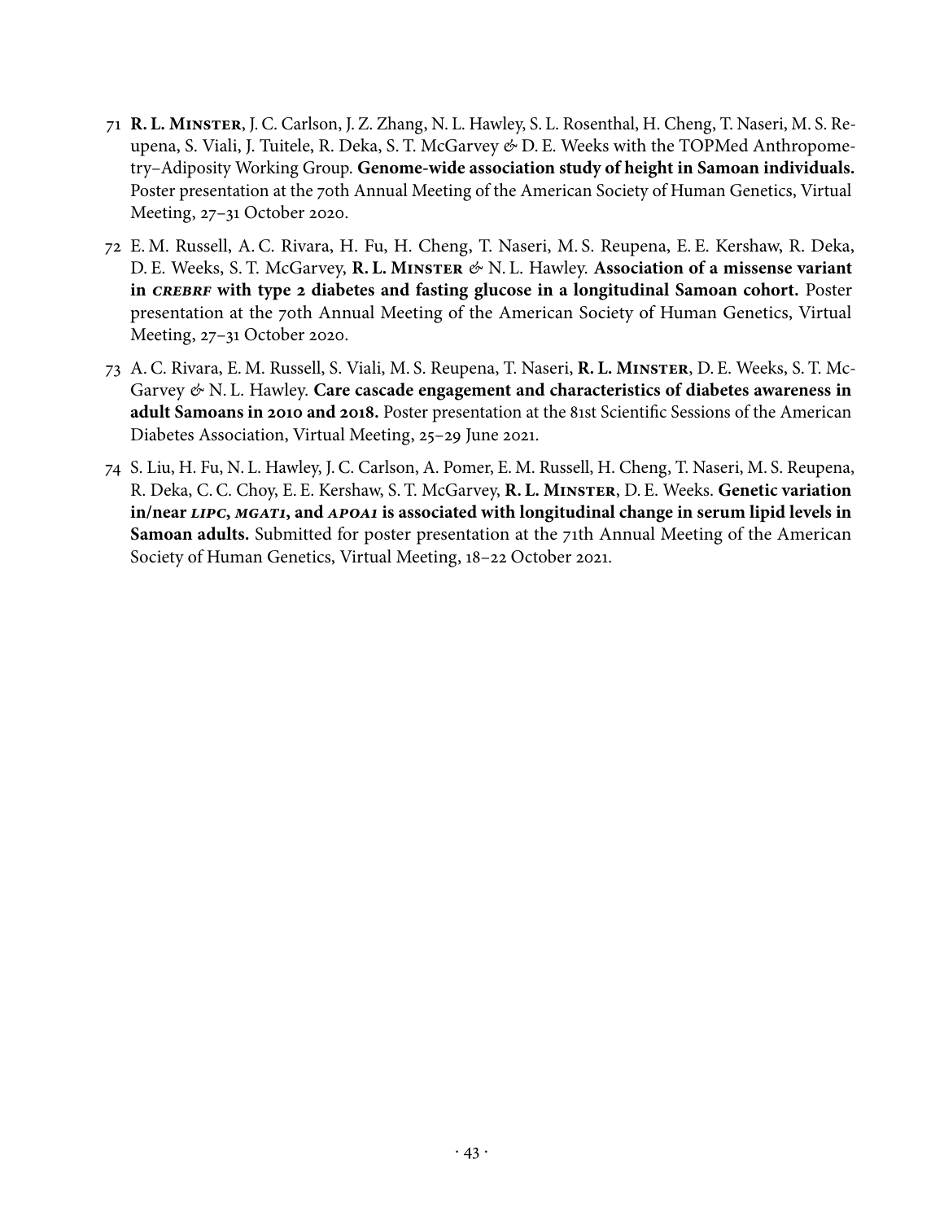71 **R. L. Minster**, J. C. Carlson, J. Z. Zhang, N. L. Hawley, S. L. Rosenthal, H. Cheng, T. Naseri, M. S. Reupena, S. Viali, J. Tuitele, R. Deka, S. T. McGarvey & D. E. Weeks with the TOPMed Anthropometry–Adiposity Working Group. **Genome-wide association study of height in Samoan individuals.** Poster presentation at the 70th Annual Meeting of the American Society of Human Genetics, Virtual Meeting, 27–31 October 2020.

72 E. M. Russell, A. C. Rivara, H. Fu, H. Cheng, T. Naseri, M. S. Reupena, E. E. Kershaw, R. Deka, D. E. Weeks, S. T. McGarvey, **R. L. Minster** & N. L. Hawley. **Association of a missense variant in *CREBRF* with type 2 diabetes and fasting glucose in a longitudinal Samoan cohort.** Poster presentation at the 70th Annual Meeting of the American Society of Human Genetics, Virtual Meeting, 27–31 October 2020.

73 A. C. Rivara, E. M. Russell, S. Viali, M. S. Reupena, T. Naseri, **R. L. Minster**, D. E. Weeks, S. T. McGarvey & N. L. Hawley. **Care cascade engagement and characteristics of diabetes awareness in adult Samoans in 2010 and 2018.** Poster presentation at the 81st Scientific Sessions of the American Diabetes Association, Virtual Meeting, 25–29 June 2021.

74 S. Liu, H. Fu, N. L. Hawley, J. C. Carlson, A. Pomer, E. M. Russell, H. Cheng, T. Naseri, M. S. Reupena, R. Deka, C. C. Choy, E. E. Kershaw, S. T. McGarvey, **R. L. Minster**, D. E. Weeks. **Genetic variation in/near *LIPC*, *MGAT1*, and *APOA1* is associated with longitudinal change in serum lipid levels in Samoan adults.** Submitted for poster presentation at the 71th Annual Meeting of the American Society of Human Genetics, Virtual Meeting, 18–22 October 2021.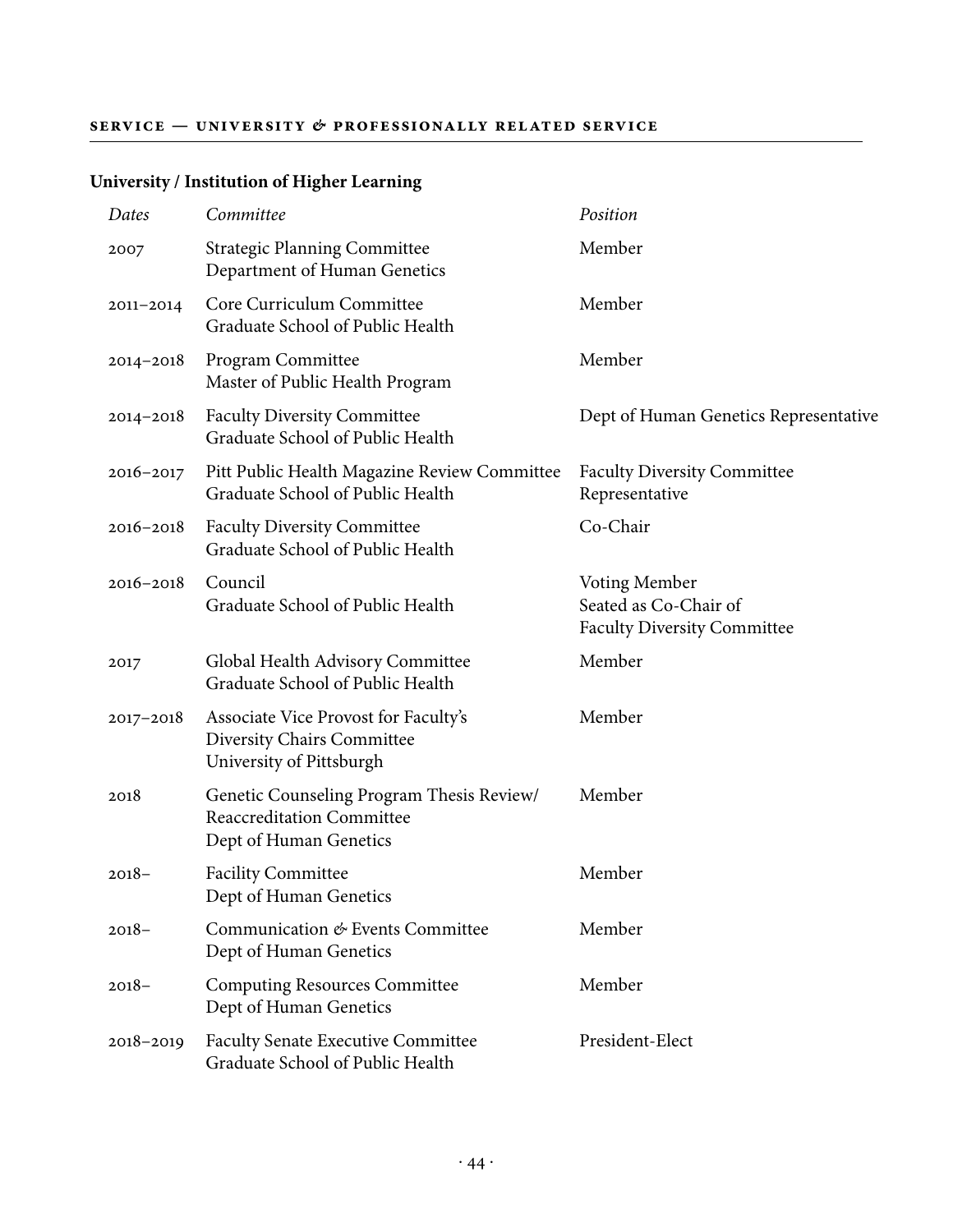## SERVICE — UNIVERSITY & PROFESSIONALLY RELATED SERVICE

### University / Institution of Higher Learning

| *Dates* | *Committee* | *Position* |
|---|---|---|
| 2007 | Strategic Planning Committee<br>Department of Human Genetics | Member |
| 2011–2014 | Core Curriculum Committee<br>Graduate School of Public Health | Member |
| 2014–2018 | Program Committee<br>Master of Public Health Program | Member |
| 2014–2018 | Faculty Diversity Committee<br>Graduate School of Public Health | Dept of Human Genetics Representative |
| 2016–2017 | Pitt Public Health Magazine Review Committee<br>Graduate School of Public Health | Faculty Diversity Committee Representative |
| 2016–2018 | Faculty Diversity Committee<br>Graduate School of Public Health | Co-Chair |
| 2016–2018 | Council<br>Graduate School of Public Health | Voting Member<br>Seated as Co-Chair of Faculty Diversity Committee |
| 2017 | Global Health Advisory Committee<br>Graduate School of Public Health | Member |
| 2017–2018 | Associate Vice Provost for Faculty's Diversity Chairs Committee<br>University of Pittsburgh | Member |
| 2018 | Genetic Counseling Program Thesis Review/ Reaccreditation Committee<br>Dept of Human Genetics | Member |
| 2018– | Facility Committee<br>Dept of Human Genetics | Member |
| 2018– | Communication & Events Committee<br>Dept of Human Genetics | Member |
| 2018– | Computing Resources Committee<br>Dept of Human Genetics | Member |
| 2018–2019 | Faculty Senate Executive Committee<br>Graduate School of Public Health | President-Elect |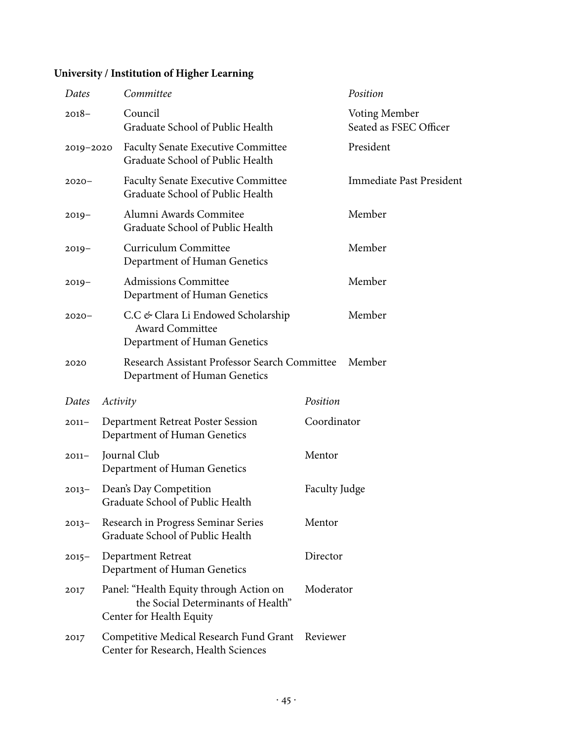**University / Institution of Higher Learning**

| *Dates* | *Committee* | *Position* |
|---|---|---|
| 2018– | Council<br>Graduate School of Public Health | Voting Member<br>Seated as FSEC Officer |
| 2019–2020 | Faculty Senate Executive Committee<br>Graduate School of Public Health | President |
| 2020– | Faculty Senate Executive Committee<br>Graduate School of Public Health | Immediate Past President |
| 2019– | Alumni Awards Commitee<br>Graduate School of Public Health | Member |
| 2019– | Curriculum Committee<br>Department of Human Genetics | Member |
| 2019– | Admissions Committee<br>Department of Human Genetics | Member |
| 2020– | C.C & Clara Li Endowed Scholarship Award Committee<br>Department of Human Genetics | Member |
| 2020 | Research Assistant Professor Search Committee<br>Department of Human Genetics | Member |

| *Dates* | *Activity* | *Position* |
|---|---|---|
| 2011– | Department Retreat Poster Session<br>Department of Human Genetics | Coordinator |
| 2011– | Journal Club<br>Department of Human Genetics | Mentor |
| 2013– | Dean's Day Competition<br>Graduate School of Public Health | Faculty Judge |
| 2013– | Research in Progress Seminar Series<br>Graduate School of Public Health | Mentor |
| 2015– | Department Retreat<br>Department of Human Genetics | Director |
| 2017 | Panel: "Health Equity through Action on the Social Determinants of Health"<br>Center for Health Equity | Moderator |
| 2017 | Competitive Medical Research Fund Grant<br>Center for Research, Health Sciences | Reviewer |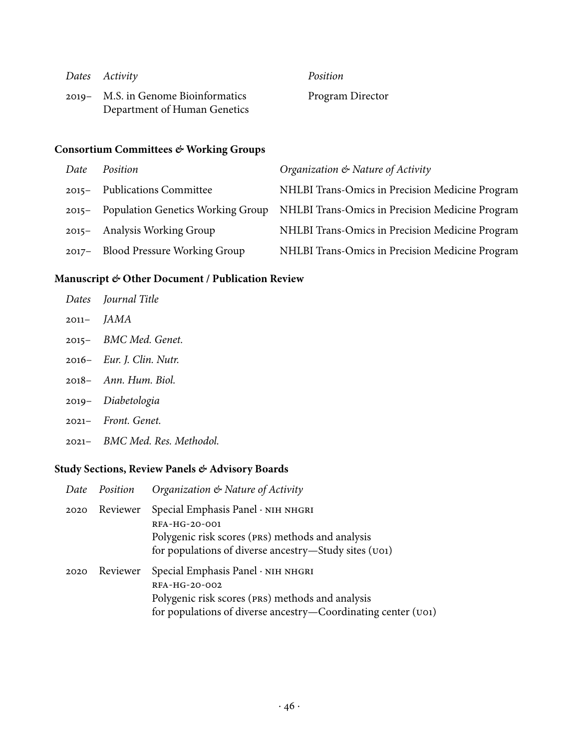| *Dates* | *Activity* | *Position* |
|---|---|---|
| 2019– | M.S. in Genome Bioinformatics<br>Department of Human Genetics | Program Director |

### Consortium Committees & Working Groups

| *Date* | *Position* | *Organization & Nature of Activity* |
|---|---|---|
| 2015– | Publications Committee | NHLBI Trans-Omics in Precision Medicine Program |
| 2015– | Population Genetics Working Group | NHLBI Trans-Omics in Precision Medicine Program |
| 2015– | Analysis Working Group | NHLBI Trans-Omics in Precision Medicine Program |
| 2017– | Blood Pressure Working Group | NHLBI Trans-Omics in Precision Medicine Program |

### Manuscript & Other Document / Publication Review

| *Dates* | *Journal Title* |
|---|---|
| 2011– | *JAMA* |
| 2015– | *BMC Med. Genet.* |
| 2016– | *Eur. J. Clin. Nutr.* |
| 2018– | *Ann. Hum. Biol.* |
| 2019– | *Diabetologia* |
| 2021– | *Front. Genet.* |
| 2021– | *BMC Med. Res. Methodol.* |

### Study Sections, Review Panels & Advisory Boards

| *Date* | *Position* | *Organization & Nature of Activity* |
|---|---|---|
| 2020 | Reviewer | Special Emphasis Panel · NIH NHGRI<br>RFA-HG-20-001<br>Polygenic risk scores (PRS) methods and analysis for populations of diverse ancestry—Study sites (U01) |
| 2020 | Reviewer | Special Emphasis Panel · NIH NHGRI<br>RFA-HG-20-002<br>Polygenic risk scores (PRS) methods and analysis for populations of diverse ancestry—Coordinating center (U01) |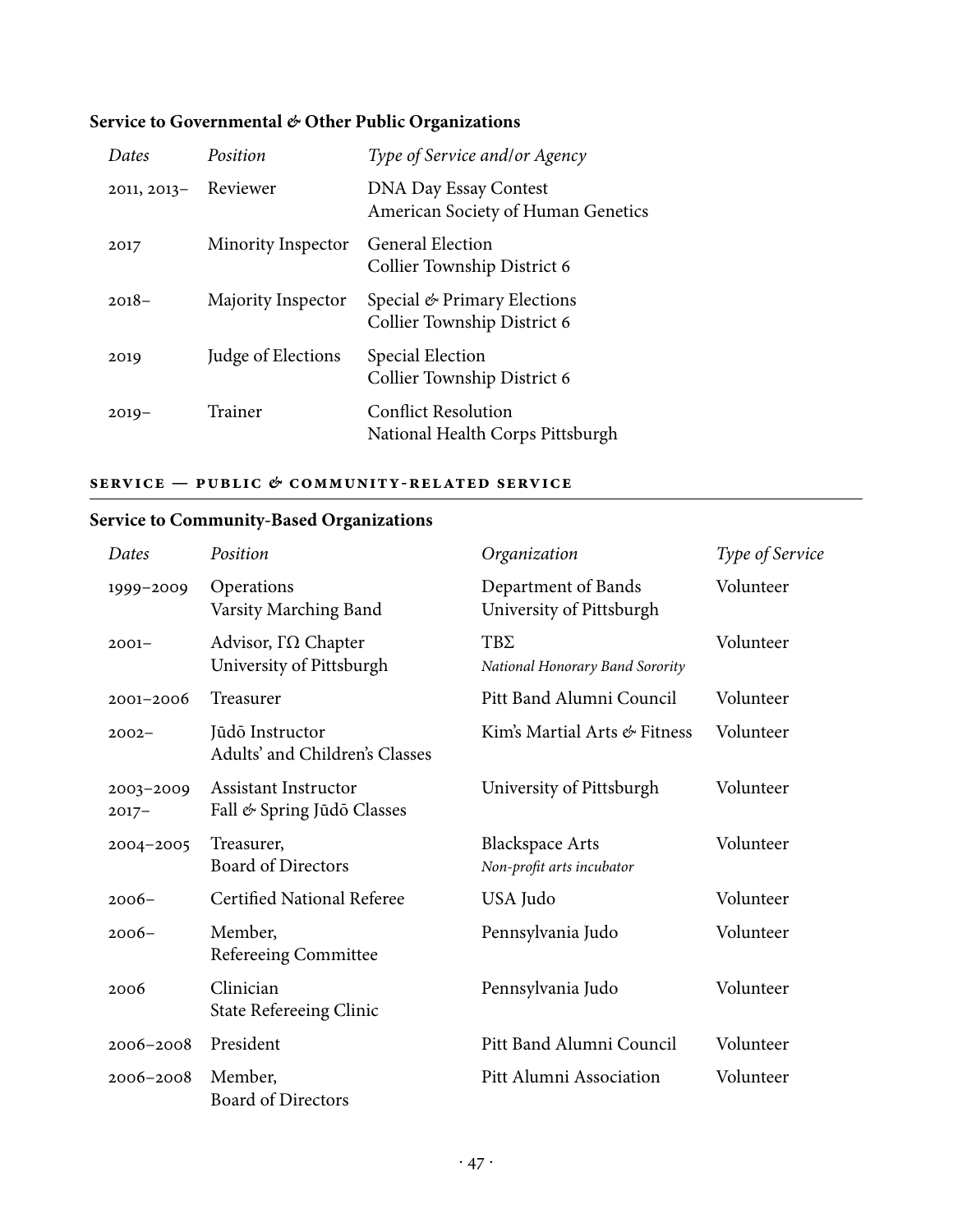### Service to Governmental & Other Public Organizations

| *Dates* | *Position* | *Type of Service and/or Agency* |
|---|---|---|
| 2011, 2013– | Reviewer | DNA Day Essay Contest<br>American Society of Human Genetics |
| 2017 | Minority Inspector | General Election<br>Collier Township District 6 |
| 2018– | Majority Inspector | Special & Primary Elections<br>Collier Township District 6 |
| 2019 | Judge of Elections | Special Election<br>Collier Township District 6 |
| 2019– | Trainer | Conflict Resolution<br>National Health Corps Pittsburgh |

## SERVICE — PUBLIC & COMMUNITY-RELATED SERVICE

### Service to Community-Based Organizations

| *Dates* | *Position* | *Organization* | *Type of Service* |
|---|---|---|---|
| 1999–2009 | Operations<br>Varsity Marching Band | Department of Bands<br>University of Pittsburgh | Volunteer |
| 2001– | Advisor, ΓΩ Chapter<br>University of Pittsburgh | ΤΒΣ<br>*National Honorary Band Sorority* | Volunteer |
| 2001–2006 | Treasurer | Pitt Band Alumni Council | Volunteer |
| 2002– | Jūdō Instructor<br>Adults' and Children's Classes | Kim's Martial Arts & Fitness | Volunteer |
| 2003–2009<br>2017– | Assistant Instructor<br>Fall & Spring Jūdō Classes | University of Pittsburgh | Volunteer |
| 2004–2005 | Treasurer,<br>Board of Directors | Blackspace Arts<br>*Non-profit arts incubator* | Volunteer |
| 2006– | Certified National Referee | USA Judo | Volunteer |
| 2006– | Member,<br>Refereeing Committee | Pennsylvania Judo | Volunteer |
| 2006 | Clinician<br>State Refereeing Clinic | Pennsylvania Judo | Volunteer |
| 2006–2008 | President | Pitt Band Alumni Council | Volunteer |
| 2006–2008 | Member,<br>Board of Directors | Pitt Alumni Association | Volunteer |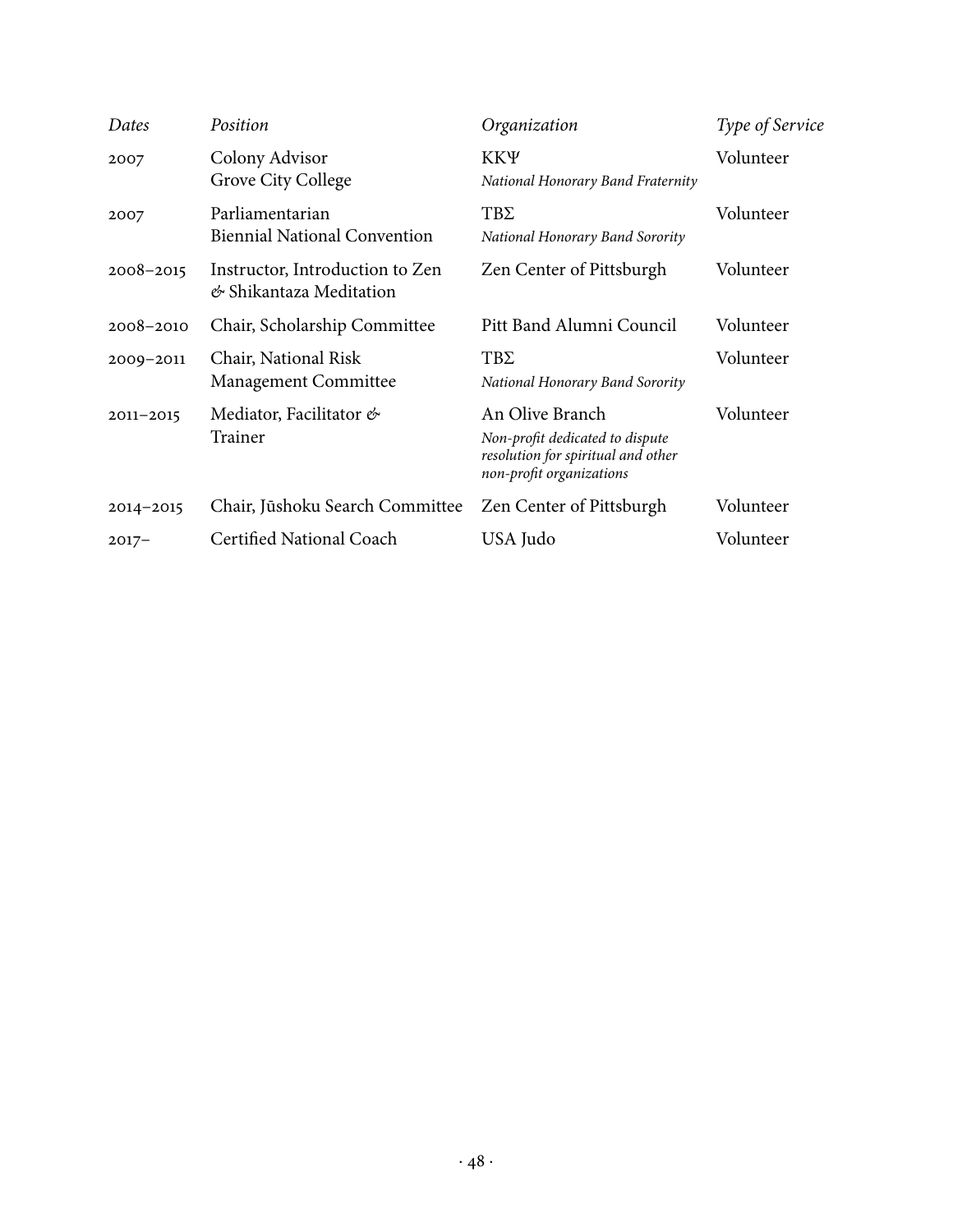| *Dates* | *Position* | *Organization* | *Type of Service* |
| --- | --- | --- | --- |
| 2007 | Colony Advisor<br>Grove City College | ΚΚΨ<br>*National Honorary Band Fraternity* | Volunteer |
| 2007 | Parliamentarian<br>Biennial National Convention | ΤΒΣ<br>*National Honorary Band Sorority* | Volunteer |
| 2008–2015 | Instructor, Introduction to Zen & Shikantaza Meditation | Zen Center of Pittsburgh | Volunteer |
| 2008–2010 | Chair, Scholarship Committee | Pitt Band Alumni Council | Volunteer |
| 2009–2011 | Chair, National Risk Management Committee | ΤΒΣ<br>*National Honorary Band Sorority* | Volunteer |
| 2011–2015 | Mediator, Facilitator & Trainer | An Olive Branch<br>*Non-profit dedicated to dispute resolution for spiritual and other non-profit organizations* | Volunteer |
| 2014–2015 | Chair, Jūshoku Search Committee | Zen Center of Pittsburgh | Volunteer |
| 2017– | Certified National Coach | USA Judo | Volunteer |